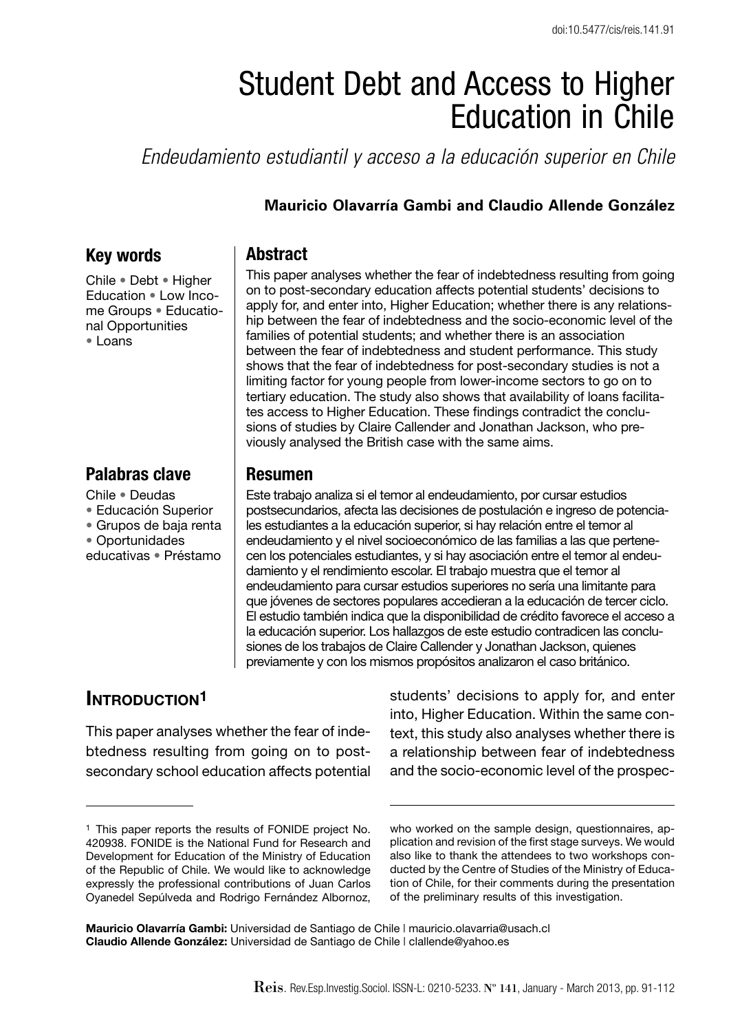# Student Debt and Access to Higher Education in Chile

*Endeudamiento estudiantil y acceso a la educación superior en Chile*

**Mauricio Olavarría Gambi and Claudio Allende González**

## Key words

Chile • Debt • Higher Education • Low Income Groups • Educational Opportunities • Loans

## Abstract

This paper analyses whether the fear of indebtedness resulting from going on to post-secondary education affects potential students' decisions to apply for, and enter into, Higher Education; whether there is any relationship between the fear of indebtedness and the socio-economic level of the families of potential students; and whether there is an association between the fear of indebtedness and student performance. This study shows that the fear of indebtedness for post-secondary studies is not a limiting factor for young people from lower-income sectors to go on to tertiary education. The study also shows that availability of loans facilitates access to Higher Education. These findings contradict the conclusions of studies by Claire Callender and Jonathan Jackson, who previously analysed the British case with the same aims.

## Palabras clave

Chile • Deudas • Educación Superior • Grupos de baja renta • Oportunidades educativas • Préstamo

## Resumen

Este trabajo analiza si el temor al endeudamiento, por cursar estudios postsecundarios, afecta las decisiones de postulación e ingreso de potenciales estudiantes a la educación superior, si hay relación entre el temor al endeudamiento y el nivel socioeconómico de las familias a las que pertenecen los potenciales estudiantes, y si hay asociación entre el temor al endeudamiento y el rendimiento escolar. El trabajo muestra que el temor al endeudamiento para cursar estudios superiores no sería una limitante para que jóvenes de sectores populares accedieran a la educación de tercer ciclo. El estudio también indica que la disponibilidad de crédito favorece el acceso a la educación superior. Los hallazgos de este estudio contradicen las conclusiones de los trabajos de Claire Callender y Jonathan Jackson, quienes previamente y con los mismos propósitos analizaron el caso británico.

## Introduction[1]

This paper analyses whether the fear of indebtedness resulting from going on to post-secondary school education affects potential students' decisions to apply for, and enter into, Higher Education. Within the same context, this study also analyses whether there is a relationship between fear of indebtedness and the socio-economic level of the prospec-

[1] This paper reports the results of FONIDE project No. 420938. FONIDE is the National Fund for Research and Development for Education of the Ministry of Education of the Republic of Chile. We would like to acknowledge expressly the professional contributions of Juan Carlos Oyanedel Sepúlveda and Rodrigo Fernández Albornoz, who worked on the sample design, questionnaires, application and revision of the first stage surveys. We would also like to thank the attendees to two workshops conducted by the Centre of Studies of the Ministry of Education of Chile, for their comments during the presentation of the preliminary results of this investigation.

**Mauricio Olavarría Gambi:** Universidad de Santiago de Chile | mauricio.olavarria@usach.cl
**Claudio Allende González:** Universidad de Santiago de Chile | clallende@yahoo.es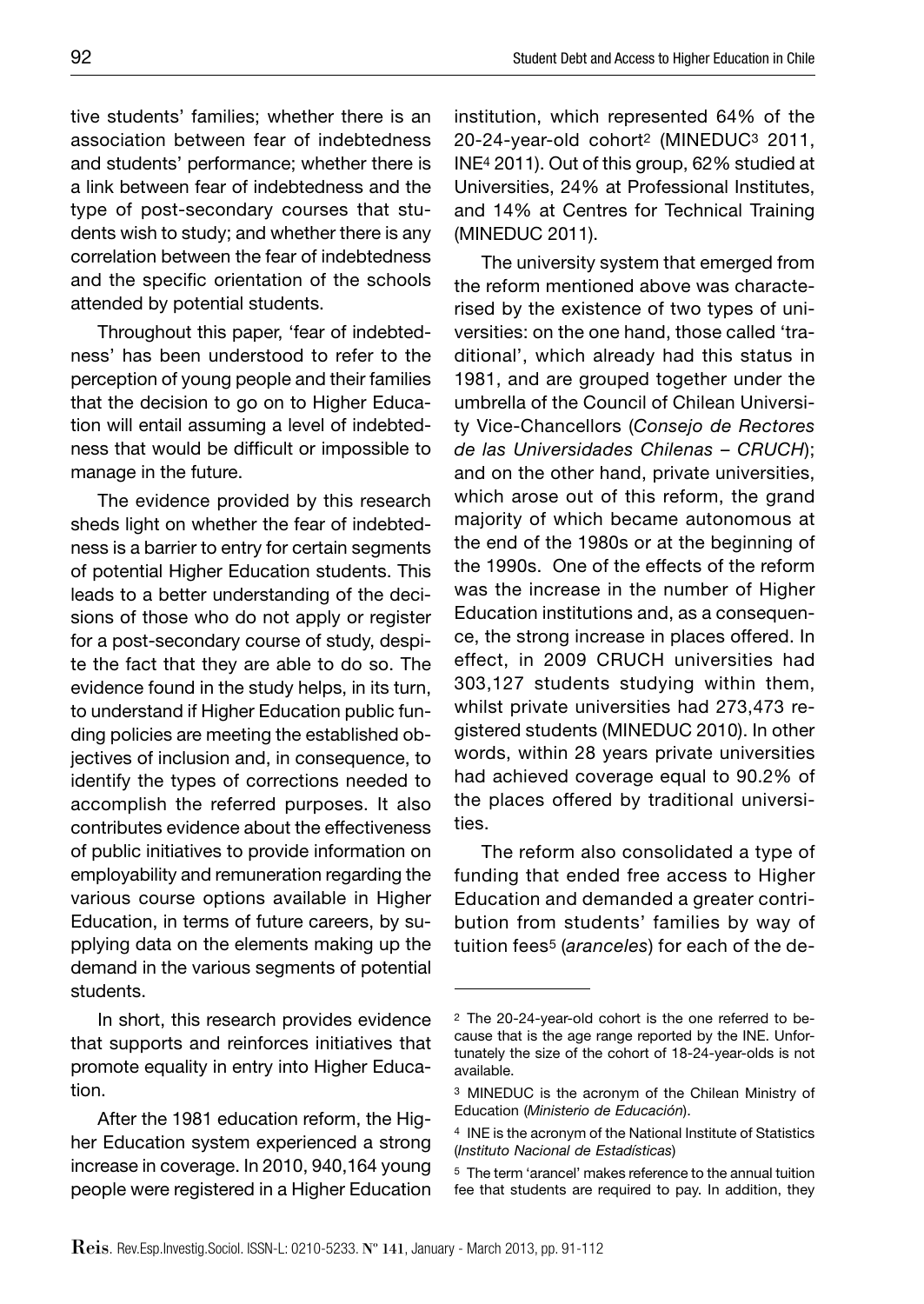tive students' families; whether there is an association between fear of indebtedness and students' performance; whether there is a link between fear of indebtedness and the type of post-secondary courses that students wish to study; and whether there is any correlation between the fear of indebtedness and the specific orientation of the schools attended by potential students.

Throughout this paper, 'fear of indebtedness' has been understood to refer to the perception of young people and their families that the decision to go on to Higher Education will entail assuming a level of indebtedness that would be difficult or impossible to manage in the future.

The evidence provided by this research sheds light on whether the fear of indebtedness is a barrier to entry for certain segments of potential Higher Education students. This leads to a better understanding of the decisions of those who do not apply or register for a post-secondary course of study, despite the fact that they are able to do so. The evidence found in the study helps, in its turn, to understand if Higher Education public funding policies are meeting the established objectives of inclusion and, in consequence, to identify the types of corrections needed to accomplish the referred purposes. It also contributes evidence about the effectiveness of public initiatives to provide information on employability and remuneration regarding the various course options available in Higher Education, in terms of future careers, by supplying data on the elements making up the demand in the various segments of potential students.

In short, this research provides evidence that supports and reinforces initiatives that promote equality in entry into Higher Education.

After the 1981 education reform, the Higher Education system experienced a strong increase in coverage. In 2010, 940,164 young people were registered in a Higher Education institution, which represented 64% of the 20-24-year-old cohort[2] (MINEDUC[3] 2011, INE[4] 2011). Out of this group, 62% studied at Universities, 24% at Professional Institutes, and 14% at Centres for Technical Training (MINEDUC 2011).

The university system that emerged from the reform mentioned above was characterised by the existence of two types of universities: on the one hand, those called 'traditional', which already had this status in 1981, and are grouped together under the umbrella of the Council of Chilean University Vice-Chancellors (*Consejo de Rectores de las Universidades Chilenas – CRUCH*); and on the other hand, private universities, which arose out of this reform, the grand majority of which became autonomous at the end of the 1980s or at the beginning of the 1990s. One of the effects of the reform was the increase in the number of Higher Education institutions and, as a consequence, the strong increase in places offered. In effect, in 2009 CRUCH universities had 303,127 students studying within them, whilst private universities had 273,473 registered students (MINEDUC 2010). In other words, within 28 years private universities had achieved coverage equal to 90.2% of the places offered by traditional universities.

The reform also consolidated a type of funding that ended free access to Higher Education and demanded a greater contribution from students' families by way of tuition fees[5] (*aranceles*) for each of the de-

---

[2] The 20-24-year-old cohort is the one referred to because that is the age range reported by the INE. Unfortunately the size of the cohort of 18-24-year-olds is not available.

[3] MINEDUC is the acronym of the Chilean Ministry of Education (*Ministerio de Educación*).

[4] INE is the acronym of the National Institute of Statistics (*Instituto Nacional de Estadísticas*)

[5] The term 'arancel' makes reference to the annual tuition fee that students are required to pay. In addition, they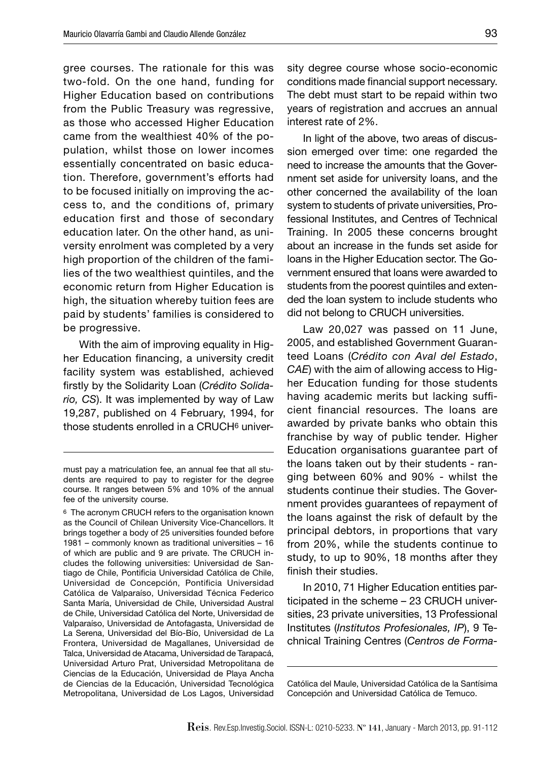gree courses. The rationale for this was two-fold. On the one hand, funding for Higher Education based on contributions from the Public Treasury was regressive, as those who accessed Higher Education came from the wealthiest 40% of the population, whilst those on lower incomes essentially concentrated on basic education. Therefore, government's efforts had to be focused initially on improving the access to, and the conditions of, primary education first and those of secondary education later. On the other hand, as university enrolment was completed by a very high proportion of the children of the families of the two wealthiest quintiles, and the economic return from Higher Education is high, the situation whereby tuition fees are paid by students' families is considered to be progressive.

With the aim of improving equality in Higher Education financing, a university credit facility system was established, achieved firstly by the Solidarity Loan (*Crédito Solidario, CS*). It was implemented by way of Law 19,287, published on 4 February, 1994, for those students enrolled in a CRUCH[6] university degree course whose socio-economic conditions made financial support necessary. The debt must start to be repaid within two years of registration and accrues an annual interest rate of 2%.

In light of the above, two areas of discussion emerged over time: one regarded the need to increase the amounts that the Government set aside for university loans, and the other concerned the availability of the loan system to students of private universities, Professional Institutes, and Centres of Technical Training. In 2005 these concerns brought about an increase in the funds set aside for loans in the Higher Education sector. The Government ensured that loans were awarded to students from the poorest quintiles and extended the loan system to include students who did not belong to CRUCH universities.

Law 20,027 was passed on 11 June, 2005, and established Government Guaranteed Loans (*Crédito con Aval del Estado*, *CAE*) with the aim of allowing access to Higher Education funding for those students having academic merits but lacking sufficient financial resources. The loans are awarded by private banks who obtain this franchise by way of public tender. Higher Education organisations guarantee part of the loans taken out by their students - ranging between 60% and 90% - whilst the students continue their studies. The Government provides guarantees of repayment of the loans against the risk of default by the principal debtors, in proportions that vary from 20%, while the students continue to study, to up to 90%, 18 months after they finish their studies.

In 2010, 71 Higher Education entities participated in the scheme – 23 CRUCH universities, 23 private universities, 13 Professional Institutes (*Institutos Profesionales, IP*), 9 Technical Training Centres (*Centros de Forma-*

---

must pay a matriculation fee, an annual fee that all students are required to pay to register for the degree course. It ranges between 5% and 10% of the annual fee of the university course.

[6] The acronym CRUCH refers to the organisation known as the Council of Chilean University Vice-Chancellors. It brings together a body of 25 universities founded before 1981 – commonly known as traditional universities – 16 of which are public and 9 are private. The CRUCH includes the following universities: Universidad de Santiago de Chile, Pontificia Universidad Católica de Chile, Universidad de Concepción, Pontificia Universidad Católica de Valparaíso, Universidad Técnica Federico Santa María, Universidad de Chile, Universidad Austral de Chile, Universidad Católica del Norte, Universidad de Valparaíso, Universidad de Antofagasta, Universidad de La Serena, Universidad del Bío-Bío, Universidad de La Frontera, Universidad de Magallanes, Universidad de Talca, Universidad de Atacama, Universidad de Tarapacá, Universidad Arturo Prat, Universidad Metropolitana de Ciencias de la Educación, Universidad de Playa Ancha de Ciencias de la Educación, Universidad Tecnológica Metropolitana, Universidad de Los Lagos, Universidad Católica del Maule, Universidad Católica de la Santísima Concepción and Universidad Católica de Temuco.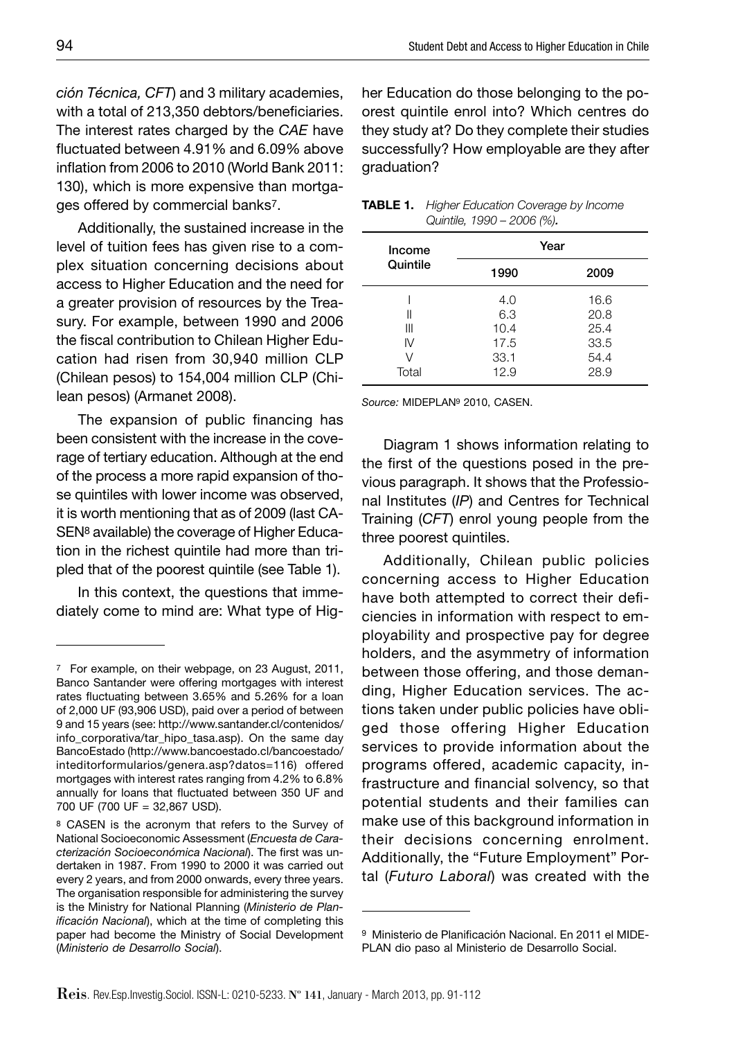*ción Técnica, CFT*) and 3 military academies, with a total of 213,350 debtors/beneficiaries. The interest rates charged by the *CAE* have fluctuated between 4.91% and 6.09% above inflation from 2006 to 2010 (World Bank 2011: 130), which is more expensive than mortgages offered by commercial banks[7].

Additionally, the sustained increase in the level of tuition fees has given rise to a complex situation concerning decisions about access to Higher Education and the need for a greater provision of resources by the Treasury. For example, between 1990 and 2006 the fiscal contribution to Chilean Higher Education had risen from 30,940 million CLP (Chilean pesos) to 154,004 million CLP (Chilean pesos) (Armanet 2008).

The expansion of public financing has been consistent with the increase in the coverage of tertiary education. Although at the end of the process a more rapid expansion of those quintiles with lower income was observed, it is worth mentioning that as of 2009 (last CASEN[8] available) the coverage of Higher Education in the richest quintile had more than tripled that of the poorest quintile (see Table 1).

In this context, the questions that immediately come to mind are: What type of Higher Education do those belonging to the poorest quintile enrol into? Which centres do they study at? Do they complete their studies successfully? How employable are they after graduation?

**TABLE 1.** *Higher Education Coverage by Income Quintile, 1990 – 2006 (%).*

| Income Quintile | Year | |
|---|---|---|
| | 1990 | 2009 |
| I | 4.0 | 16.6 |
| II | 6.3 | 20.8 |
| III | 10.4 | 25.4 |
| IV | 17.5 | 33.5 |
| V | 33.1 | 54.4 |
| Total | 12.9 | 28.9 |

*Source:* MIDEPLAN[9] 2010, CASEN.

Diagram 1 shows information relating to the first of the questions posed in the previous paragraph. It shows that the Professional Institutes (*IP*) and Centres for Technical Training (*CFT*) enrol young people from the three poorest quintiles.

Additionally, Chilean public policies concerning access to Higher Education have both attempted to correct their deficiencies in information with respect to employability and prospective pay for degree holders, and the asymmetry of information between those offering, and those demanding, Higher Education services. The actions taken under public policies have obliged those offering Higher Education services to provide information about the programs offered, academic capacity, infrastructure and financial solvency, so that potential students and their families can make use of this background information in their decisions concerning enrolment. Additionally, the "Future Employment" Portal (*Futuro Laboral*) was created with the

---

[7] For example, on their webpage, on 23 August, 2011, Banco Santander were offering mortgages with interest rates fluctuating between 3.65% and 5.26% for a loan of 2,000 UF (93,906 USD), paid over a period of between 9 and 15 years (see: http://www.santander.cl/contenidos/info_corporativa/tar_hipo_tasa.asp). On the same day BancoEstado (http://www.bancoestado.cl/bancoestado/inteditorformularios/genera.asp?datos=116) offered mortgages with interest rates ranging from 4.2% to 6.8% annually for loans that fluctuated between 350 UF and 700 UF (700 UF = 32,867 USD).

[8] CASEN is the acronym that refers to the Survey of National Socioeconomic Assessment (*Encuesta de Caracterización Socioeconómica Nacional*). The first was undertaken in 1987. From 1990 to 2000 it was carried out every 2 years, and from 2000 onwards, every three years. The organisation responsible for administering the survey is the Ministry for National Planning (*Ministerio de Planificación Nacional*), which at the time of completing this paper had become the Ministry of Social Development (*Ministerio de Desarrollo Social*).

[9] Ministerio de Planificación Nacional. En 2011 el MIDEPLAN dio paso al Ministerio de Desarrollo Social.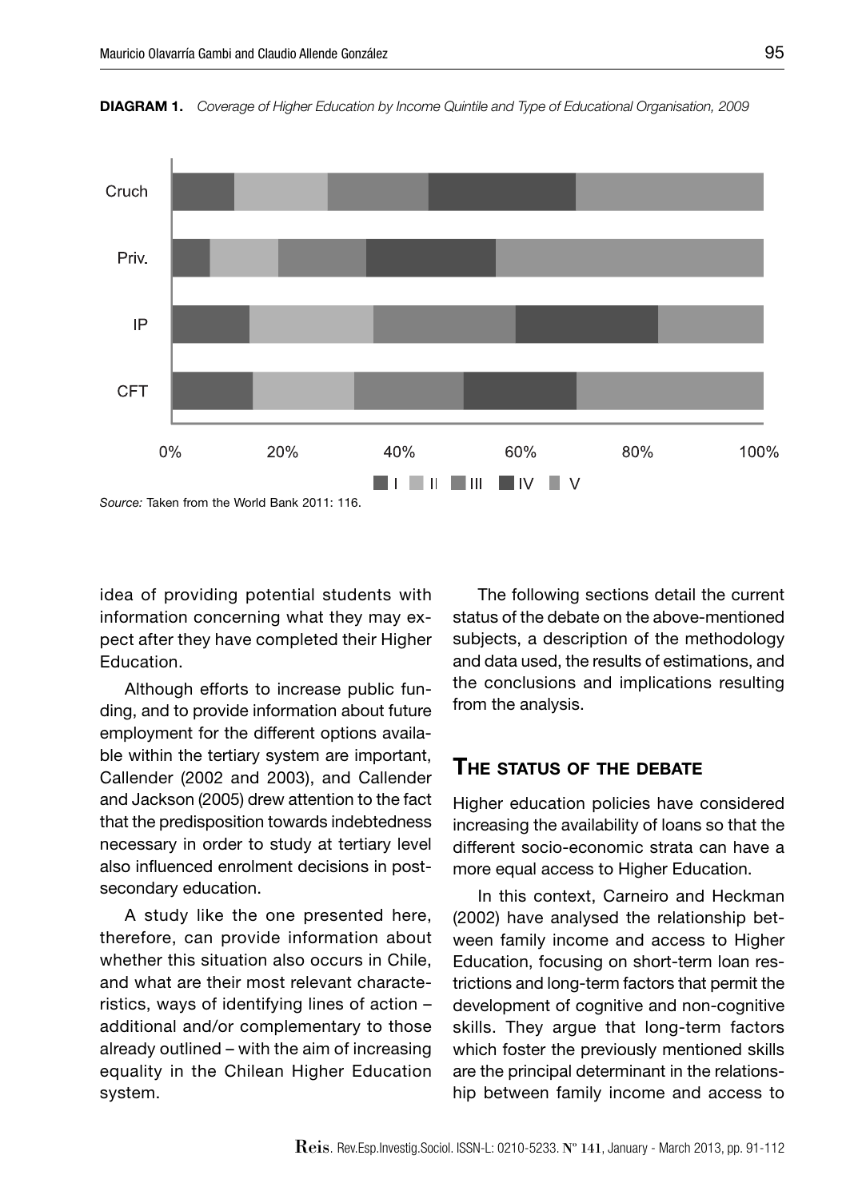**DIAGRAM 1.** *Coverage of Higher Education by Income Quintile and Type of Educational Organisation, 2009*

*Source:* Taken from the World Bank 2011: 116.

idea of providing potential students with information concerning what they may expect after they have completed their Higher Education.

Although efforts to increase public funding, and to provide information about future employment for the different options available within the tertiary system are important, Callender (2002 and 2003), and Callender and Jackson (2005) drew attention to the fact that the predisposition towards indebtedness necessary in order to study at tertiary level also influenced enrolment decisions in post-secondary education.

A study like the one presented here, therefore, can provide information about whether this situation also occurs in Chile, and what are their most relevant characteristics, ways of identifying lines of action – additional and/or complementary to those already outlined – with the aim of increasing equality in the Chilean Higher Education system.

The following sections detail the current status of the debate on the above-mentioned subjects, a description of the methodology and data used, the results of estimations, and the conclusions and implications resulting from the analysis.

## The status of the debate

Higher education policies have considered increasing the availability of loans so that the different socio-economic strata can have a more equal access to Higher Education.

In this context, Carneiro and Heckman (2002) have analysed the relationship between family income and access to Higher Education, focusing on short-term loan restrictions and long-term factors that permit the development of cognitive and non-cognitive skills. They argue that long-term factors which foster the previously mentioned skills are the principal determinant in the relationship between family income and access to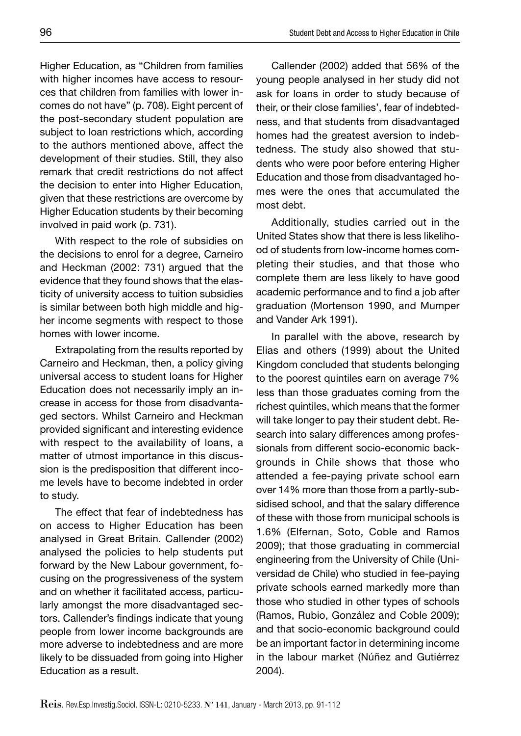Higher Education, as "Children from families with higher incomes have access to resources that children from families with lower incomes do not have" (p. 708). Eight percent of the post-secondary student population are subject to loan restrictions which, according to the authors mentioned above, affect the development of their studies. Still, they also remark that credit restrictions do not affect the decision to enter into Higher Education, given that these restrictions are overcome by Higher Education students by their becoming involved in paid work (p. 731).

With respect to the role of subsidies on the decisions to enrol for a degree, Carneiro and Heckman (2002: 731) argued that the evidence that they found shows that the elasticity of university access to tuition subsidies is similar between both high middle and higher income segments with respect to those homes with lower income.

Extrapolating from the results reported by Carneiro and Heckman, then, a policy giving universal access to student loans for Higher Education does not necessarily imply an increase in access for those from disadvantaged sectors. Whilst Carneiro and Heckman provided significant and interesting evidence with respect to the availability of loans, a matter of utmost importance in this discussion is the predisposition that different income levels have to become indebted in order to study.

The effect that fear of indebtedness has on access to Higher Education has been analysed in Great Britain. Callender (2002) analysed the policies to help students put forward by the New Labour government, focusing on the progressiveness of the system and on whether it facilitated access, particularly amongst the more disadvantaged sectors. Callender's findings indicate that young people from lower income backgrounds are more adverse to indebtedness and are more likely to be dissuaded from going into Higher Education as a result.

Callender (2002) added that 56% of the young people analysed in her study did not ask for loans in order to study because of their, or their close families', fear of indebtedness, and that students from disadvantaged homes had the greatest aversion to indebtedness. The study also showed that students who were poor before entering Higher Education and those from disadvantaged homes were the ones that accumulated the most debt.

Additionally, studies carried out in the United States show that there is less likelihood of students from low-income homes completing their studies, and that those who complete them are less likely to have good academic performance and to find a job after graduation (Mortenson 1990, and Mumper and Vander Ark 1991).

In parallel with the above, research by Elias and others (1999) about the United Kingdom concluded that students belonging to the poorest quintiles earn on average 7% less than those graduates coming from the richest quintiles, which means that the former will take longer to pay their student debt. Research into salary differences among professionals from different socio-economic backgrounds in Chile shows that those who attended a fee-paying private school earn over 14% more than those from a partly-subsidised school, and that the salary difference of these with those from municipal schools is 1.6% (Elfernan, Soto, Coble and Ramos 2009); that those graduating in commercial engineering from the University of Chile (Universidad de Chile) who studied in fee-paying private schools earned markedly more than those who studied in other types of schools (Ramos, Rubio, González and Coble 2009); and that socio-economic background could be an important factor in determining income in the labour market (Núñez and Gutiérrez 2004).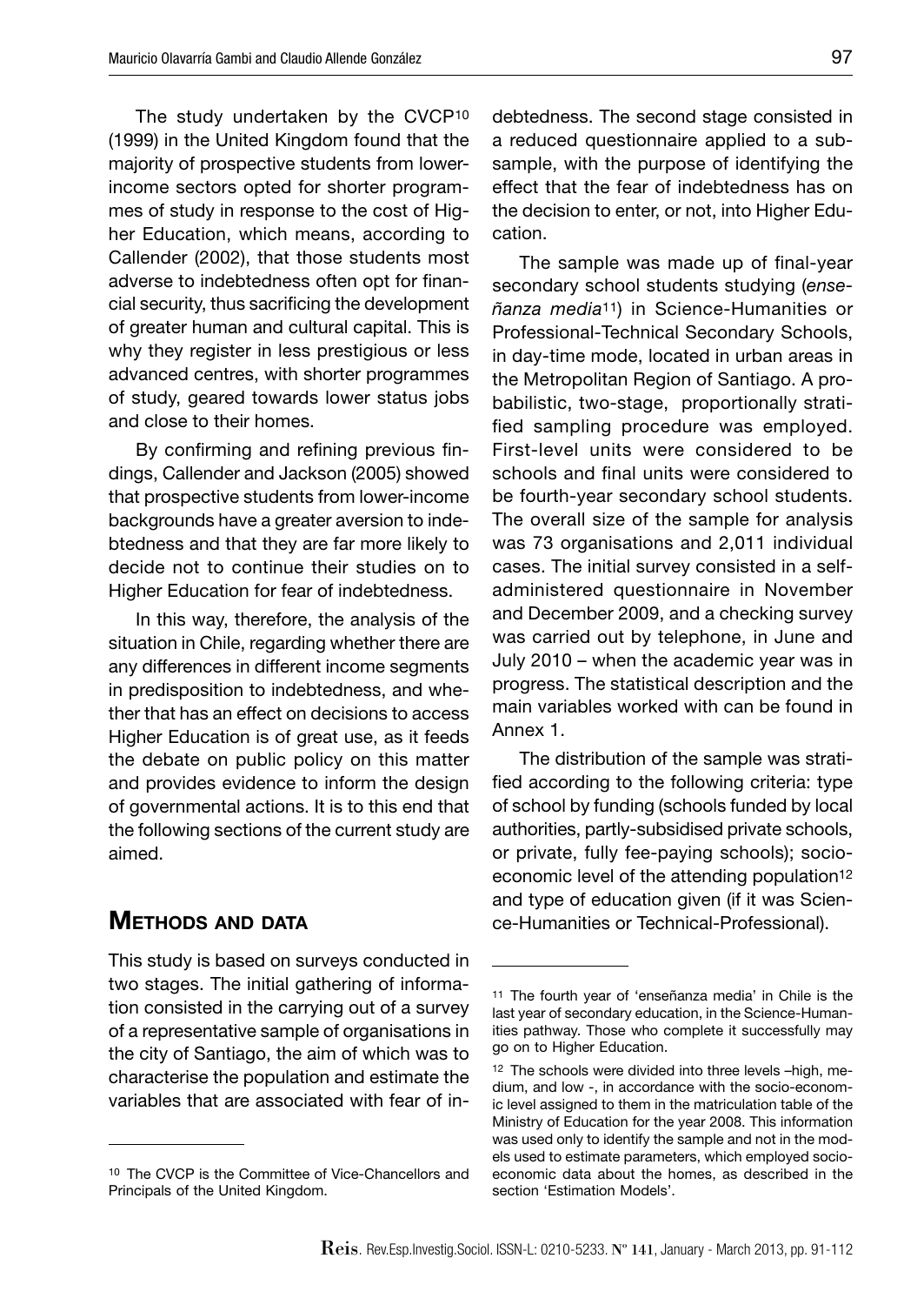The study undertaken by the CVCP[10] (1999) in the United Kingdom found that the majority of prospective students from lower-income sectors opted for shorter programmes of study in response to the cost of Higher Education, which means, according to Callender (2002), that those students most adverse to indebtedness often opt for financial security, thus sacrificing the development of greater human and cultural capital. This is why they register in less prestigious or less advanced centres, with shorter programmes of study, geared towards lower status jobs and close to their homes.

By confirming and refining previous findings, Callender and Jackson (2005) showed that prospective students from lower-income backgrounds have a greater aversion to indebtedness and that they are far more likely to decide not to continue their studies on to Higher Education for fear of indebtedness.

In this way, therefore, the analysis of the situation in Chile, regarding whether there are any differences in different income segments in predisposition to indebtedness, and whether that has an effect on decisions to access Higher Education is of great use, as it feeds the debate on public policy on this matter and provides evidence to inform the design of governmental actions. It is to this end that the following sections of the current study are aimed.

## METHODS AND DATA

This study is based on surveys conducted in two stages. The initial gathering of information consisted in the carrying out of a survey of a representative sample of organisations in the city of Santiago, the aim of which was to characterise the population and estimate the variables that are associated with fear of indebtedness. The second stage consisted in a reduced questionnaire applied to a subsample, with the purpose of identifying the effect that the fear of indebtedness has on the decision to enter, or not, into Higher Education.

The sample was made up of final-year secondary school students studying (*enseñanza media*[11]) in Science-Humanities or Professional-Technical Secondary Schools, in day-time mode, located in urban areas in the Metropolitan Region of Santiago. A probabilistic, two-stage, proportionally stratified sampling procedure was employed. First-level units were considered to be schools and final units were considered to be fourth-year secondary school students. The overall size of the sample for analysis was 73 organisations and 2,011 individual cases. The initial survey consisted in a self-administered questionnaire in November and December 2009, and a checking survey was carried out by telephone, in June and July 2010 – when the academic year was in progress. The statistical description and the main variables worked with can be found in Annex 1.

The distribution of the sample was stratified according to the following criteria: type of school by funding (schools funded by local authorities, partly-subsidised private schools, or private, fully fee-paying schools); socio-economic level of the attending population[12] and type of education given (if it was Science-Humanities or Technical-Professional).

---

[10] The CVCP is the Committee of Vice-Chancellors and Principals of the United Kingdom.

[11] The fourth year of 'enseñanza media' in Chile is the last year of secondary education, in the Science-Humanities pathway. Those who complete it successfully may go on to Higher Education.

[12] The schools were divided into three levels –high, medium, and low -, in accordance with the socio-economic level assigned to them in the matriculation table of the Ministry of Education for the year 2008. This information was used only to identify the sample and not in the models used to estimate parameters, which employed socio-economic data about the homes, as described in the section 'Estimation Models'.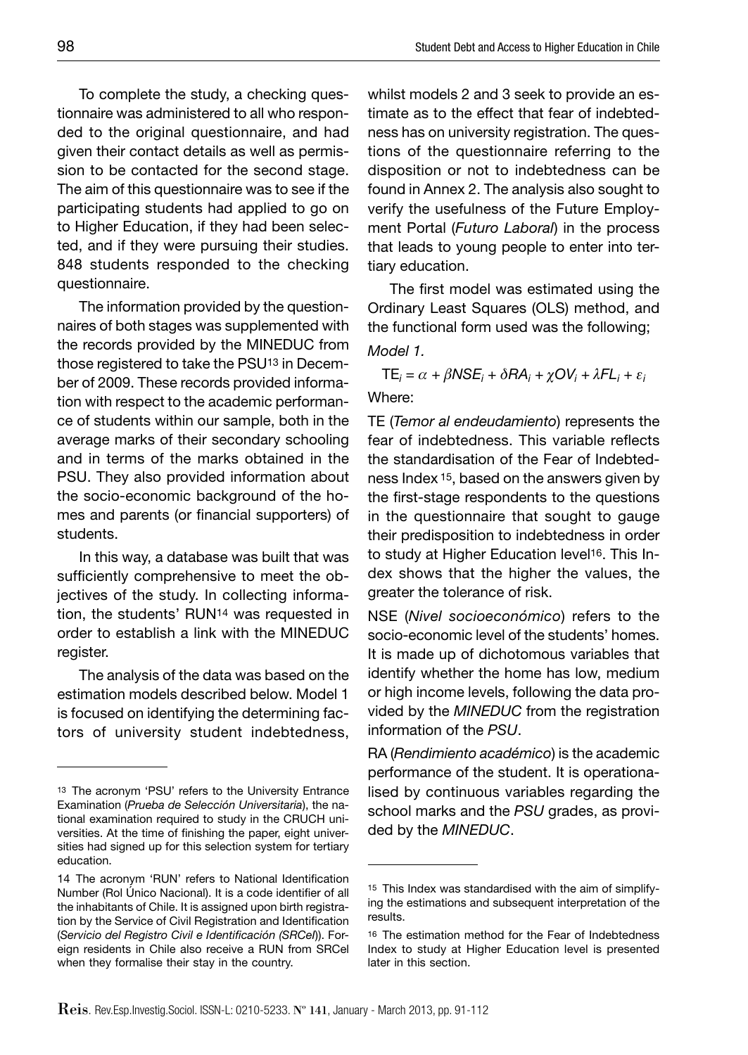To complete the study, a checking questionnaire was administered to all who responded to the original questionnaire, and had given their contact details as well as permission to be contacted for the second stage. The aim of this questionnaire was to see if the participating students had applied to go on to Higher Education, if they had been selected, and if they were pursuing their studies. 848 students responded to the checking questionnaire.

The information provided by the questionnaires of both stages was supplemented with the records provided by the MINEDUC from those registered to take the PSU[13] in December of 2009. These records provided information with respect to the academic performance of students within our sample, both in the average marks of their secondary schooling and in terms of the marks obtained in the PSU. They also provided information about the socio-economic background of the homes and parents (or financial supporters) of students.

In this way, a database was built that was sufficiently comprehensive to meet the objectives of the study. In collecting information, the students' RUN[14] was requested in order to establish a link with the MINEDUC register.

The analysis of the data was based on the estimation models described below. Model 1 is focused on identifying the determining factors of university student indebtedness, whilst models 2 and 3 seek to provide an estimate as to the effect that fear of indebtedness has on university registration. The questions of the questionnaire referring to the disposition or not to indebtedness can be found in Annex 2. The analysis also sought to verify the usefulness of the Future Employment Portal (*Futuro Laboral*) in the process that leads to young people to enter into tertiary education.

The first model was estimated using the Ordinary Least Squares (OLS) method, and the functional form used was the following;

*Model 1.*

$$TE_i = \alpha + \beta NSE_i + \delta RA_i + \chi OV_i + \lambda FL_i + \varepsilon_i$$

Where:

TE (*Temor al endeudamiento*) represents the fear of indebtedness. This variable reflects the standardisation of the Fear of Indebtedness Index [15], based on the answers given by the first-stage respondents to the questions in the questionnaire that sought to gauge their predisposition to indebtedness in order to study at Higher Education level[16]. This Index shows that the higher the values, the greater the tolerance of risk.

NSE (*Nivel socioeconómico*) refers to the socio-economic level of the students' homes. It is made up of dichotomous variables that identify whether the home has low, medium or high income levels, following the data provided by the *MINEDUC* from the registration information of the *PSU*.

RA (*Rendimiento académico*) is the academic performance of the student. It is operationalised by continuous variables regarding the school marks and the *PSU* grades, as provided by the *MINEDUC*.

---

[13] The acronym 'PSU' refers to the University Entrance Examination (*Prueba de Selección Universitaria*), the national examination required to study in the CRUCH universities. At the time of finishing the paper, eight universities had signed up for this selection system for tertiary education.

[14] The acronym 'RUN' refers to National Identification Number (Rol Único Nacional). It is a code identifier of all the inhabitants of Chile. It is assigned upon birth registration by the Service of Civil Registration and Identification (*Servicio del Registro Civil e Identificación (SRCeI)*). Foreign residents in Chile also receive a RUN from SRCeI when they formalise their stay in the country.

[15] This Index was standardised with the aim of simplifying the estimations and subsequent interpretation of the results.

[16] The estimation method for the Fear of Indebtedness Index to study at Higher Education level is presented later in this section.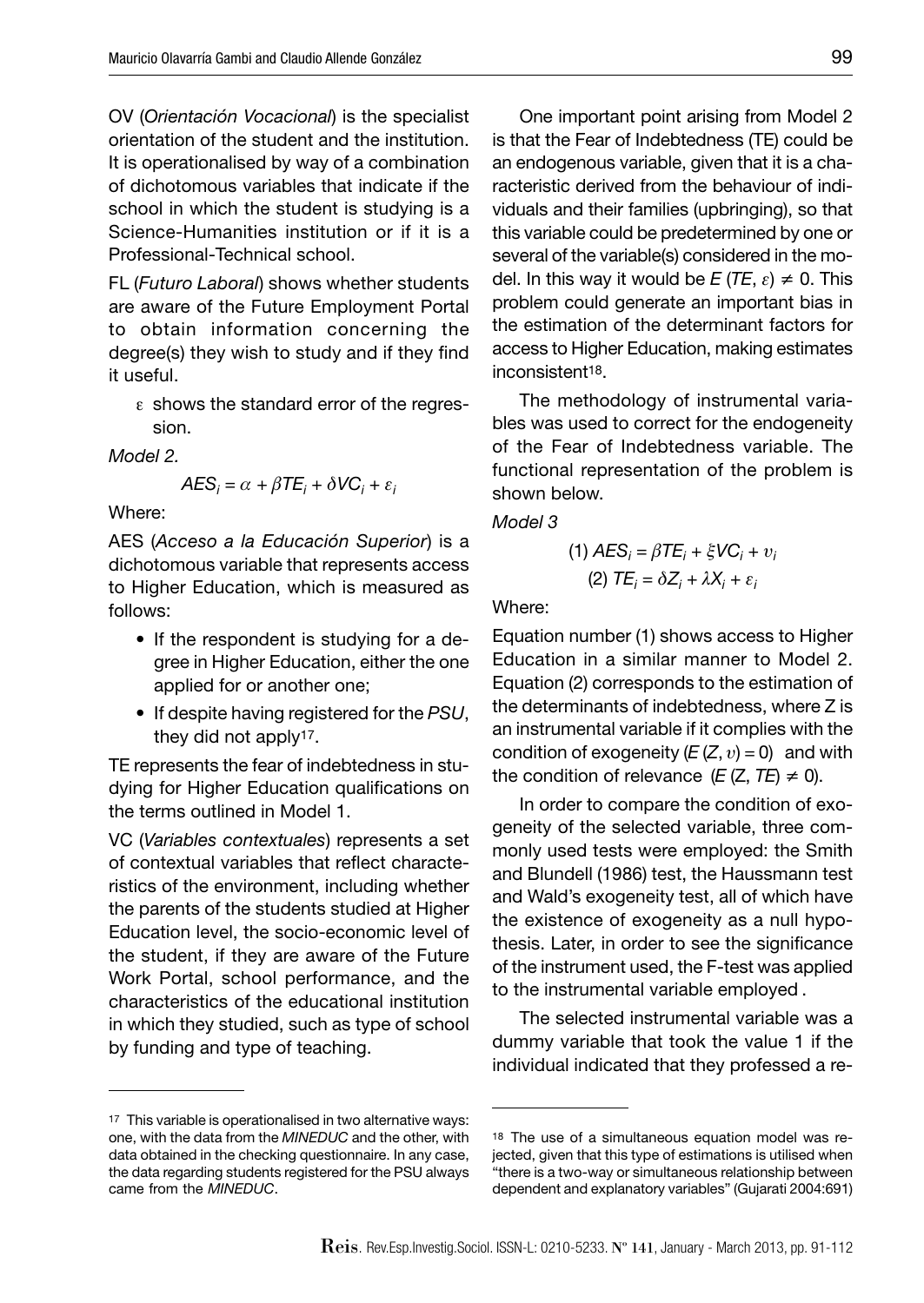OV (*Orientación Vocacional*) is the specialist orientation of the student and the institution. It is operationalised by way of a combination of dichotomous variables that indicate if the school in which the student is studying is a Science-Humanities institution or if it is a Professional-Technical school.

FL (*Futuro Laboral*) shows whether students are aware of the Future Employment Portal to obtain information concerning the degree(s) they wish to study and if they find it useful.

$\varepsilon$ shows the standard error of the regression.

*Model 2.*

$$AES_i = \alpha + \beta TE_i + \delta VC_i + \varepsilon_i$$

Where:

AES (*Acceso a la Educación Superior*) is a dichotomous variable that represents access to Higher Education, which is measured as follows:

- If the respondent is studying for a degree in Higher Education, either the one applied for or another one;
- If despite having registered for the *PSU*, they did not apply[17].

TE represents the fear of indebtedness in studying for Higher Education qualifications on the terms outlined in Model 1.

VC (*Variables contextuales*) represents a set of contextual variables that reflect characteristics of the environment, including whether the parents of the students studied at Higher Education level, the socio-economic level of the student, if they are aware of the Future Work Portal, school performance, and the characteristics of the educational institution in which they studied, such as type of school by funding and type of teaching.

One important point arising from Model 2 is that the Fear of Indebtedness (TE) could be an endogenous variable, given that it is a characteristic derived from the behaviour of individuals and their families (upbringing), so that this variable could be predetermined by one or several of the variable(s) considered in the model. In this way it would be $E(TE, \varepsilon) \neq 0$. This problem could generate an important bias in the estimation of the determinant factors for access to Higher Education, making estimates inconsistent[18].

The methodology of instrumental variables was used to correct for the endogeneity of the Fear of Indebtedness variable. The functional representation of the problem is shown below.

*Model 3*

$$(1)\ AES_i = \beta TE_i + \xi VC_i + \upsilon_i$$

$$(2)\ TE_i = \delta Z_i + \lambda X_i + \varepsilon_i$$

Where:

Equation number (1) shows access to Higher Education in a similar manner to Model 2. Equation (2) corresponds to the estimation of the determinants of indebtedness, where Z is an instrumental variable if it complies with the condition of exogeneity ($E(Z, \upsilon) = 0$) and with the condition of relevance ($E(Z, TE) \neq 0$).

In order to compare the condition of exogeneity of the selected variable, three commonly used tests were employed: the Smith and Blundell (1986) test, the Haussmann test and Wald's exogeneity test, all of which have the existence of exogeneity as a null hypothesis. Later, in order to see the significance of the instrument used, the F-test was applied to the instrumental variable employed .

The selected instrumental variable was a dummy variable that took the value 1 if the individual indicated that they professed a re-

---

[17] This variable is operationalised in two alternative ways: one, with the data from the *MINEDUC* and the other, with data obtained in the checking questionnaire. In any case, the data regarding students registered for the PSU always came from the *MINEDUC*.

[18] The use of a simultaneous equation model was rejected, given that this type of estimations is utilised when "there is a two-way or simultaneous relationship between dependent and explanatory variables" (Gujarati 2004:691)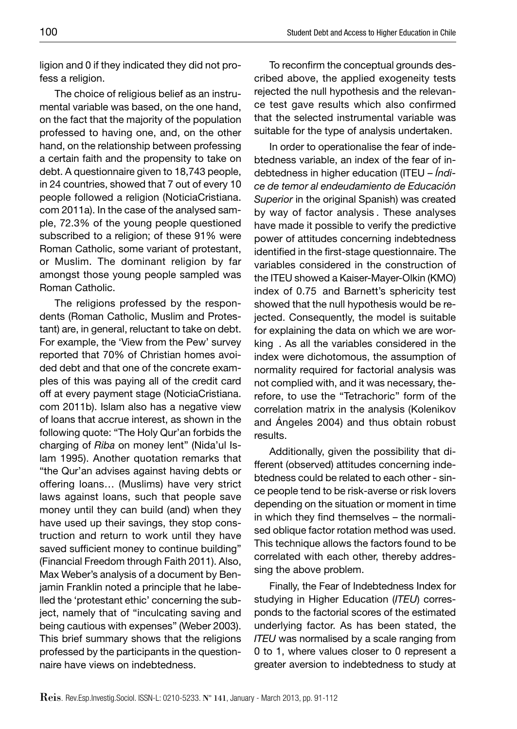ligion and 0 if they indicated they did not profess a religion.

The choice of religious belief as an instrumental variable was based, on the one hand, on the fact that the majority of the population professed to having one, and, on the other hand, on the relationship between professing a certain faith and the propensity to take on debt. A questionnaire given to 18,743 people, in 24 countries, showed that 7 out of every 10 people followed a religion (NoticiaCristiana.com 2011a). In the case of the analysed sample, 72.3% of the young people questioned subscribed to a religion; of these 91% were Roman Catholic, some variant of protestant, or Muslim. The dominant religion by far amongst those young people sampled was Roman Catholic.

The religions professed by the respondents (Roman Catholic, Muslim and Protestant) are, in general, reluctant to take on debt. For example, the 'View from the Pew' survey reported that 70% of Christian homes avoided debt and that one of the concrete examples of this was paying all of the credit card off at every payment stage (NoticiaCristiana.com 2011b). Islam also has a negative view of loans that accrue interest, as shown in the following quote: "The Holy Qur'an forbids the charging of *Riba* on money lent" (Nida'ul Islam 1995). Another quotation remarks that "the Qur'an advises against having debts or offering loans… (Muslims) have very strict laws against loans, such that people save money until they can build (and) when they have used up their savings, they stop construction and return to work until they have saved sufficient money to continue building" (Financial Freedom through Faith 2011). Also, Max Weber's analysis of a document by Benjamin Franklin noted a principle that he labelled the 'protestant ethic' concerning the subject, namely that of "inculcating saving and being cautious with expenses" (Weber 2003). This brief summary shows that the religions professed by the participants in the questionnaire have views on indebtedness.

To reconfirm the conceptual grounds described above, the applied exogeneity tests rejected the null hypothesis and the relevance test gave results which also confirmed that the selected instrumental variable was suitable for the type of analysis undertaken.

In order to operationalise the fear of indebtedness variable, an index of the fear of indebtedness in higher education (ITEU – *Índice de temor al endeudamiento de Educación Superior* in the original Spanish) was created by way of factor analysis . These analyses have made it possible to verify the predictive power of attitudes concerning indebtedness identified in the first-stage questionnaire. The variables considered in the construction of the ITEU showed a Kaiser-Mayer-Olkin (KMO) index of 0.75 and Barnett's sphericity test showed that the null hypothesis would be rejected. Consequently, the model is suitable for explaining the data on which we are working . As all the variables considered in the index were dichotomous, the assumption of normality required for factorial analysis was not complied with, and it was necessary, therefore, to use the "Tetrachoric" form of the correlation matrix in the analysis (Kolenikov and Ángeles 2004) and thus obtain robust results.

Additionally, given the possibility that different (observed) attitudes concerning indebtedness could be related to each other - since people tend to be risk-averse or risk lovers depending on the situation or moment in time in which they find themselves – the normalised oblique factor rotation method was used. This technique allows the factors found to be correlated with each other, thereby addressing the above problem.

Finally, the Fear of Indebtedness Index for studying in Higher Education (*ITEU*) corresponds to the factorial scores of the estimated underlying factor. As has been stated, the *ITEU* was normalised by a scale ranging from 0 to 1, where values closer to 0 represent a greater aversion to indebtedness to study at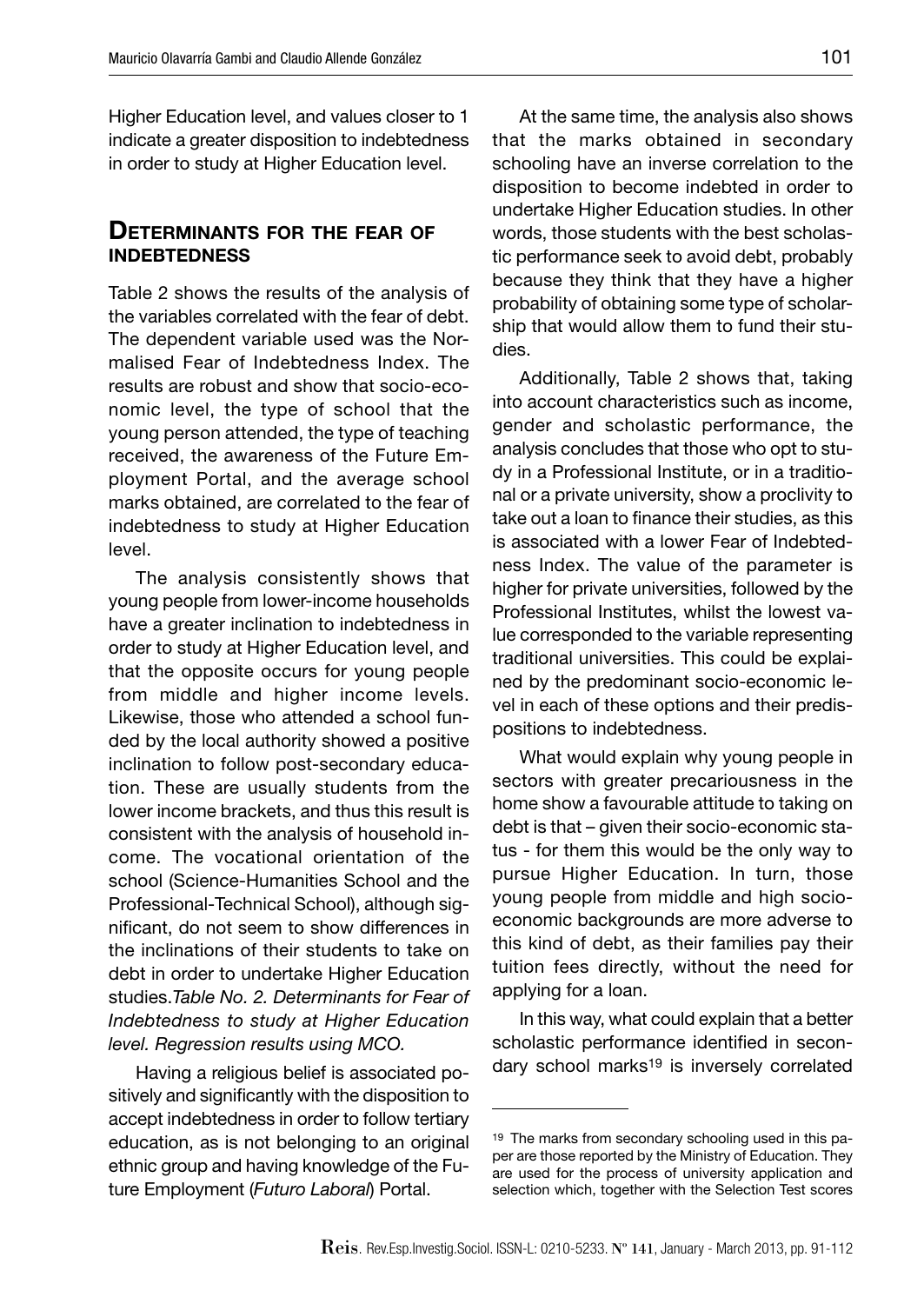Higher Education level, and values closer to 1 indicate a greater disposition to indebtedness in order to study at Higher Education level.

## Determinants for the fear of indebtedness

Table 2 shows the results of the analysis of the variables correlated with the fear of debt. The dependent variable used was the Normalised Fear of Indebtedness Index. The results are robust and show that socio-economic level, the type of school that the young person attended, the type of teaching received, the awareness of the Future Employment Portal, and the average school marks obtained, are correlated to the fear of indebtedness to study at Higher Education level.

The analysis consistently shows that young people from lower-income households have a greater inclination to indebtedness in order to study at Higher Education level, and that the opposite occurs for young people from middle and higher income levels. Likewise, those who attended a school funded by the local authority showed a positive inclination to follow post-secondary education. These are usually students from the lower income brackets, and thus this result is consistent with the analysis of household income. The vocational orientation of the school (Science-Humanities School and the Professional-Technical School), although significant, do not seem to show differences in the inclinations of their students to take on debt in order to undertake Higher Education studies.*Table No. 2. Determinants for Fear of Indebtedness to study at Higher Education level. Regression results using MCO.*

Having a religious belief is associated positively and significantly with the disposition to accept indebtedness in order to follow tertiary education, as is not belonging to an original ethnic group and having knowledge of the Future Employment (*Futuro Laboral*) Portal.

At the same time, the analysis also shows that the marks obtained in secondary schooling have an inverse correlation to the disposition to become indebted in order to undertake Higher Education studies. In other words, those students with the best scholastic performance seek to avoid debt, probably because they think that they have a higher probability of obtaining some type of scholarship that would allow them to fund their studies.

Additionally, Table 2 shows that, taking into account characteristics such as income, gender and scholastic performance, the analysis concludes that those who opt to study in a Professional Institute, or in a traditional or a private university, show a proclivity to take out a loan to finance their studies, as this is associated with a lower Fear of Indebtedness Index. The value of the parameter is higher for private universities, followed by the Professional Institutes, whilst the lowest value corresponded to the variable representing traditional universities. This could be explained by the predominant socio-economic level in each of these options and their predispositions to indebtedness.

What would explain why young people in sectors with greater precariousness in the home show a favourable attitude to taking on debt is that – given their socio-economic status - for them this would be the only way to pursue Higher Education. In turn, those young people from middle and high socio-economic backgrounds are more adverse to this kind of debt, as their families pay their tuition fees directly, without the need for applying for a loan.

In this way, what could explain that a better scholastic performance identified in secondary school marks[19] is inversely correlated

[19] The marks from secondary schooling used in this paper are those reported by the Ministry of Education. They are used for the process of university application and selection which, together with the Selection Test scores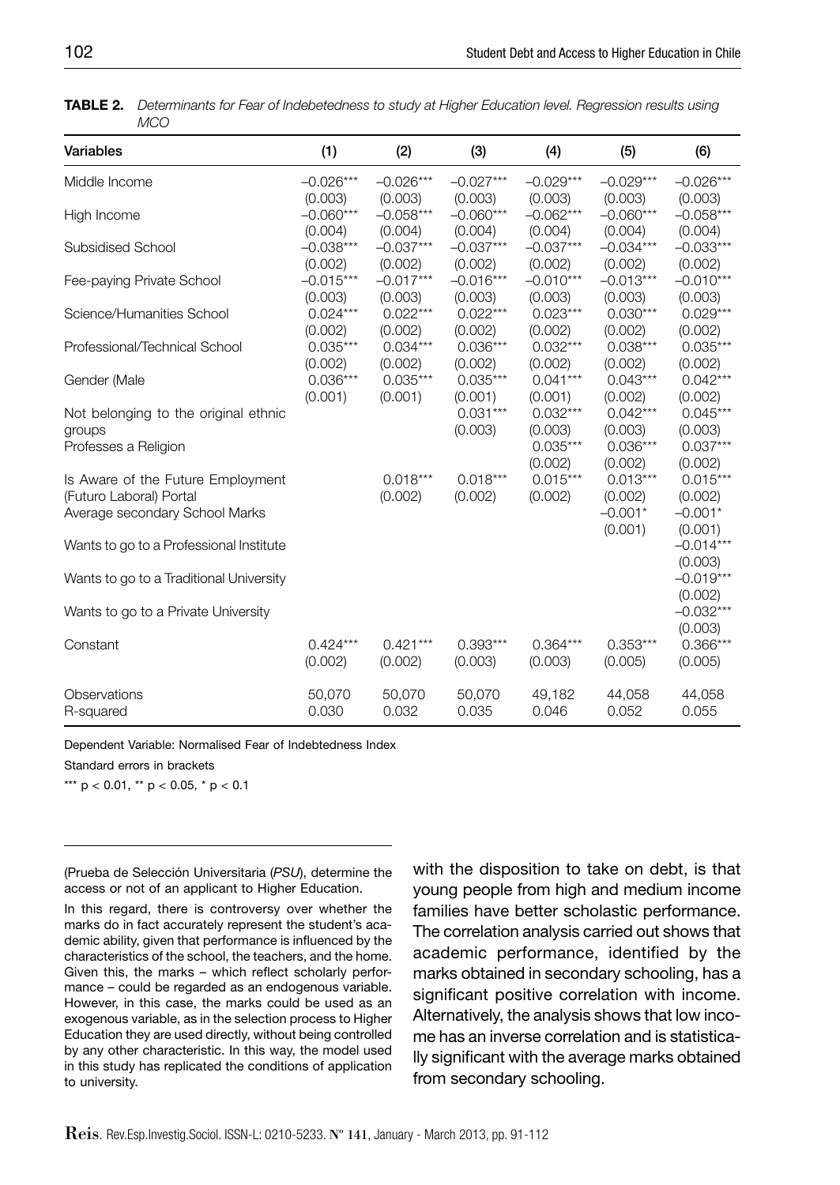**TABLE 2.** *Determinants for Fear of Indebetedness to study at Higher Education level. Regression results using MCO*

| Variables | (1) | (2) | (3) | (4) | (5) | (6) |
|---|---|---|---|---|---|---|
| Middle Income | –0.026*** | –0.026*** | –0.027*** | –0.029*** | –0.029*** | –0.026*** |
| | (0.003) | (0.003) | (0.003) | (0.003) | (0.003) | (0.003) |
| High Income | –0.060*** | –0.058*** | –0.060*** | –0.062*** | –0.060*** | –0.058*** |
| | (0.004) | (0.004) | (0.004) | (0.004) | (0.004) | (0.004) |
| Subsidised School | –0.038*** | –0.037*** | –0.037*** | –0.037*** | –0.034*** | –0.033*** |
| | (0.002) | (0.002) | (0.002) | (0.002) | (0.002) | (0.002) |
| Fee-paying Private School | –0.015*** | –0.017*** | –0.016*** | –0.010*** | –0.013*** | –0.010*** |
| | (0.003) | (0.003) | (0.003) | (0.003) | (0.003) | (0.003) |
| Science/Humanities School | 0.024*** | 0.022*** | 0.022*** | 0.023*** | 0.030*** | 0.029*** |
| | (0.002) | (0.002) | (0.002) | (0.002) | (0.002) | (0.002) |
| Professional/Technical School | 0.035*** | 0.034*** | 0.036*** | 0.032*** | 0.038*** | 0.035*** |
| | (0.002) | (0.002) | (0.002) | (0.002) | (0.002) | (0.002) |
| Gender (Male | 0.036*** | 0.035*** | 0.035*** | 0.041*** | 0.043*** | 0.042*** |
| | (0.001) | (0.001) | (0.001) | (0.001) | (0.002) | (0.002) |
| Not belonging to the original ethnic groups | | | 0.031*** | 0.032*** | 0.042*** | 0.045*** |
| | | | (0.003) | (0.003) | (0.003) | (0.003) |
| Professes a Religion | | | | 0.035*** | 0.036*** | 0.037*** |
| | | | | (0.002) | (0.002) | (0.002) |
| Is Aware of the Future Employment (Futuro Laboral) Portal | | 0.018*** | 0.018*** | 0.015*** | 0.013*** | 0.015*** |
| | | (0.002) | (0.002) | (0.002) | (0.002) | (0.002) |
| Average secondary School Marks | | | | | –0.001* | –0.001* |
| | | | | | (0.001) | (0.001) |
| Wants to go to a Professional Institute | | | | | | –0.014*** |
| | | | | | | (0.003) |
| Wants to go to a Traditional University | | | | | | –0.019*** |
| | | | | | | (0.002) |
| Wants to go to a Private University | | | | | | –0.032*** |
| | | | | | | (0.003) |
| Constant | 0.424*** | 0.421*** | 0.393*** | 0.364*** | 0.353*** | 0.366*** |
| | (0.002) | (0.002) | (0.003) | (0.003) | (0.005) | (0.005) |
| Observations | 50,070 | 50,070 | 50,070 | 49,182 | 44,058 | 44,058 |
| R-squared | 0.030 | 0.032 | 0.035 | 0.046 | 0.052 | 0.055 |

Dependent Variable: Normalised Fear of Indebtedness Index

Standard errors in brackets

*** $p < 0.01$, ** $p < 0.05$, * $p < 0.1$

(Prueba de Selección Universitaria (*PSU*), determine the access or not of an applicant to Higher Education.

In this regard, there is controversy over whether the marks do in fact accurately represent the student's academic ability, given that performance is influenced by the characteristics of the school, the teachers, and the home. Given this, the marks – which reflect scholarly performance – could be regarded as an endogenous variable. However, in this case, the marks could be used as an exogenous variable, as in the selection process to Higher Education they are used directly, without being controlled by any other characteristic. In this way, the model used in this study has replicated the conditions of application to university.

with the disposition to take on debt, is that young people from high and medium income families have better scholastic performance. The correlation analysis carried out shows that academic performance, identified by the marks obtained in secondary schooling, has a significant positive correlation with income. Alternatively, the analysis shows that low income has an inverse correlation and is statistically significant with the average marks obtained from secondary schooling.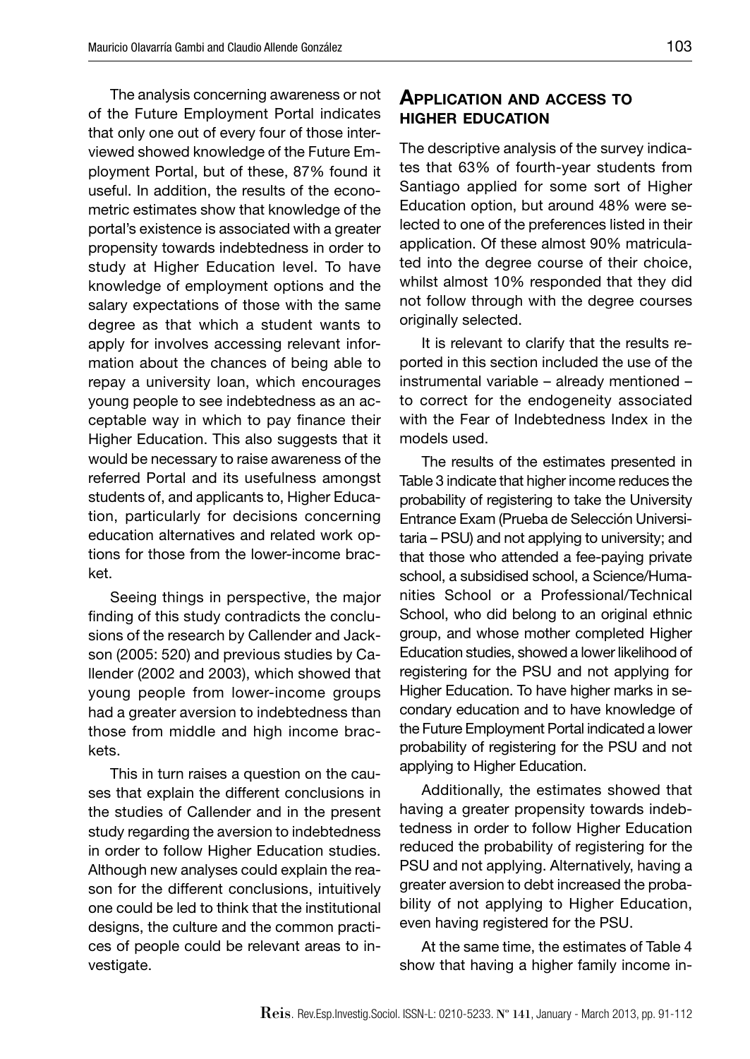The analysis concerning awareness or not of the Future Employment Portal indicates that only one out of every four of those interviewed showed knowledge of the Future Employment Portal, but of these, 87% found it useful. In addition, the results of the econometric estimates show that knowledge of the portal's existence is associated with a greater propensity towards indebtedness in order to study at Higher Education level. To have knowledge of employment options and the salary expectations of those with the same degree as that which a student wants to apply for involves accessing relevant information about the chances of being able to repay a university loan, which encourages young people to see indebtedness as an acceptable way in which to pay finance their Higher Education. This also suggests that it would be necessary to raise awareness of the referred Portal and its usefulness amongst students of, and applicants to, Higher Education, particularly for decisions concerning education alternatives and related work options for those from the lower-income bracket.

Seeing things in perspective, the major finding of this study contradicts the conclusions of the research by Callender and Jackson (2005: 520) and previous studies by Callender (2002 and 2003), which showed that young people from lower-income groups had a greater aversion to indebtedness than those from middle and high income brackets.

This in turn raises a question on the causes that explain the different conclusions in the studies of Callender and in the present study regarding the aversion to indebtedness in order to follow Higher Education studies. Although new analyses could explain the reason for the different conclusions, intuitively one could be led to think that the institutional designs, the culture and the common practices of people could be relevant areas to investigate.

## Application and access to higher education

The descriptive analysis of the survey indicates that 63% of fourth-year students from Santiago applied for some sort of Higher Education option, but around 48% were selected to one of the preferences listed in their application. Of these almost 90% matriculated into the degree course of their choice, whilst almost 10% responded that they did not follow through with the degree courses originally selected.

It is relevant to clarify that the results reported in this section included the use of the instrumental variable – already mentioned – to correct for the endogeneity associated with the Fear of Indebtedness Index in the models used.

The results of the estimates presented in Table 3 indicate that higher income reduces the probability of registering to take the University Entrance Exam (Prueba de Selección Universitaria – PSU) and not applying to university; and that those who attended a fee-paying private school, a subsidised school, a Science/Humanities School or a Professional/Technical School, who did belong to an original ethnic group, and whose mother completed Higher Education studies, showed a lower likelihood of registering for the PSU and not applying for Higher Education. To have higher marks in secondary education and to have knowledge of the Future Employment Portal indicated a lower probability of registering for the PSU and not applying to Higher Education.

Additionally, the estimates showed that having a greater propensity towards indebtedness in order to follow Higher Education reduced the probability of registering for the PSU and not applying. Alternatively, having a greater aversion to debt increased the probability of not applying to Higher Education, even having registered for the PSU.

At the same time, the estimates of Table 4 show that having a higher family income in-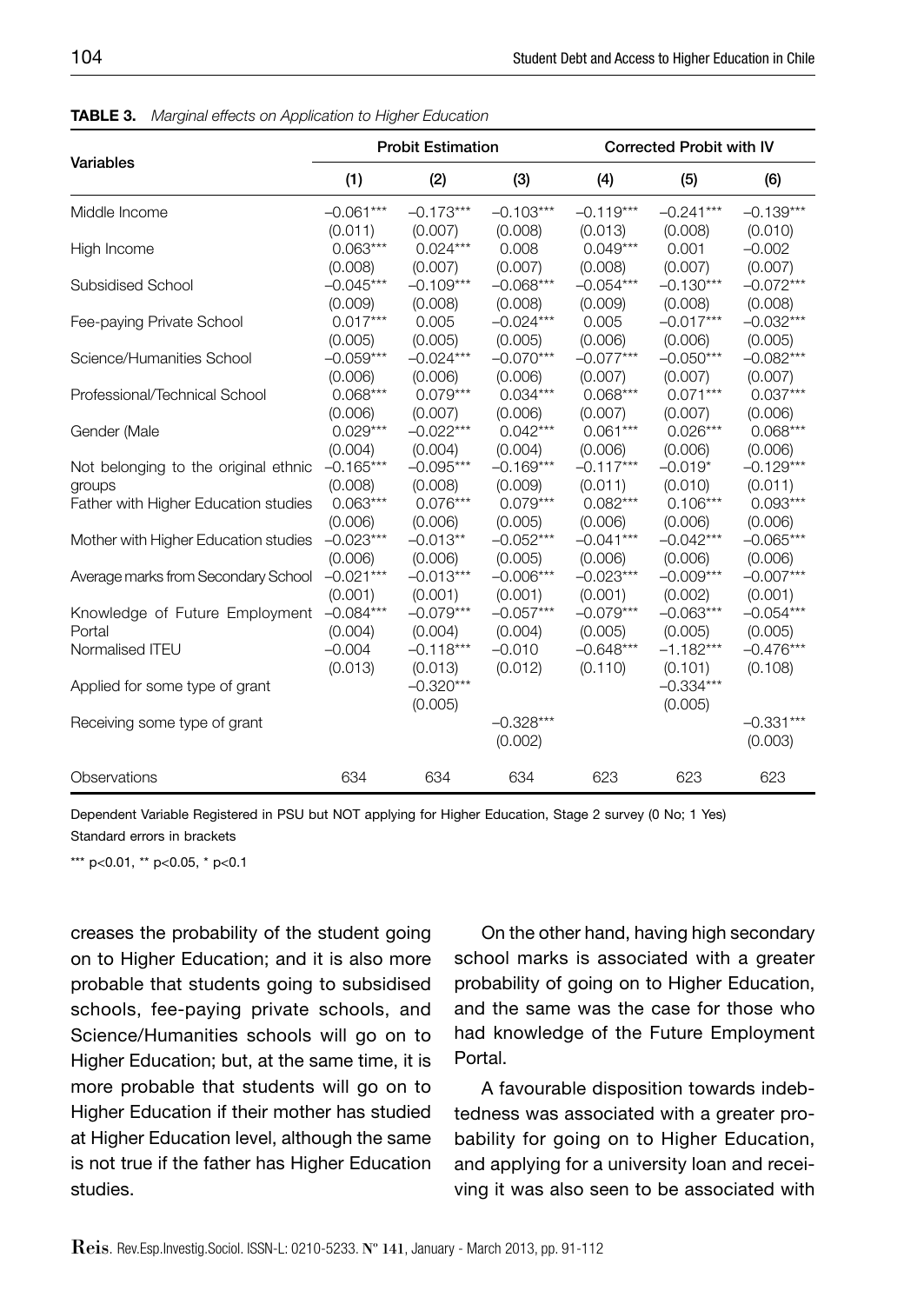**TABLE 3.** *Marginal effects on Application to Higher Education*

| Variables | Probit Estimation | | | Corrected Probit with IV | | |
|---|---|---|---|---|---|---|
| | (1) | (2) | (3) | (4) | (5) | (6) |
| Middle Income | –0.061*** | –0.173*** | –0.103*** | –0.119*** | –0.241*** | –0.139*** |
| | (0.011) | (0.007) | (0.008) | (0.013) | (0.008) | (0.010) |
| High Income | 0.063*** | 0.024*** | 0.008 | 0.049*** | 0.001 | –0.002 |
| | (0.008) | (0.007) | (0.007) | (0.008) | (0.007) | (0.007) |
| Subsidised School | –0.045*** | –0.109*** | –0.068*** | –0.054*** | –0.130*** | –0.072*** |
| | (0.009) | (0.008) | (0.008) | (0.009) | (0.008) | (0.008) |
| Fee-paying Private School | 0.017*** | 0.005 | –0.024*** | 0.005 | –0.017*** | –0.032*** |
| | (0.005) | (0.005) | (0.005) | (0.006) | (0.006) | (0.005) |
| Science/Humanities School | –0.059*** | –0.024*** | –0.070*** | –0.077*** | –0.050*** | –0.082*** |
| | (0.006) | (0.006) | (0.006) | (0.007) | (0.007) | (0.007) |
| Professional/Technical School | 0.068*** | 0.079*** | 0.034*** | 0.068*** | 0.071*** | 0.037*** |
| | (0.006) | (0.007) | (0.006) | (0.007) | (0.007) | (0.006) |
| Gender (Male | 0.029*** | –0.022*** | 0.042*** | 0.061*** | 0.026*** | 0.068*** |
| | (0.004) | (0.004) | (0.004) | (0.006) | (0.006) | (0.006) |
| Not belonging to the original ethnic groups | –0.165*** | –0.095*** | –0.169*** | –0.117*** | –0.019* | –0.129*** |
| | (0.008) | (0.008) | (0.009) | (0.011) | (0.010) | (0.011) |
| Father with Higher Education studies | 0.063*** | 0.076*** | 0.079*** | 0.082*** | 0.106*** | 0.093*** |
| | (0.006) | (0.006) | (0.005) | (0.006) | (0.006) | (0.006) |
| Mother with Higher Education studies | –0.023*** | –0.013** | –0.052*** | –0.041*** | –0.042*** | –0.065*** |
| | (0.006) | (0.006) | (0.005) | (0.006) | (0.006) | (0.006) |
| Average marks from Secondary School | –0.021*** | –0.013*** | –0.006*** | –0.023*** | –0.009*** | –0.007*** |
| | (0.001) | (0.001) | (0.001) | (0.001) | (0.002) | (0.001) |
| Knowledge of Future Employment Portal | –0.084*** | –0.079*** | –0.057*** | –0.079*** | –0.063*** | –0.054*** |
| | (0.004) | (0.004) | (0.004) | (0.005) | (0.005) | (0.005) |
| Normalised ITEU | –0.004 | –0.118*** | –0.010 | –0.648*** | –1.182*** | –0.476*** |
| | (0.013) | (0.013) | (0.012) | (0.110) | (0.101) | (0.108) |
| Applied for some type of grant | | –0.320*** | | | –0.334*** | |
| | | (0.005) | | | (0.005) | |
| Receiving some type of grant | | | –0.328*** | | | –0.331*** |
| | | | (0.002) | | | (0.003) |
| Observations | 634 | 634 | 634 | 623 | 623 | 623 |

Dependent Variable Registered in PSU but NOT applying for Higher Education, Stage 2 survey (0 No; 1 Yes)
Standard errors in brackets

*** p<0.01, ** p<0.05, * p<0.1

creases the probability of the student going on to Higher Education; and it is also more probable that students going to subsidised schools, fee-paying private schools, and Science/Humanities schools will go on to Higher Education; but, at the same time, it is more probable that students will go on to Higher Education if their mother has studied at Higher Education level, although the same is not true if the father has Higher Education studies.

On the other hand, having high secondary school marks is associated with a greater probability of going on to Higher Education, and the same was the case for those who had knowledge of the Future Employment Portal.

A favourable disposition towards indebtedness was associated with a greater probability for going on to Higher Education, and applying for a university loan and receiving it was also seen to be associated with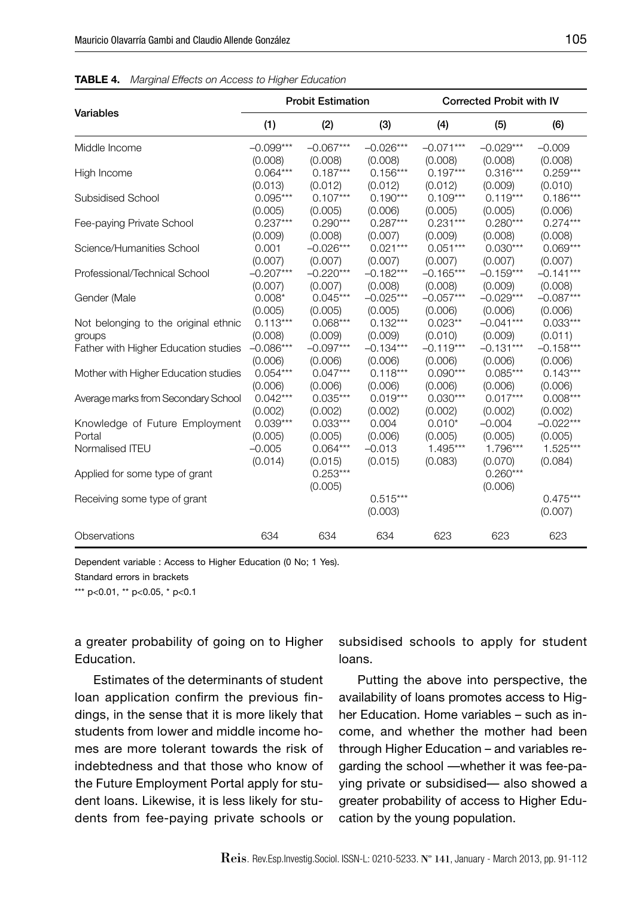**TABLE 4.** *Marginal Effects on Access to Higher Education*

| Variables | Probit Estimation | | | Corrected Probit with IV | | |
|---|---|---|---|---|---|---|
| | (1) | (2) | (3) | (4) | (5) | (6) |
| Middle Income | –0.099*** | –0.067*** | –0.026*** | –0.071*** | –0.029*** | –0.009 |
| | (0.008) | (0.008) | (0.008) | (0.008) | (0.008) | (0.008) |
| High Income | 0.064*** | 0.187*** | 0.156*** | 0.197*** | 0.316*** | 0.259*** |
| | (0.013) | (0.012) | (0.012) | (0.012) | (0.009) | (0.010) |
| Subsidised School | 0.095*** | 0.107*** | 0.190*** | 0.109*** | 0.119*** | 0.186*** |
| | (0.005) | (0.005) | (0.006) | (0.005) | (0.005) | (0.006) |
| Fee-paying Private School | 0.237*** | 0.290*** | 0.287*** | 0.231*** | 0.280*** | 0.274*** |
| | (0.009) | (0.008) | (0.007) | (0.009) | (0.008) | (0.008) |
| Science/Humanities School | 0.001 | –0.026*** | 0.021*** | 0.051*** | 0.030*** | 0.069*** |
| | (0.007) | (0.007) | (0.007) | (0.007) | (0.007) | (0.007) |
| Professional/Technical School | –0.207*** | –0.220*** | –0.182*** | –0.165*** | –0.159*** | –0.141*** |
| | (0.007) | (0.007) | (0.008) | (0.008) | (0.009) | (0.008) |
| Gender (Male | 0.008* | 0.045*** | –0.025*** | –0.057*** | –0.029*** | –0.087*** |
| | (0.005) | (0.005) | (0.005) | (0.006) | (0.006) | (0.006) |
| Not belonging to the original ethnic groups | 0.113*** | 0.068*** | 0.132*** | 0.023** | –0.041*** | 0.033*** |
| | (0.008) | (0.009) | (0.009) | (0.010) | (0.009) | (0.011) |
| Father with Higher Education studies | –0.086*** | –0.097*** | –0.134*** | –0.119*** | –0.131*** | –0.158*** |
| | (0.006) | (0.006) | (0.006) | (0.006) | (0.006) | (0.006) |
| Mother with Higher Education studies | 0.054*** | 0.047*** | 0.118*** | 0.090*** | 0.085*** | 0.143*** |
| | (0.006) | (0.006) | (0.006) | (0.006) | (0.006) | (0.006) |
| Average marks from Secondary School | 0.042*** | 0.035*** | 0.019*** | 0.030*** | 0.017*** | 0.008*** |
| | (0.002) | (0.002) | (0.002) | (0.002) | (0.002) | (0.002) |
| Knowledge of Future Employment Portal | 0.039*** | 0.033*** | 0.004 | 0.010* | –0.004 | –0.022*** |
| | (0.005) | (0.005) | (0.006) | (0.005) | (0.005) | (0.005) |
| Normalised ITEU | –0.005 | 0.064*** | –0.013 | 1.495*** | 1.796*** | 1.525*** |
| | (0.014) | (0.015) | (0.015) | (0.083) | (0.070) | (0.084) |
| Applied for some type of grant | | 0.253*** | | | 0.260*** | |
| | | (0.005) | | | (0.006) | |
| Receiving some type of grant | | | 0.515*** | | | 0.475*** |
| | | | (0.003) | | | (0.007) |
| Observations | 634 | 634 | 634 | 623 | 623 | 623 |

Dependent variable : Access to Higher Education (0 No; 1 Yes).

Standard errors in brackets

*** p<0.01, ** p<0.05, * p<0.1

a greater probability of going on to Higher Education.

Estimates of the determinants of student loan application confirm the previous findings, in the sense that it is more likely that students from lower and middle income homes are more tolerant towards the risk of indebtedness and that those who know of the Future Employment Portal apply for student loans. Likewise, it is less likely for students from fee-paying private schools or subsidised schools to apply for student loans.

Putting the above into perspective, the availability of loans promotes access to Higher Education. Home variables – such as income, and whether the mother had been through Higher Education – and variables regarding the school —whether it was fee-paying private or subsidised— also showed a greater probability of access to Higher Education by the young population.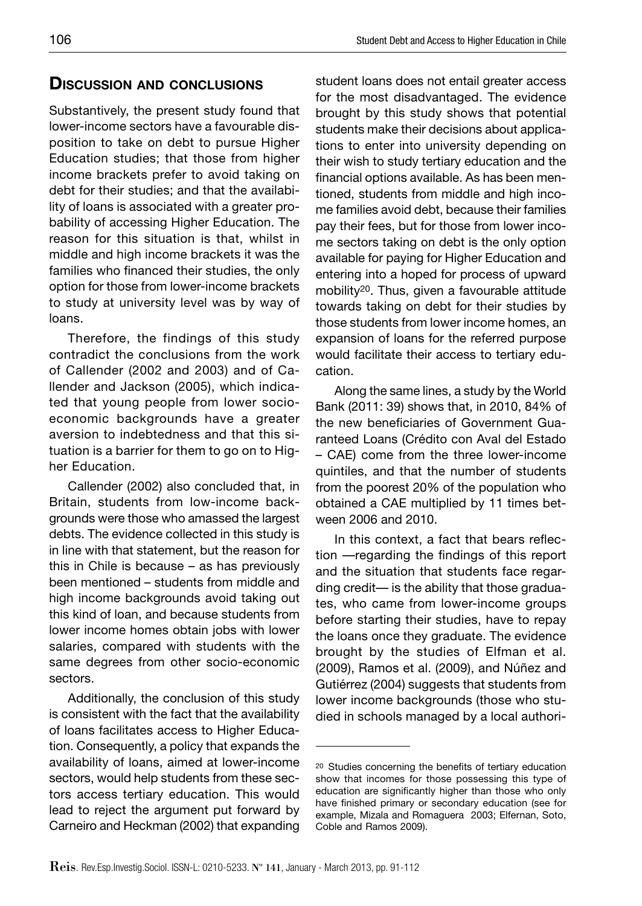## Discussion and conclusions

Substantively, the present study found that lower-income sectors have a favourable disposition to take on debt to pursue Higher Education studies; that those from higher income brackets prefer to avoid taking on debt for their studies; and that the availability of loans is associated with a greater probability of accessing Higher Education. The reason for this situation is that, whilst in middle and high income brackets it was the families who financed their studies, the only option for those from lower-income brackets to study at university level was by way of loans.

Therefore, the findings of this study contradict the conclusions from the work of Callender (2002 and 2003) and of Callender and Jackson (2005), which indicated that young people from lower socioeconomic backgrounds have a greater aversion to indebtedness and that this situation is a barrier for them to go on to Higher Education.

Callender (2002) also concluded that, in Britain, students from low-income backgrounds were those who amassed the largest debts. The evidence collected in this study is in line with that statement, but the reason for this in Chile is because – as has previously been mentioned – students from middle and high income backgrounds avoid taking out this kind of loan, and because students from lower income homes obtain jobs with lower salaries, compared with students with the same degrees from other socio-economic sectors.

Additionally, the conclusion of this study is consistent with the fact that the availability of loans facilitates access to Higher Education. Consequently, a policy that expands the availability of loans, aimed at lower-income sectors, would help students from these sectors access tertiary education. This would lead to reject the argument put forward by Carneiro and Heckman (2002) that expanding student loans does not entail greater access for the most disadvantaged. The evidence brought by this study shows that potential students make their decisions about applications to enter into university depending on their wish to study tertiary education and the financial options available. As has been mentioned, students from middle and high income families avoid debt, because their families pay their fees, but for those from lower income sectors taking on debt is the only option available for paying for Higher Education and entering into a hoped for process of upward mobility[20]. Thus, given a favourable attitude towards taking on debt for their studies by those students from lower income homes, an expansion of loans for the referred purpose would facilitate their access to tertiary education.

Along the same lines, a study by the World Bank (2011: 39) shows that, in 2010, 84% of the new beneficiaries of Government Guaranteed Loans (Crédito con Aval del Estado – CAE) come from the three lower-income quintiles, and that the number of students from the poorest 20% of the population who obtained a CAE multiplied by 11 times between 2006 and 2010.

In this context, a fact that bears reflection —regarding the findings of this report and the situation that students face regarding credit— is the ability that those graduates, who came from lower-income groups before starting their studies, have to repay the loans once they graduate. The evidence brought by the studies of Elfman et al. (2009), Ramos et al. (2009), and Núñez and Gutiérrez (2004) suggests that students from lower income backgrounds (those who studied in schools managed by a local authori-

[20] Studies concerning the benefits of tertiary education show that incomes for those possessing this type of education are significantly higher than those who only have finished primary or secondary education (see for example, Mizala and Romaguera 2003; Elfernan, Soto, Coble and Ramos 2009).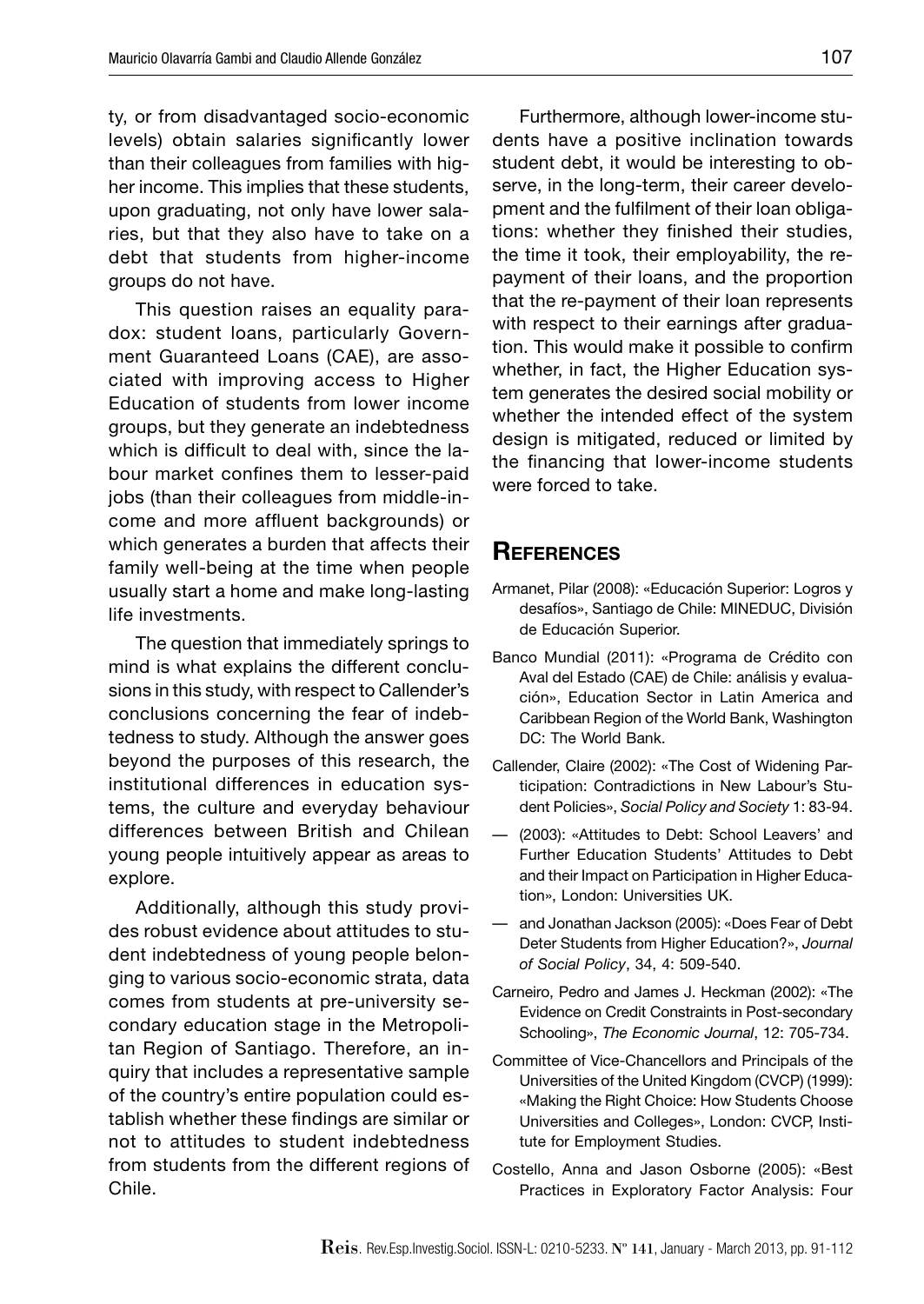ty, or from disadvantaged socio-economic levels) obtain salaries significantly lower than their colleagues from families with higher income. This implies that these students, upon graduating, not only have lower salaries, but that they also have to take on a debt that students from higher-income groups do not have.

This question raises an equality paradox: student loans, particularly Government Guaranteed Loans (CAE), are associated with improving access to Higher Education of students from lower income groups, but they generate an indebtedness which is difficult to deal with, since the labour market confines them to lesser-paid jobs (than their colleagues from middle-income and more affluent backgrounds) or which generates a burden that affects their family well-being at the time when people usually start a home and make long-lasting life investments.

The question that immediately springs to mind is what explains the different conclusions in this study, with respect to Callender's conclusions concerning the fear of indebtedness to study. Although the answer goes beyond the purposes of this research, the institutional differences in education systems, the culture and everyday behaviour differences between British and Chilean young people intuitively appear as areas to explore.

Additionally, although this study provides robust evidence about attitudes to student indebtedness of young people belonging to various socio-economic strata, data comes from students at pre-university secondary education stage in the Metropolitan Region of Santiago. Therefore, an inquiry that includes a representative sample of the country's entire population could establish whether these findings are similar or not to attitudes to student indebtedness from students from the different regions of Chile.

Furthermore, although lower-income students have a positive inclination towards student debt, it would be interesting to observe, in the long-term, their career development and the fulfilment of their loan obligations: whether they finished their studies, the time it took, their employability, the repayment of their loans, and the proportion that the re-payment of their loan represents with respect to their earnings after graduation. This would make it possible to confirm whether, in fact, the Higher Education system generates the desired social mobility or whether the intended effect of the system design is mitigated, reduced or limited by the financing that lower-income students were forced to take.

## References

Armanet, Pilar (2008): «Educación Superior: Logros y desafíos», Santiago de Chile: MINEDUC, División de Educación Superior.

Banco Mundial (2011): «Programa de Crédito con Aval del Estado (CAE) de Chile: análisis y evaluación», Education Sector in Latin America and Caribbean Region of the World Bank, Washington DC: The World Bank.

Callender, Claire (2002): «The Cost of Widening Participation: Contradictions in New Labour's Student Policies», *Social Policy and Society* 1: 83-94.

— (2003): «Attitudes to Debt: School Leavers' and Further Education Students' Attitudes to Debt and their Impact on Participation in Higher Education», London: Universities UK.

— and Jonathan Jackson (2005): «Does Fear of Debt Deter Students from Higher Education?», *Journal of Social Policy*, 34, 4: 509-540.

Carneiro, Pedro and James J. Heckman (2002): «The Evidence on Credit Constraints in Post-secondary Schooling», *The Economic Journal*, 12: 705-734.

Committee of Vice-Chancellors and Principals of the Universities of the United Kingdom (CVCP) (1999): «Making the Right Choice: How Students Choose Universities and Colleges», London: CVCP, Institute for Employment Studies.

Costello, Anna and Jason Osborne (2005): «Best Practices in Exploratory Factor Analysis: Four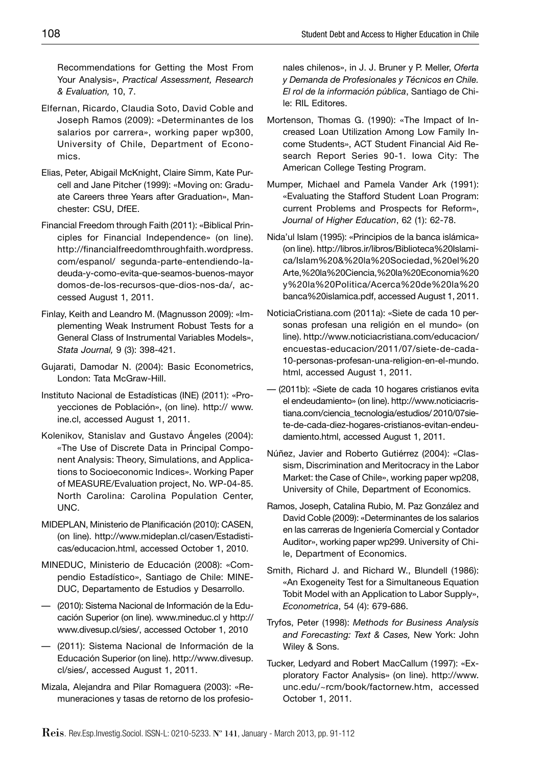Recommendations for Getting the Most From Your Analysis», *Practical Assessment, Research & Evaluation,* 10, 7.

Elfernan, Ricardo, Claudia Soto, David Coble and Joseph Ramos (2009): «Determinantes de los salarios por carrera», working paper wp300, University of Chile, Department of Economics.

Elias, Peter, Abigail McKnight, Claire Simm, Kate Purcell and Jane Pitcher (1999): «Moving on: Graduate Careers three Years after Graduation», Manchester: CSU, DfEE.

Financial Freedom through Faith (2011): «Biblical Principles for Financial Independence» (on line). http://financialfreedomthroughfaith.wordpress.com/espanol/ segunda-parte-entendiendo-la-deuda-y-como-evita-que-seamos-buenos-mayordomos-de-los-recursos-que-dios-nos-da/, accessed August 1, 2011.

Finlay, Keith and Leandro M. (Magnusson 2009): «Implementing Weak Instrument Robust Tests for a General Class of Instrumental Variables Models», *Stata Journal,* 9 (3): 398-421.

Gujarati, Damodar N. (2004): Basic Econometrics, London: Tata McGraw-Hill.

Instituto Nacional de Estadísticas (INE) (2011): «Proyecciones de Población», (on line). http:// www.ine.cl, accessed August 1, 2011.

Kolenikov, Stanislav and Gustavo Ángeles (2004): «The Use of Discrete Data in Principal Component Analysis: Theory, Simulations, and Applications to Socioeconomic Indices». Working Paper of MEASURE/Evaluation project, No. WP-04-85. North Carolina: Carolina Population Center, UNC.

MIDEPLAN, Ministerio de Planificación (2010): CASEN, (on line). http://www.mideplan.cl/casen/Estadisticas/educacion.html, accessed October 1, 2010.

MINEDUC, Ministerio de Educación (2008): «Compendio Estadístico», Santiago de Chile: MINEDUC, Departamento de Estudios y Desarrollo.

— (2010): Sistema Nacional de Información de la Educación Superior (on line). www.mineduc.cl y http://www.divesup.cl/sies/, accessed October 1, 2010

— (2011): Sistema Nacional de Información de la Educación Superior (on line). http://www.divesup.cl/sies/, accessed August 1, 2011.

Mizala, Alejandra and Pilar Romaguera (2003): «Remuneraciones y tasas de retorno de los profesionales chilenos», in J. J. Bruner y P. Meller, *Oferta y Demanda de Profesionales y Técnicos en Chile. El rol de la información pública*, Santiago de Chile: RIL Editores.

Mortenson, Thomas G. (1990): «The Impact of Increased Loan Utilization Among Low Family Income Students», ACT Student Financial Aid Research Report Series 90-1. Iowa City: The American College Testing Program.

Mumper, Michael and Pamela Vander Ark (1991): «Evaluating the Stafford Student Loan Program: current Problems and Prospects for Reform», *Journal of Higher Education*, 62 (1): 62-78.

Nida'ul Islam (1995): «Principios de la banca islámica» (on line). http://libros.ir/libros/Biblioteca%20Islamica/Islam%20&%20la%20Sociedad,%20el%20Arte,%20la%20Ciencia,%20la%20Economia%20y%20la%20Politica/Acerca%20de%20la%20banca%20islamica.pdf, accessed August 1, 2011.

NoticiaCristiana.com (2011a): «Siete de cada 10 personas profesan una religión en el mundo» (on line). http://www.noticiacristiana.com/educacion/encuestas-educacion/2011/07/siete-de-cada-10-personas-profesan-una-religion-en-el-mundo.html, accessed August 1, 2011.

— (2011b): «Siete de cada 10 hogares cristianos evita el endeudamiento» (on line). http://www.noticiacristiana.com/ciencia_tecnologia/estudios/ 2010/07siete-de-cada-diez-hogares-cristianos-evitan-endeudamiento.html, accessed August 1, 2011.

Núñez, Javier and Roberto Gutiérrez (2004): «Classism, Discrimination and Meritocracy in the Labor Market: the Case of Chile», working paper wp208, University of Chile, Department of Economics.

Ramos, Joseph, Catalina Rubio, M. Paz González and David Coble (2009): «Determinantes de los salarios en las carreras de Ingeniería Comercial y Contador Auditor», working paper wp299. University of Chile, Department of Economics.

Smith, Richard J. and Richard W., Blundell (1986): «An Exogeneity Test for a Simultaneous Equation Tobit Model with an Application to Labor Supply», *Econometrica*, 54 (4): 679-686.

Tryfos, Peter (1998): *Methods for Business Analysis and Forecasting: Text & Cases,* New York: John Wiley & Sons.

Tucker, Ledyard and Robert MacCallum (1997): «Exploratory Factor Analysis» (on line). http://www.unc.edu/~rcm/book/factornew.htm, accessed October 1, 2011.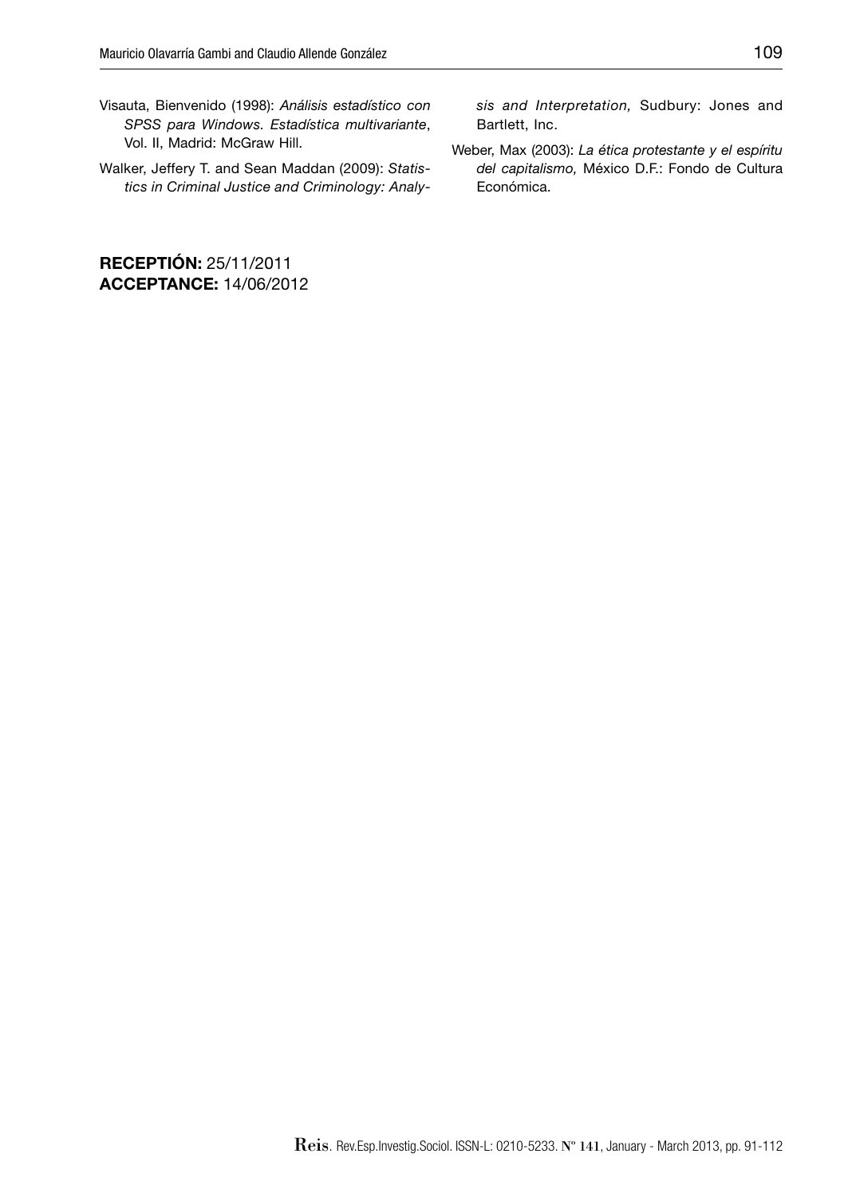Visauta, Bienvenido (1998): *Análisis estadístico con SPSS para Windows. Estadística multivariante*, Vol. II, Madrid: McGraw Hill.

Walker, Jeffery T. and Sean Maddan (2009): *Statistics in Criminal Justice and Criminology: Analysis and Interpretation,* Sudbury: Jones and Bartlett, Inc.

Weber, Max (2003): *La ética protestante y el espíritu del capitalismo,* México D.F.: Fondo de Cultura Económica.

**RECEPTIÓN:** 25/11/2011
**ACCEPTANCE:** 14/06/2012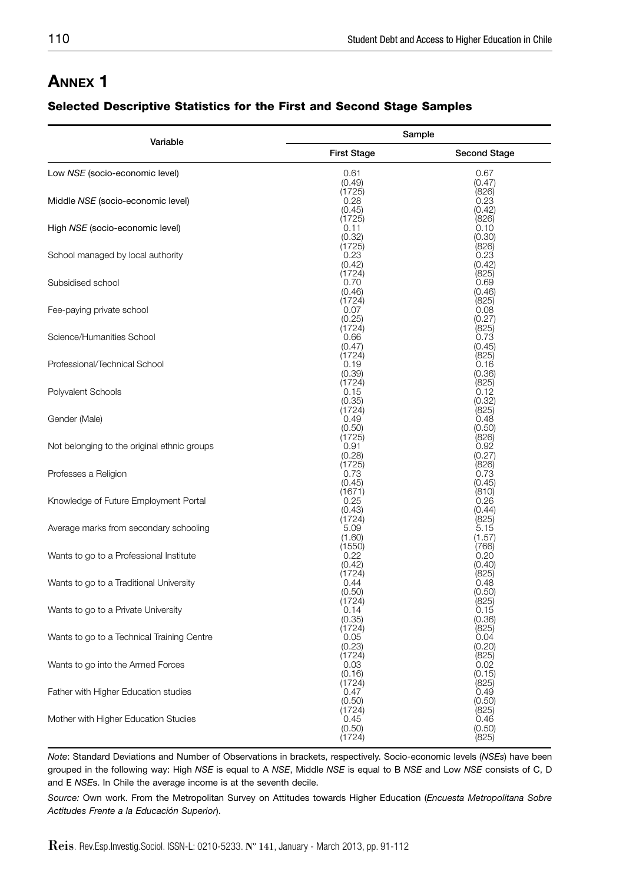# Annex 1

## Selected Descriptive Statistics for the First and Second Stage Samples

| Variable | Sample | |
|---|---|---|
| | First Stage | Second Stage |
| Low *NSE* (socio-economic level) | 0.61<br>(0.49)<br>(1725) | 0.67<br>(0.47)<br>(826) |
| Middle *NSE* (socio-economic level) | 0.28<br>(0.45)<br>(1725) | 0.23<br>(0.42)<br>(826) |
| High *NSE* (socio-economic level) | 0.11<br>(0.32)<br>(1725) | 0.10<br>(0.30)<br>(826) |
| School managed by local authority | 0.23<br>(0.42)<br>(1724) | 0.23<br>(0.42)<br>(825) |
| Subsidised school | 0.70<br>(0.46)<br>(1724) | 0.69<br>(0.46)<br>(825) |
| Fee-paying private school | 0.07<br>(0.25)<br>(1724) | 0.08<br>(0.27)<br>(825) |
| Science/Humanities School | 0.66<br>(0.47)<br>(1724) | 0.73<br>(0.45)<br>(825) |
| Professional/Technical School | 0.19<br>(0.39)<br>(1724) | 0.16<br>(0.36)<br>(825) |
| Polyvalent Schools | 0.15<br>(0.35)<br>(1724) | 0.12<br>(0.32)<br>(825) |
| Gender (Male) | 0.49<br>(0.50)<br>(1725) | 0.48<br>(0.50)<br>(826) |
| Not belonging to the original ethnic groups | 0.91<br>(0.28)<br>(1725) | 0.92<br>(0.27)<br>(826) |
| Professes a Religion | 0.73<br>(0.45)<br>(1671) | 0.73<br>(0.45)<br>(810) |
| Knowledge of Future Employment Portal | 0.25<br>(0.43)<br>(1724) | 0.26<br>(0.44)<br>(825) |
| Average marks from secondary schooling | 5.09<br>(1.60)<br>(1550) | 5.15<br>(1.57)<br>(766) |
| Wants to go to a Professional Institute | 0.22<br>(0.42)<br>(1724) | 0.20<br>(0.40)<br>(825) |
| Wants to go to a Traditional University | 0.44<br>(0.50)<br>(1724) | 0.48<br>(0.50)<br>(825) |
| Wants to go to a Private University | 0.14<br>(0.35)<br>(1724) | 0.15<br>(0.36)<br>(825) |
| Wants to go to a Technical Training Centre | 0.05<br>(0.23)<br>(1724) | 0.04<br>(0.20)<br>(825) |
| Wants to go into the Armed Forces | 0.03<br>(0.16)<br>(1724) | 0.02<br>(0.15)<br>(825) |
| Father with Higher Education studies | 0.47<br>(0.50)<br>(1724) | 0.49<br>(0.50)<br>(825) |
| Mother with Higher Education Studies | 0.45<br>(0.50)<br>(1724) | 0.46<br>(0.50)<br>(825) |

*Note*: Standard Deviations and Number of Observations in brackets, respectively. Socio-economic levels (*NSEs*) have been grouped in the following way: High *NSE* is equal to A *NSE*, Middle *NSE* is equal to B *NSE* and Low *NSE* consists of C, D and E *NSE*s. In Chile the average income is at the seventh decile.

*Source:* Own work. From the Metropolitan Survey on Attitudes towards Higher Education (*Encuesta Metropolitana Sobre Actitudes Frente a la Educación Superior*).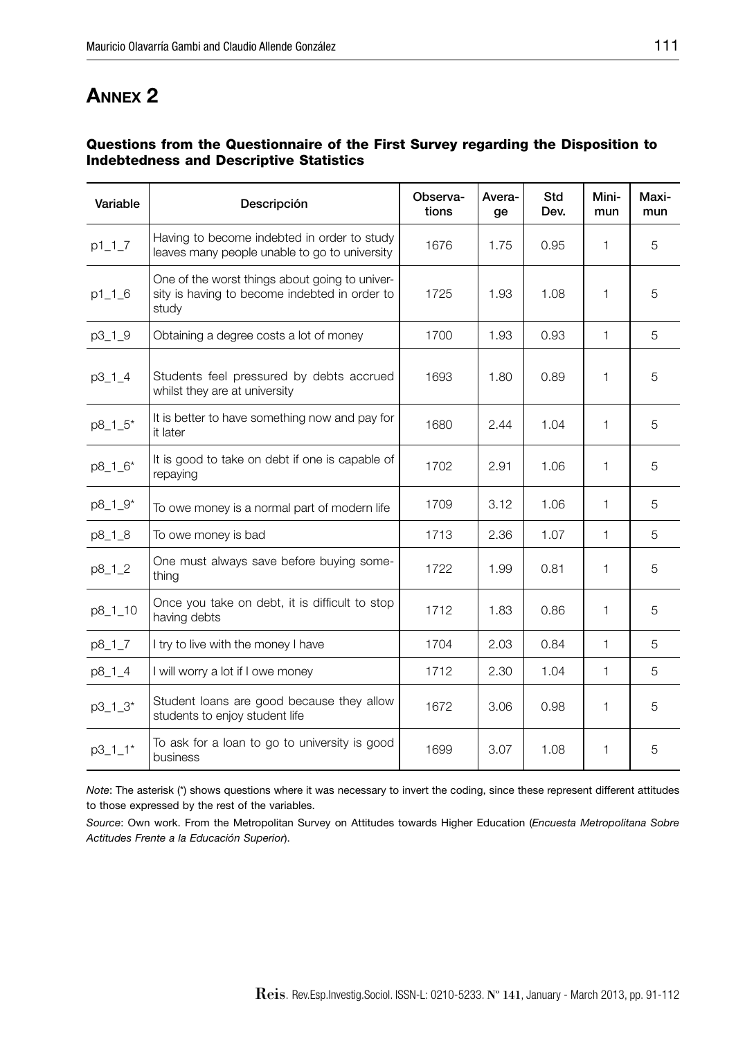# ANNEX 2

### Questions from the Questionnaire of the First Survey regarding the Disposition to Indebtedness and Descriptive Statistics

| Variable | Descripción | Observations | Average | Std Dev. | Minimun | Maximun |
|---|---|---|---|---|---|---|
| p1_1_7 | Having to become indebted in order to study leaves many people unable to go to university | 1676 | 1.75 | 0.95 | 1 | 5 |
| p1_1_6 | One of the worst things about going to university is having to become indebted in order to study | 1725 | 1.93 | 1.08 | 1 | 5 |
| p3_1_9 | Obtaining a degree costs a lot of money | 1700 | 1.93 | 0.93 | 1 | 5 |
| p3_1_4 | Students feel pressured by debts accrued whilst they are at university | 1693 | 1.80 | 0.89 | 1 | 5 |
| p8_1_5* | It is better to have something now and pay for it later | 1680 | 2.44 | 1.04 | 1 | 5 |
| p8_1_6* | It is good to take on debt if one is capable of repaying | 1702 | 2.91 | 1.06 | 1 | 5 |
| p8_1_9* | To owe money is a normal part of modern life | 1709 | 3.12 | 1.06 | 1 | 5 |
| p8_1_8 | To owe money is bad | 1713 | 2.36 | 1.07 | 1 | 5 |
| p8_1_2 | One must always save before buying something | 1722 | 1.99 | 0.81 | 1 | 5 |
| p8_1_10 | Once you take on debt, it is difficult to stop having debts | 1712 | 1.83 | 0.86 | 1 | 5 |
| p8_1_7 | I try to live with the money I have | 1704 | 2.03 | 0.84 | 1 | 5 |
| p8_1_4 | I will worry a lot if I owe money | 1712 | 2.30 | 1.04 | 1 | 5 |
| p3_1_3* | Student loans are good because they allow students to enjoy student life | 1672 | 3.06 | 0.98 | 1 | 5 |
| p3_1_1* | To ask for a loan to go to university is good business | 1699 | 3.07 | 1.08 | 1 | 5 |

*Note*: The asterisk (*) shows questions where it was necessary to invert the coding, since these represent different attitudes to those expressed by the rest of the variables.

*Source*: Own work. From the Metropolitan Survey on Attitudes towards Higher Education (*Encuesta Metropolitana Sobre Actitudes Frente a la Educación Superior*).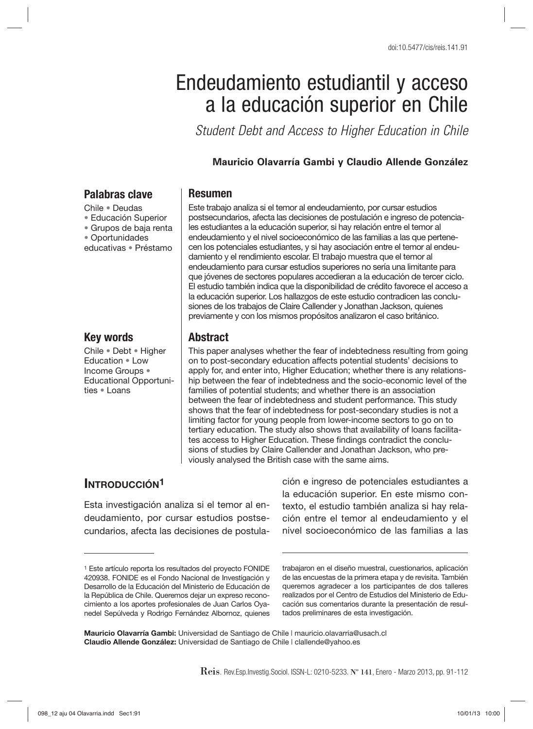doi:10.5477/cis/reis.141.91

# Endeudamiento estudiantil y acceso a la educación superior en Chile

*Student Debt and Access to Higher Education in Chile*

**Mauricio Olavarría Gambi y Claudio Allende González**

## Palabras clave

Chile • Deudas • Educación Superior • Grupos de baja renta • Oportunidades educativas • Préstamo

## Resumen

Este trabajo analiza si el temor al endeudamiento, por cursar estudios postsecundarios, afecta las decisiones de postulación e ingreso de potenciales estudiantes a la educación superior, si hay relación entre el temor al endeudamiento y el nivel socioeconómico de las familias a las que pertenecen los potenciales estudiantes, y si hay asociación entre el temor al endeudamiento y el rendimiento escolar. El trabajo muestra que el temor al endeudamiento para cursar estudios superiores no sería una limitante para que jóvenes de sectores populares accedieran a la educación de tercer ciclo. El estudio también indica que la disponibilidad de crédito favorece el acceso a la educación superior. Los hallazgos de este estudio contradicen las conclusiones de los trabajos de Claire Callender y Jonathan Jackson, quienes previamente y con los mismos propósitos analizaron el caso británico.

## Key words

Chile • Debt • Higher Education • Low Income Groups • Educational Opportunities • Loans

## Abstract

This paper analyses whether the fear of indebtedness resulting from going on to post-secondary education affects potential students' decisions to apply for, and enter into, Higher Education; whether there is any relationship between the fear of indebtedness and the socio-economic level of the families of potential students; and whether there is an association between the fear of indebtedness and student performance. This study shows that the fear of indebtedness for post-secondary studies is not a limiting factor for young people from lower-income sectors to go on to tertiary education. The study also shows that availability of loans facilitates access to Higher Education. These findings contradict the conclusions of studies by Claire Callender and Jonathan Jackson, who previously analysed the British case with the same aims.

## Introducción[1]

Esta investigación analiza si el temor al endeudamiento, por cursar estudios postsecundarios, afecta las decisiones de postulación e ingreso de potenciales estudiantes a la educación superior. En este mismo contexto, el estudio también analiza si hay relación entre el temor al endeudamiento y el nivel socioeconómico de las familias a las

[1] Este artículo reporta los resultados del proyecto FONIDE 420938. FONIDE es el Fondo Nacional de Investigación y Desarrollo de la Educación del Ministerio de Educación de la República de Chile. Queremos dejar un expreso reconocimiento a los aportes profesionales de Juan Carlos Oyanedel Sepúlveda y Rodrigo Fernández Albornoz, quienes trabajaron en el diseño muestral, cuestionarios, aplicación de las encuestas de la primera etapa y de revisita. También queremos agradecer a los participantes de dos talleres realizados por el Centro de Estudios del Ministerio de Educación sus comentarios durante la presentación de resultados preliminares de esta investigación.

**Mauricio Olavarría Gambi:** Universidad de Santiago de Chile | mauricio.olavarria@usach.cl
**Claudio Allende González:** Universidad de Santiago de Chile | clallende@yahoo.es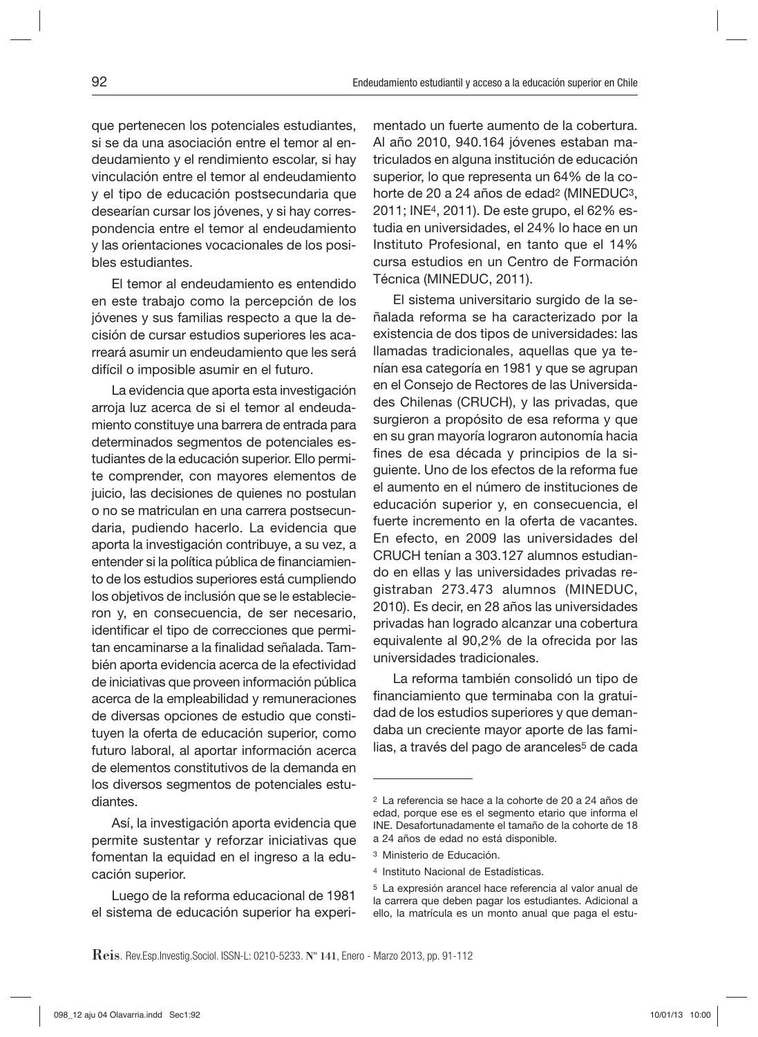que pertenecen los potenciales estudiantes, si se da una asociación entre el temor al endeudamiento y el rendimiento escolar, si hay vinculación entre el temor al endeudamiento y el tipo de educación postsecundaria que desearían cursar los jóvenes, y si hay correspondencia entre el temor al endeudamiento y las orientaciones vocacionales de los posibles estudiantes.

El temor al endeudamiento es entendido en este trabajo como la percepción de los jóvenes y sus familias respecto a que la decisión de cursar estudios superiores les acarreará asumir un endeudamiento que les será difícil o imposible asumir en el futuro.

La evidencia que aporta esta investigación arroja luz acerca de si el temor al endeudamiento constituye una barrera de entrada para determinados segmentos de potenciales estudiantes de la educación superior. Ello permite comprender, con mayores elementos de juicio, las decisiones de quienes no postulan o no se matriculan en una carrera postsecundaria, pudiendo hacerlo. La evidencia que aporta la investigación contribuye, a su vez, a entender si la política pública de financiamiento de los estudios superiores está cumpliendo los objetivos de inclusión que se le establecieron y, en consecuencia, de ser necesario, identificar el tipo de correcciones que permitan encaminarse a la finalidad señalada. También aporta evidencia acerca de la efectividad de iniciativas que proveen información pública acerca de la empleabilidad y remuneraciones de diversas opciones de estudio que constituyen la oferta de educación superior, como futuro laboral, al aportar información acerca de elementos constitutivos de la demanda en los diversos segmentos de potenciales estudiantes.

Así, la investigación aporta evidencia que permite sustentar y reforzar iniciativas que fomentan la equidad en el ingreso a la educación superior.

Luego de la reforma educacional de 1981 el sistema de educación superior ha experimentado un fuerte aumento de la cobertura. Al año 2010, 940.164 jóvenes estaban matriculados en alguna institución de educación superior, lo que representa un 64% de la cohorte de 20 a 24 años de edad[2] (MINEDUC[3], 2011; INE[4], 2011). De este grupo, el 62% estudia en universidades, el 24% lo hace en un Instituto Profesional, en tanto que el 14% cursa estudios en un Centro de Formación Técnica (MINEDUC, 2011).

El sistema universitario surgido de la señalada reforma se ha caracterizado por la existencia de dos tipos de universidades: las llamadas tradicionales, aquellas que ya tenían esa categoría en 1981 y que se agrupan en el Consejo de Rectores de las Universidades Chilenas (CRUCH), y las privadas, que surgieron a propósito de esa reforma y que en su gran mayoría lograron autonomía hacia fines de esa década y principios de la siguiente. Uno de los efectos de la reforma fue el aumento en el número de instituciones de educación superior y, en consecuencia, el fuerte incremento en la oferta de vacantes. En efecto, en 2009 las universidades del CRUCH tenían a 303.127 alumnos estudiando en ellas y las universidades privadas registraban 273.473 alumnos (MINEDUC, 2010). Es decir, en 28 años las universidades privadas han logrado alcanzar una cobertura equivalente al 90,2% de la ofrecida por las universidades tradicionales.

La reforma también consolidó un tipo de financiamiento que terminaba con la gratuidad de los estudios superiores y que demandaba un creciente mayor aporte de las familias, a través del pago de aranceles[5] de cada

---

[2] La referencia se hace a la cohorte de 20 a 24 años de edad, porque ese es el segmento etario que informa el INE. Desafortunadamente el tamaño de la cohorte de 18 a 24 años de edad no está disponible.

[3] Ministerio de Educación.

[4] Instituto Nacional de Estadísticas.

[5] La expresión arancel hace referencia al valor anual de la carrera que deben pagar los estudiantes. Adicional a ello, la matrícula es un monto anual que paga el estu-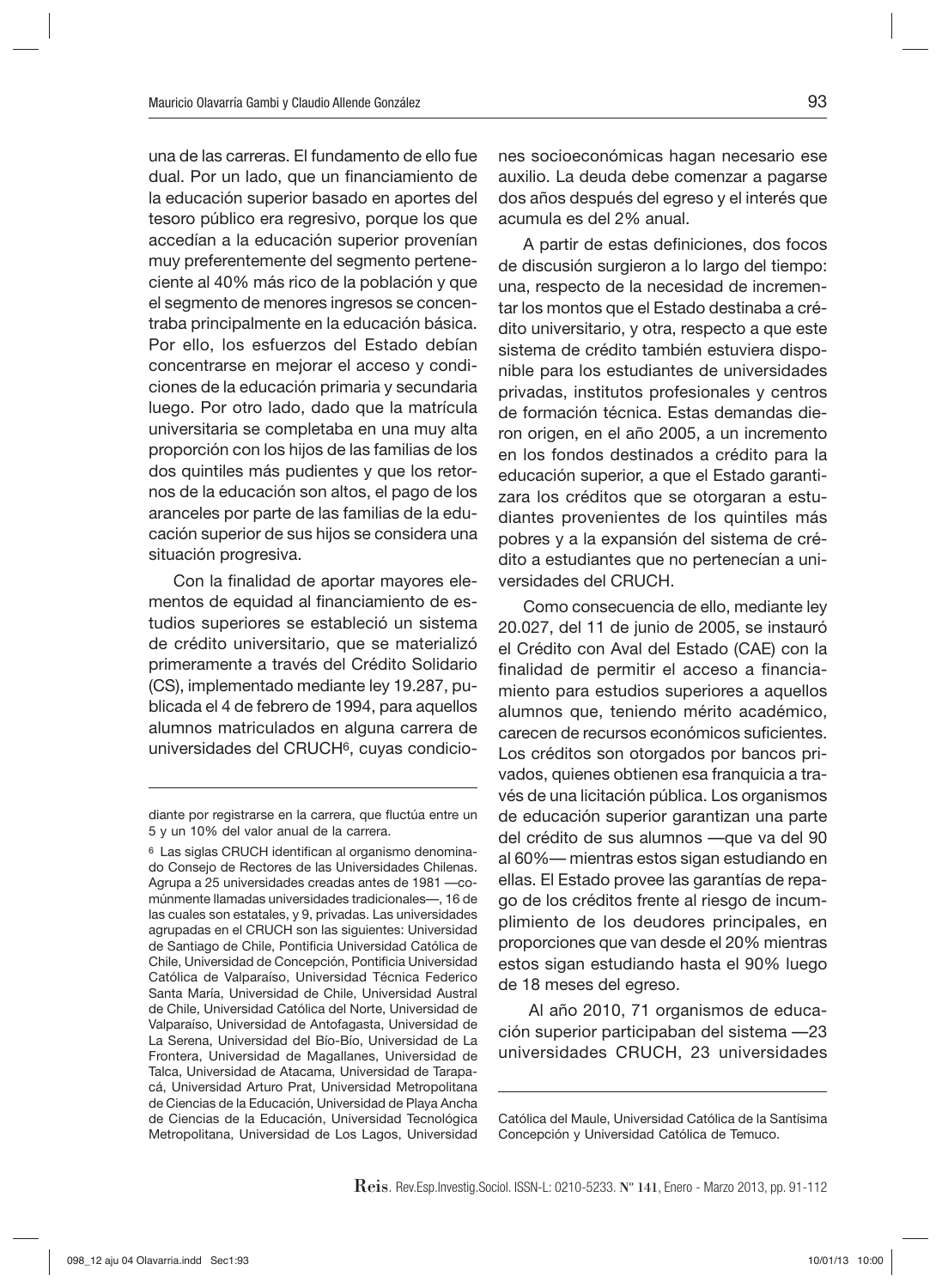una de las carreras. El fundamento de ello fue dual. Por un lado, que un financiamiento de la educación superior basado en aportes del tesoro público era regresivo, porque los que accedían a la educación superior provenían muy preferentemente del segmento perteneciente al 40% más rico de la población y que el segmento de menores ingresos se concentraba principalmente en la educación básica. Por ello, los esfuerzos del Estado debían concentrarse en mejorar el acceso y condiciones de la educación primaria y secundaria luego. Por otro lado, dado que la matrícula universitaria se completaba en una muy alta proporción con los hijos de las familias de los dos quintiles más pudientes y que los retornos de la educación son altos, el pago de los aranceles por parte de las familias de la educación superior de sus hijos se considera una situación progresiva.

Con la finalidad de aportar mayores elementos de equidad al financiamiento de estudios superiores se estableció un sistema de crédito universitario, que se materializó primeramente a través del Crédito Solidario (CS), implementado mediante ley 19.287, publicada el 4 de febrero de 1994, para aquellos alumnos matriculados en alguna carrera de universidades del CRUCH[6], cuyas condiciones socioeconómicas hagan necesario ese auxilio. La deuda debe comenzar a pagarse dos años después del egreso y el interés que acumula es del 2% anual.

A partir de estas definiciones, dos focos de discusión surgieron a lo largo del tiempo: una, respecto de la necesidad de incrementar los montos que el Estado destinaba a crédito universitario, y otra, respecto a que este sistema de crédito también estuviera disponible para los estudiantes de universidades privadas, institutos profesionales y centros de formación técnica. Estas demandas dieron origen, en el año 2005, a un incremento en los fondos destinados a crédito para la educación superior, a que el Estado garantizara los créditos que se otorgaran a estudiantes provenientes de los quintiles más pobres y a la expansión del sistema de crédito a estudiantes que no pertenecían a universidades del CRUCH.

Como consecuencia de ello, mediante ley 20.027, del 11 de junio de 2005, se instauró el Crédito con Aval del Estado (CAE) con la finalidad de permitir el acceso a financiamiento para estudios superiores a aquellos alumnos que, teniendo mérito académico, carecen de recursos económicos suficientes. Los créditos son otorgados por bancos privados, quienes obtienen esa franquicia a través de una licitación pública. Los organismos de educación superior garantizan una parte del crédito de sus alumnos —que va del 90 al 60%— mientras estos sigan estudiando en ellas. El Estado provee las garantías de repago de los créditos frente al riesgo de incumplimiento de los deudores principales, en proporciones que van desde el 20% mientras estos sigan estudiando hasta el 90% luego de 18 meses del egreso.

Al año 2010, 71 organismos de educación superior participaban del sistema —23 universidades CRUCH, 23 universidades

---

diante por registrarse en la carrera, que fluctúa entre un 5 y un 10% del valor anual de la carrera.

[6] Las siglas CRUCH identifican al organismo denominado Consejo de Rectores de las Universidades Chilenas. Agrupa a 25 universidades creadas antes de 1981 —comúnmente llamadas universidades tradicionales—, 16 de las cuales son estatales, y 9, privadas. Las universidades agrupadas en el CRUCH son las siguientes: Universidad de Santiago de Chile, Pontificia Universidad Católica de Chile, Universidad de Concepción, Pontificia Universidad Católica de Valparaíso, Universidad Técnica Federico Santa María, Universidad de Chile, Universidad Austral de Chile, Universidad Católica del Norte, Universidad de Valparaíso, Universidad de Antofagasta, Universidad de La Serena, Universidad del Bío-Bío, Universidad de La Frontera, Universidad de Magallanes, Universidad de Talca, Universidad de Atacama, Universidad de Tarapacá, Universidad Arturo Prat, Universidad Metropolitana de Ciencias de la Educación, Universidad de Playa Ancha de Ciencias de la Educación, Universidad Tecnológica Metropolitana, Universidad de Los Lagos, Universidad Católica del Maule, Universidad Católica de la Santísima Concepción y Universidad Católica de Temuco.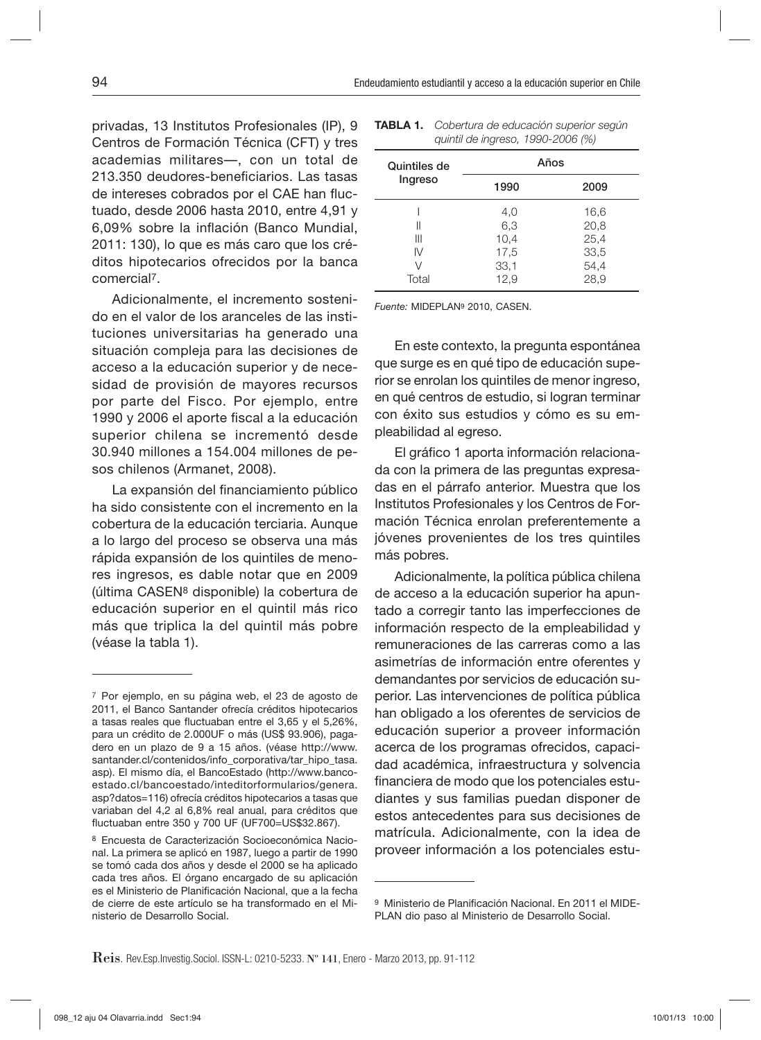privadas, 13 Institutos Profesionales (IP), 9 Centros de Formación Técnica (CFT) y tres academias militares—, con un total de 213.350 deudores-beneficiarios. Las tasas de intereses cobrados por el CAE han fluctuado, desde 2006 hasta 2010, entre 4,91 y 6,09% sobre la inflación (Banco Mundial, 2011: 130), lo que es más caro que los créditos hipotecarios ofrecidos por la banca comercial[7].

Adicionalmente, el incremento sostenido en el valor de los aranceles de las instituciones universitarias ha generado una situación compleja para las decisiones de acceso a la educación superior y de necesidad de provisión de mayores recursos por parte del Fisco. Por ejemplo, entre 1990 y 2006 el aporte fiscal a la educación superior chilena se incrementó desde 30.940 millones a 154.004 millones de pesos chilenos (Armanet, 2008).

La expansión del financiamiento público ha sido consistente con el incremento en la cobertura de la educación terciaria. Aunque a lo largo del proceso se observa una más rápida expansión de los quintiles de menores ingresos, es dable notar que en 2009 (última CASEN[8] disponible) la cobertura de educación superior en el quintil más rico más que triplica la del quintil más pobre (véase la tabla 1).

**TABLA 1.** *Cobertura de educación superior según quintil de ingreso, 1990-2006 (%)*

| Quintiles de Ingreso | Años | |
|---|---|---|
| | 1990 | 2009 |
| I | 4,0 | 16,6 |
| II | 6,3 | 20,8 |
| III | 10,4 | 25,4 |
| IV | 17,5 | 33,5 |
| V | 33,1 | 54,4 |
| Total | 12,9 | 28,9 |

*Fuente:* MIDEPLAN[9] 2010, CASEN.

En este contexto, la pregunta espontánea que surge es en qué tipo de educación superior se enrolan los quintiles de menor ingreso, en qué centros de estudio, si logran terminar con éxito sus estudios y cómo es su empleabilidad al egreso.

El gráfico 1 aporta información relacionada con la primera de las preguntas expresadas en el párrafo anterior. Muestra que los Institutos Profesionales y los Centros de Formación Técnica enrolan preferentemente a jóvenes provenientes de los tres quintiles más pobres.

Adicionalmente, la política pública chilena de acceso a la educación superior ha apuntado a corregir tanto las imperfecciones de información respecto de la empleabilidad y remuneraciones de las carreras como a las asimetrías de información entre oferentes y demandantes por servicios de educación superior. Las intervenciones de política pública han obligado a los oferentes de servicios de educación superior a proveer información acerca de los programas ofrecidos, capacidad académica, infraestructura y solvencia financiera de modo que los potenciales estudiantes y sus familias puedan disponer de estos antecedentes para sus decisiones de matrícula. Adicionalmente, con la idea de proveer información a los potenciales estu-

---

[7] Por ejemplo, en su página web, el 23 de agosto de 2011, el Banco Santander ofrecía créditos hipotecarios a tasas reales que fluctuaban entre el 3,65 y el 5,26%, para un crédito de 2.000UF o más (US$ 93.906), pagadero en un plazo de 9 a 15 años. (véase http://www.santander.cl/contenidos/info_corporativa/tar_hipo_tasa.asp). El mismo día, el BancoEstado (http://www.bancoestado.cl/bancoestado/inteditorformularios/genera.asp?datos=116) ofrecía créditos hipotecarios a tasas que variaban del 4,2 al 6,8% real anual, para créditos que fluctuaban entre 350 y 700 UF (UF700=US$32.867).

[8] Encuesta de Caracterización Socioeconómica Nacional. La primera se aplicó en 1987, luego a partir de 1990 se tomó cada dos años y desde el 2000 se ha aplicado cada tres años. El órgano encargado de su aplicación es el Ministerio de Planificación Nacional, que a la fecha de cierre de este artículo se ha transformado en el Ministerio de Desarrollo Social.

[9] Ministerio de Planificación Nacional. En 2011 el MIDEPLAN dio paso al Ministerio de Desarrollo Social.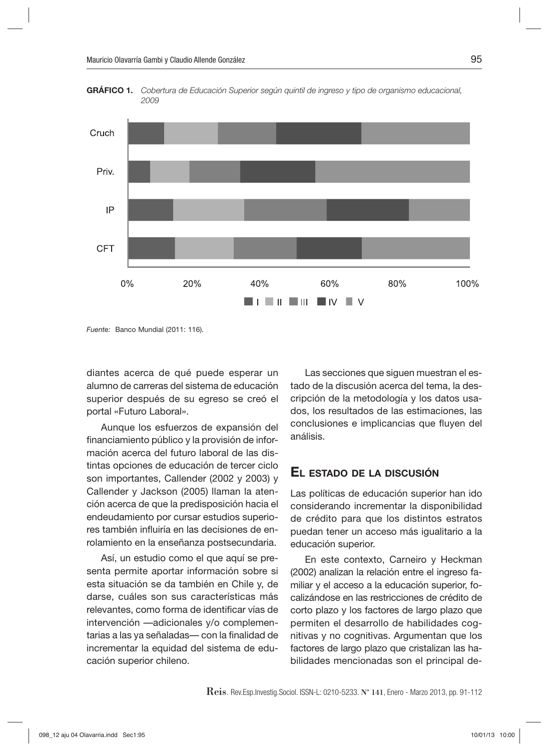**GRÁFICO 1.** *Cobertura de Educación Superior según quintil de ingreso y tipo de organismo educacional, 2009*

*Fuente:* Banco Mundial (2011: 116).

diantes acerca de qué puede esperar un alumno de carreras del sistema de educación superior después de su egreso se creó el portal «Futuro Laboral».

Aunque los esfuerzos de expansión del financiamiento público y la provisión de información acerca del futuro laboral de las distintas opciones de educación de tercer ciclo son importantes, Callender (2002 y 2003) y Callender y Jackson (2005) llaman la atención acerca de que la predisposición hacia el endeudamiento por cursar estudios superiores también influiría en las decisiones de enrolamiento en la enseñanza postsecundaria.

Así, un estudio como el que aquí se presenta permite aportar información sobre si esta situación se da también en Chile y, de darse, cuáles son sus características más relevantes, como forma de identificar vías de intervención —adicionales y/o complementarias a las ya señaladas— con la finalidad de incrementar la equidad del sistema de educación superior chileno.

Las secciones que siguen muestran el estado de la discusión acerca del tema, la descripción de la metodología y los datos usados, los resultados de las estimaciones, las conclusiones e implicancias que fluyen del análisis.

## El estado de la discusión

Las políticas de educación superior han ido considerando incrementar la disponibilidad de crédito para que los distintos estratos puedan tener un acceso más igualitario a la educación superior.

En este contexto, Carneiro y Heckman (2002) analizan la relación entre el ingreso familiar y el acceso a la educación superior, focalizándose en las restricciones de crédito de corto plazo y los factores de largo plazo que permiten el desarrollo de habilidades cognitivas y no cognitivas. Argumentan que los factores de largo plazo que cristalizan las habilidades mencionadas son el principal de-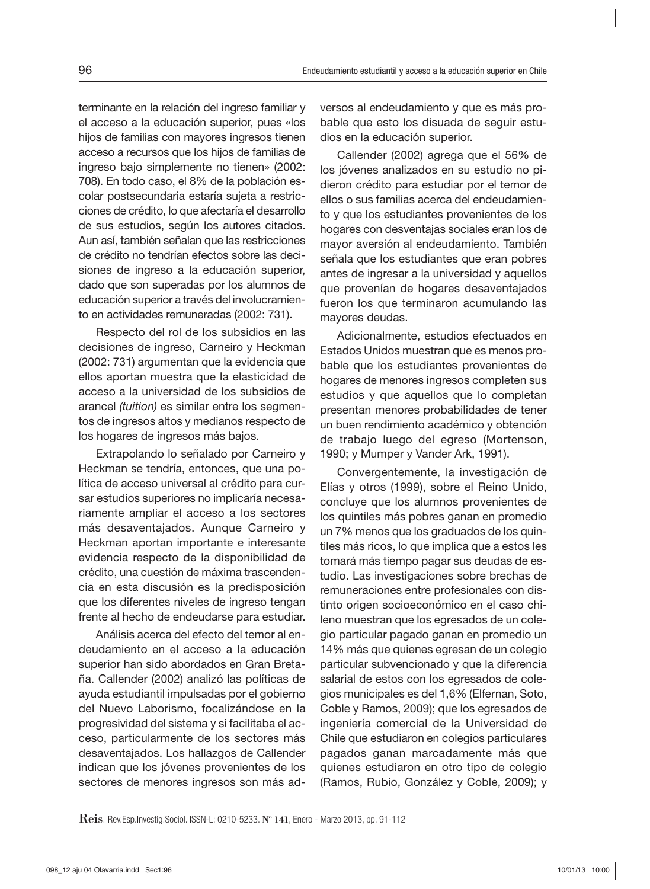terminante en la relación del ingreso familiar y el acceso a la educación superior, pues «los hijos de familias con mayores ingresos tienen acceso a recursos que los hijos de familias de ingreso bajo simplemente no tienen» (2002: 708). En todo caso, el 8% de la población escolar postsecundaria estaría sujeta a restricciones de crédito, lo que afectaría el desarrollo de sus estudios, según los autores citados. Aun así, también señalan que las restricciones de crédito no tendrían efectos sobre las decisiones de ingreso a la educación superior, dado que son superadas por los alumnos de educación superior a través del involucramiento en actividades remuneradas (2002: 731).

Respecto del rol de los subsidios en las decisiones de ingreso, Carneiro y Heckman (2002: 731) argumentan que la evidencia que ellos aportan muestra que la elasticidad de acceso a la universidad de los subsidios de arancel *(tuition)* es similar entre los segmentos de ingresos altos y medianos respecto de los hogares de ingresos más bajos.

Extrapolando lo señalado por Carneiro y Heckman se tendría, entonces, que una política de acceso universal al crédito para cursar estudios superiores no implicaría necesariamente ampliar el acceso a los sectores más desaventajados. Aunque Carneiro y Heckman aportan importante e interesante evidencia respecto de la disponibilidad de crédito, una cuestión de máxima trascendencia en esta discusión es la predisposición que los diferentes niveles de ingreso tengan frente al hecho de endeudarse para estudiar.

Análisis acerca del efecto del temor al endeudamiento en el acceso a la educación superior han sido abordados en Gran Bretaña. Callender (2002) analizó las políticas de ayuda estudiantil impulsadas por el gobierno del Nuevo Laborismo, focalizándose en la progresividad del sistema y si facilitaba el acceso, particularmente de los sectores más desaventajados. Los hallazgos de Callender indican que los jóvenes provenientes de los sectores de menores ingresos son más adversos al endeudamiento y que es más probable que esto los disuada de seguir estudios en la educación superior.

Callender (2002) agrega que el 56% de los jóvenes analizados en su estudio no pidieron crédito para estudiar por el temor de ellos o sus familias acerca del endeudamiento y que los estudiantes provenientes de los hogares con desventajas sociales eran los de mayor aversión al endeudamiento. También señala que los estudiantes que eran pobres antes de ingresar a la universidad y aquellos que provenían de hogares desaventajados fueron los que terminaron acumulando las mayores deudas.

Adicionalmente, estudios efectuados en Estados Unidos muestran que es menos probable que los estudiantes provenientes de hogares de menores ingresos completen sus estudios y que aquellos que lo completan presentan menores probabilidades de tener un buen rendimiento académico y obtención de trabajo luego del egreso (Mortenson, 1990; y Mumper y Vander Ark, 1991).

Convergentemente, la investigación de Elías y otros (1999), sobre el Reino Unido, concluye que los alumnos provenientes de los quintiles más pobres ganan en promedio un 7% menos que los graduados de los quintiles más ricos, lo que implica que a estos les tomará más tiempo pagar sus deudas de estudio. Las investigaciones sobre brechas de remuneraciones entre profesionales con distinto origen socioeconómico en el caso chileno muestran que los egresados de un colegio particular pagado ganan en promedio un 14% más que quienes egresan de un colegio particular subvencionado y que la diferencia salarial de estos con los egresados de colegios municipales es del 1,6% (Elfernan, Soto, Coble y Ramos, 2009); que los egresados de ingeniería comercial de la Universidad de Chile que estudiaron en colegios particulares pagados ganan marcadamente más que quienes estudiaron en otro tipo de colegio (Ramos, Rubio, González y Coble, 2009); y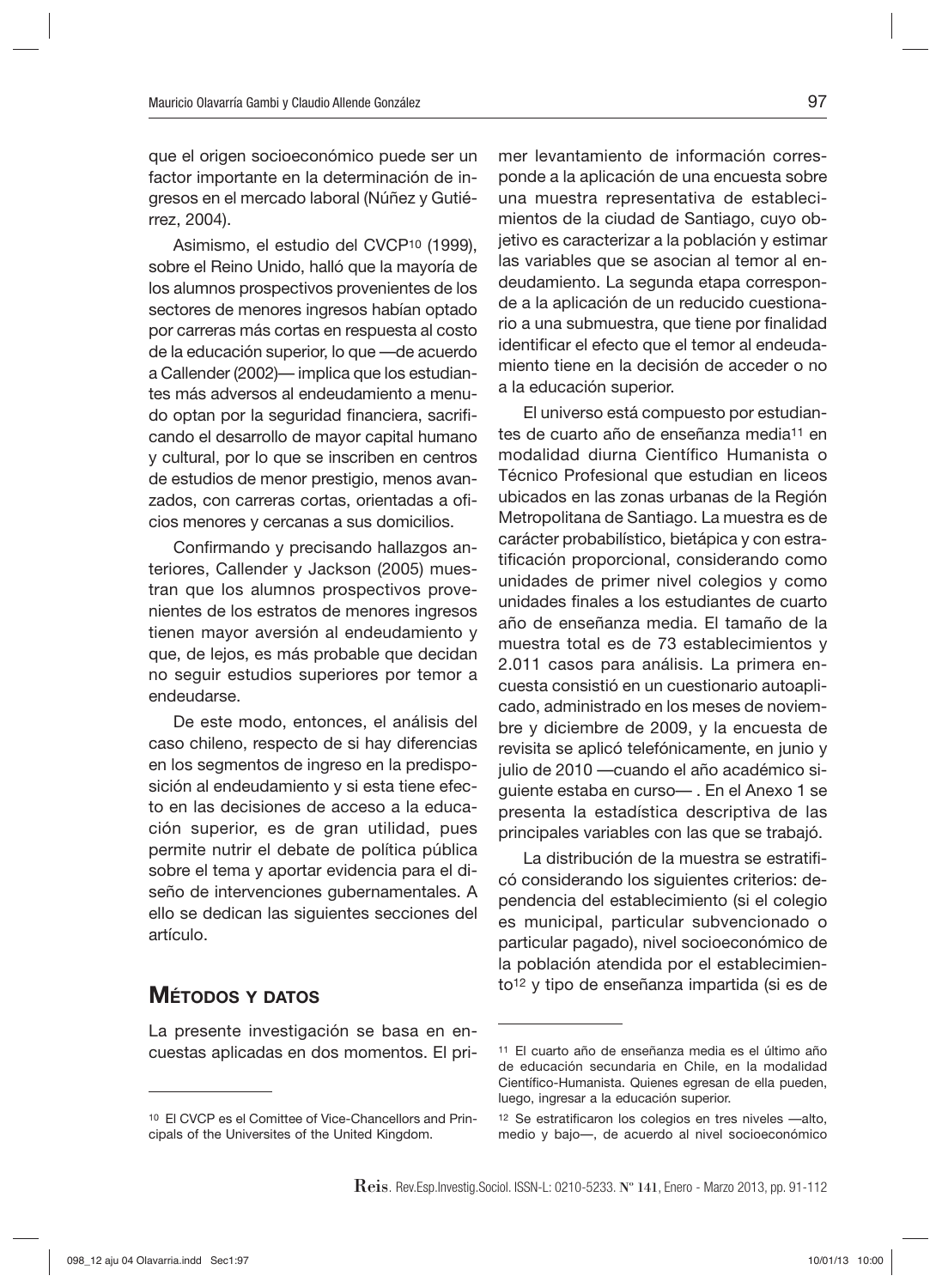que el origen socioeconómico puede ser un factor importante en la determinación de ingresos en el mercado laboral (Núñez y Gutiérrez, 2004).

Asimismo, el estudio del CVCP[10] (1999), sobre el Reino Unido, halló que la mayoría de los alumnos prospectivos provenientes de los sectores de menores ingresos habían optado por carreras más cortas en respuesta al costo de la educación superior, lo que —de acuerdo a Callender (2002)— implica que los estudiantes más adversos al endeudamiento a menudo optan por la seguridad financiera, sacrificando el desarrollo de mayor capital humano y cultural, por lo que se inscriben en centros de estudios de menor prestigio, menos avanzados, con carreras cortas, orientadas a oficios menores y cercanas a sus domicilios.

Confirmando y precisando hallazgos anteriores, Callender y Jackson (2005) muestran que los alumnos prospectivos provenientes de los estratos de menores ingresos tienen mayor aversión al endeudamiento y que, de lejos, es más probable que decidan no seguir estudios superiores por temor a endeudarse.

De este modo, entonces, el análisis del caso chileno, respecto de si hay diferencias en los segmentos de ingreso en la predisposición al endeudamiento y si esta tiene efecto en las decisiones de acceso a la educación superior, es de gran utilidad, pues permite nutrir el debate de política pública sobre el tema y aportar evidencia para el diseño de intervenciones gubernamentales. A ello se dedican las siguientes secciones del artículo.

## Métodos y datos

La presente investigación se basa en encuestas aplicadas en dos momentos. El primer levantamiento de información corresponde a la aplicación de una encuesta sobre una muestra representativa de establecimientos de la ciudad de Santiago, cuyo objetivo es caracterizar a la población y estimar las variables que se asocian al temor al endeudamiento. La segunda etapa corresponde a la aplicación de un reducido cuestionario a una submuestra, que tiene por finalidad identificar el efecto que el temor al endeudamiento tiene en la decisión de acceder o no a la educación superior.

El universo está compuesto por estudiantes de cuarto año de enseñanza media[11] en modalidad diurna Científico Humanista o Técnico Profesional que estudian en liceos ubicados en las zonas urbanas de la Región Metropolitana de Santiago. La muestra es de carácter probabilístico, bietápica y con estratificación proporcional, considerando como unidades de primer nivel colegios y como unidades finales a los estudiantes de cuarto año de enseñanza media. El tamaño de la muestra total es de 73 establecimientos y 2.011 casos para análisis. La primera encuesta consistió en un cuestionario autoaplicado, administrado en los meses de noviembre y diciembre de 2009, y la encuesta de revisita se aplicó telefónicamente, en junio y julio de 2010 —cuando el año académico siguiente estaba en curso— . En el Anexo 1 se presenta la estadística descriptiva de las principales variables con las que se trabajó.

La distribución de la muestra se estratificó considerando los siguientes criterios: dependencia del establecimiento (si el colegio es municipal, particular subvencionado o particular pagado), nivel socioeconómico de la población atendida por el establecimiento[12] y tipo de enseñanza impartida (si es de

---

[10] El CVCP es el Comittee of Vice-Chancellors and Principals of the Universites of the United Kingdom.

[11] El cuarto año de enseñanza media es el último año de educación secundaria en Chile, en la modalidad Científico-Humanista. Quienes egresan de ella pueden, luego, ingresar a la educación superior.

[12] Se estratificaron los colegios en tres niveles —alto, medio y bajo—, de acuerdo al nivel socioeconómico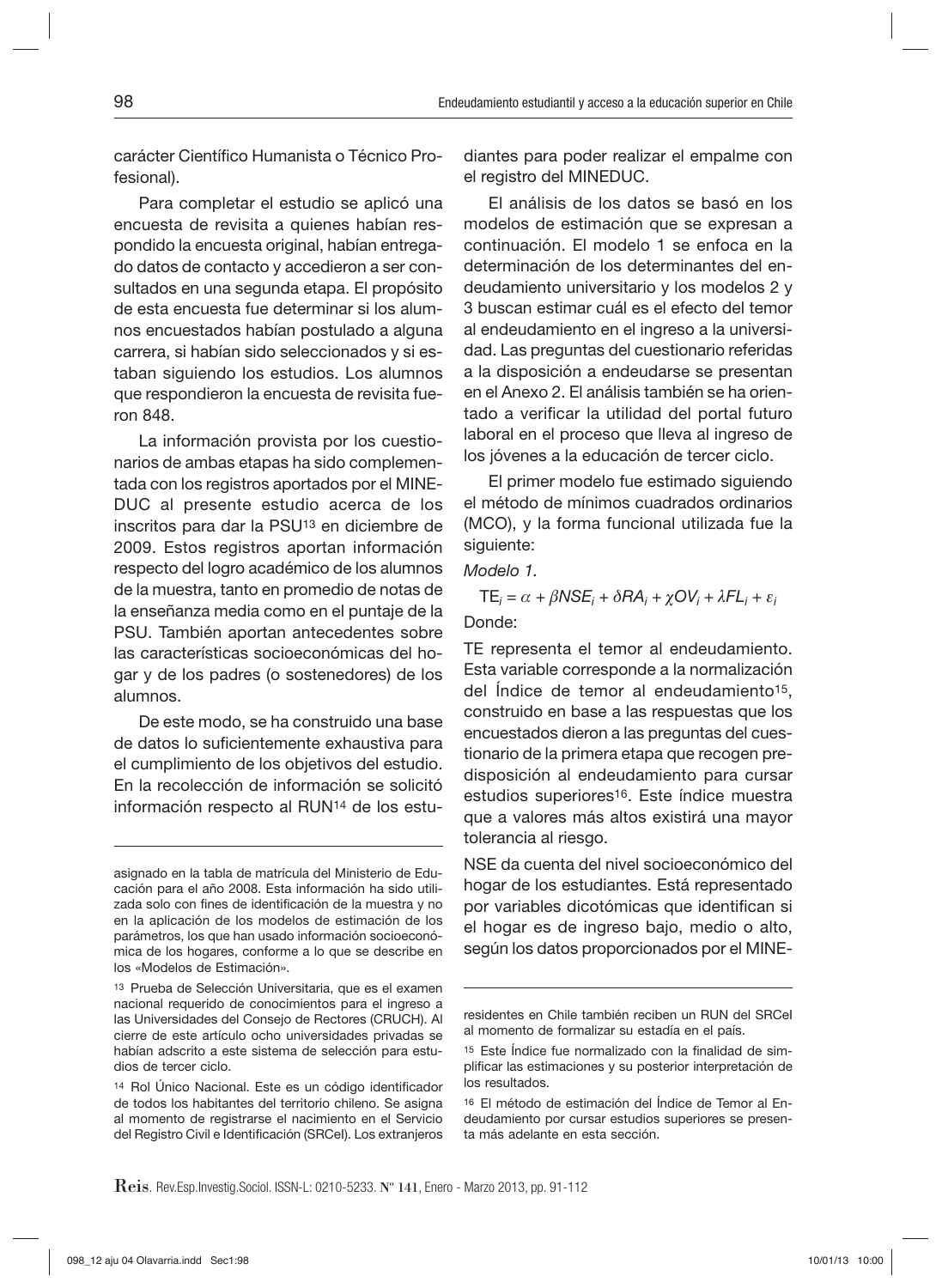carácter Científico Humanista o Técnico Profesional).

Para completar el estudio se aplicó una encuesta de revisita a quienes habían respondido la encuesta original, habían entregado datos de contacto y accedieron a ser consultados en una segunda etapa. El propósito de esta encuesta fue determinar si los alumnos encuestados habían postulado a alguna carrera, si habían sido seleccionados y si estaban siguiendo los estudios. Los alumnos que respondieron la encuesta de revisita fueron 848.

La información provista por los cuestionarios de ambas etapas ha sido complementada con los registros aportados por el MINEDUC al presente estudio acerca de los inscritos para dar la PSU[13] en diciembre de 2009. Estos registros aportan información respecto del logro académico de los alumnos de la muestra, tanto en promedio de notas de la enseñanza media como en el puntaje de la PSU. También aportan antecedentes sobre las características socioeconómicas del hogar y de los padres (o sostenedores) de los alumnos.

De este modo, se ha construido una base de datos lo suficientemente exhaustiva para el cumplimiento de los objetivos del estudio. En la recolección de información se solicitó información respecto al RUN[14] de los estudiantes para poder realizar el empalme con el registro del MINEDUC.

El análisis de los datos se basó en los modelos de estimación que se expresan a continuación. El modelo 1 se enfoca en la determinación de los determinantes del endeudamiento universitario y los modelos 2 y 3 buscan estimar cuál es el efecto del temor al endeudamiento en el ingreso a la universidad. Las preguntas del cuestionario referidas a la disposición a endeudarse se presentan en el Anexo 2. El análisis también se ha orientado a verificar la utilidad del portal futuro laboral en el proceso que lleva al ingreso de los jóvenes a la educación de tercer ciclo.

El primer modelo fue estimado siguiendo el método de mínimos cuadrados ordinarios (MCO), y la forma funcional utilizada fue la siguiente:

*Modelo 1.*

$$TE_i = \alpha + \beta NSE_i + \delta RA_i + \chi OV_i + \lambda FL_i + \varepsilon_i$$

Donde:

TE representa el temor al endeudamiento. Esta variable corresponde a la normalización del Índice de temor al endeudamiento[15], construido en base a las respuestas que los encuestados dieron a las preguntas del cuestionario de la primera etapa que recogen predisposición al endeudamiento para cursar estudios superiores[16]. Este índice muestra que a valores más altos existirá una mayor tolerancia al riesgo.

NSE da cuenta del nivel socioeconómico del hogar de los estudiantes. Está representado por variables dicotómicas que identifican si el hogar es de ingreso bajo, medio o alto, según los datos proporcionados por el MINE-

---

asignado en la tabla de matrícula del Ministerio de Educación para el año 2008. Esta información ha sido utilizada solo con fines de identificación de la muestra y no en la aplicación de los modelos de estimación de los parámetros, los que han usado información socioeconómica de los hogares, conforme a lo que se describe en los «Modelos de Estimación».

[13] Prueba de Selección Universitaria, que es el examen nacional requerido de conocimientos para el ingreso a las Universidades del Consejo de Rectores (CRUCH). Al cierre de este artículo ocho universidades privadas se habían adscrito a este sistema de selección para estudios de tercer ciclo.

[14] Rol Único Nacional. Este es un código identificador de todos los habitantes del territorio chileno. Se asigna al momento de registrarse el nacimiento en el Servicio del Registro Civil e Identificación (SRCeI). Los extranjeros residentes en Chile también reciben un RUN del SRCeI al momento de formalizar su estadía en el país.

[15] Este Índice fue normalizado con la finalidad de simplificar las estimaciones y su posterior interpretación de los resultados.

[16] El método de estimación del Índice de Temor al Endeudamiento por cursar estudios superiores se presenta más adelante en esta sección.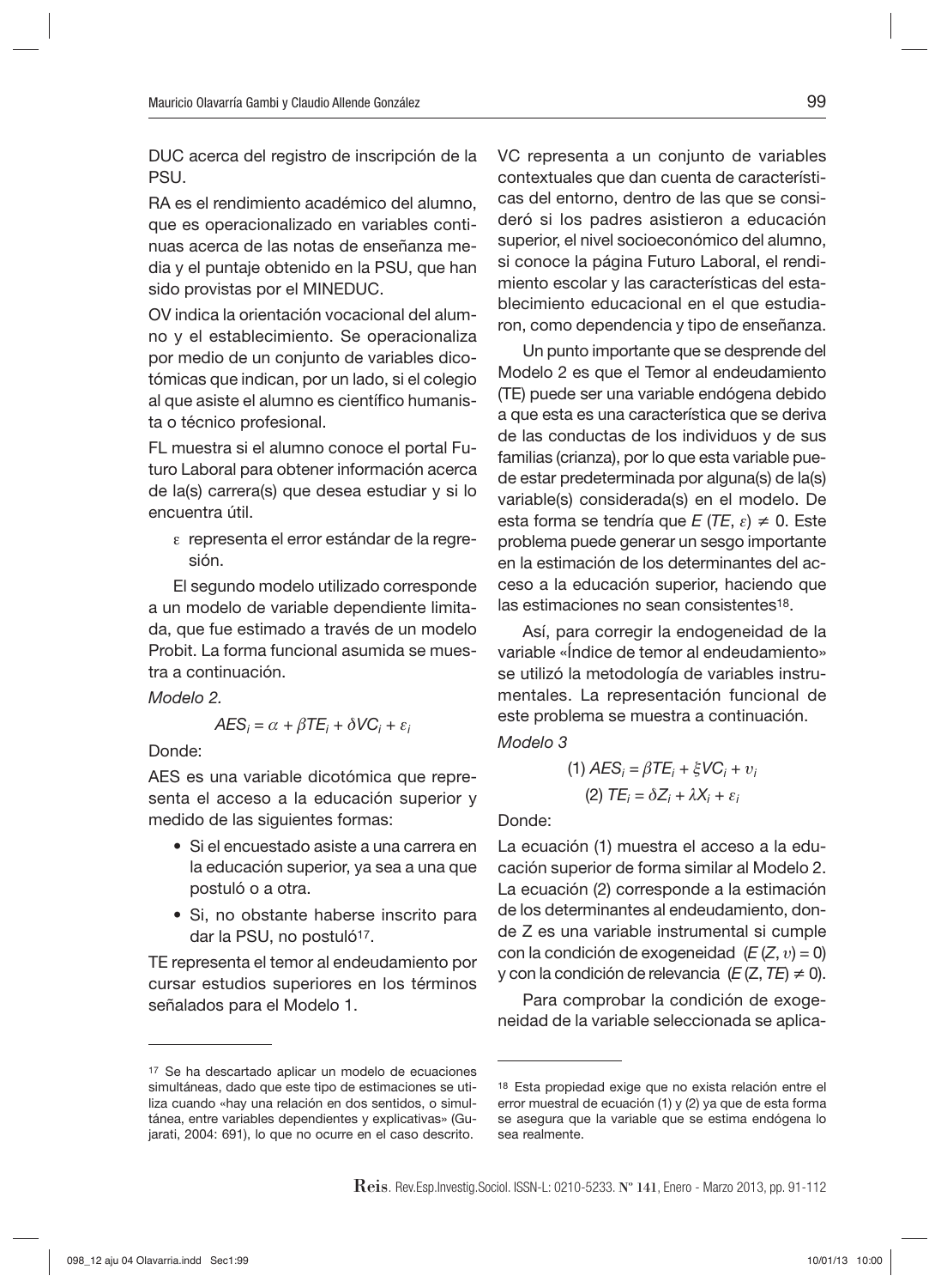DUC acerca del registro de inscripción de la PSU.

RA es el rendimiento académico del alumno, que es operacionalizado en variables continuas acerca de las notas de enseñanza media y el puntaje obtenido en la PSU, que han sido provistas por el MINEDUC.

OV indica la orientación vocacional del alumno y el establecimiento. Se operacionaliza por medio de un conjunto de variables dicotómicas que indican, por un lado, si el colegio al que asiste el alumno es científico humanista o técnico profesional.

FL muestra si el alumno conoce el portal Futuro Laboral para obtener información acerca de la(s) carrera(s) que desea estudiar y si lo encuentra útil.

$\varepsilon$ representa el error estándar de la regresión.

El segundo modelo utilizado corresponde a un modelo de variable dependiente limitada, que fue estimado a través de un modelo Probit. La forma funcional asumida se muestra a continuación.

*Modelo 2.*

$$AES_i = \alpha + \beta TE_i + \delta VC_i + \varepsilon_i$$

Donde:

AES es una variable dicotómica que representa el acceso a la educación superior y medido de las siguientes formas:

- Si el encuestado asiste a una carrera en la educación superior, ya sea a una que postuló o a otra.
- Si, no obstante haberse inscrito para dar la PSU, no postuló[17].

TE representa el temor al endeudamiento por cursar estudios superiores en los términos señalados para el Modelo 1.

VC representa a un conjunto de variables contextuales que dan cuenta de características del entorno, dentro de las que se consideró si los padres asistieron a educación superior, el nivel socioeconómico del alumno, si conoce la página Futuro Laboral, el rendimiento escolar y las características del establecimiento educacional en el que estudiaron, como dependencia y tipo de enseñanza.

Un punto importante que se desprende del Modelo 2 es que el Temor al endeudamiento (TE) puede ser una variable endógena debido a que esta es una característica que se deriva de las conductas de los individuos y de sus familias (crianza), por lo que esta variable puede estar predeterminada por alguna(s) de la(s) variable(s) considerada(s) en el modelo. De esta forma se tendría que $E\,(TE, \varepsilon) \neq 0$. Este problema puede generar un sesgo importante en la estimación de los determinantes del acceso a la educación superior, haciendo que las estimaciones no sean consistentes[18].

Así, para corregir la endogeneidad de la variable «Índice de temor al endeudamiento» se utilizó la metodología de variables instrumentales. La representación funcional de este problema se muestra a continuación.

*Modelo 3*

$$(1)\ AES_i = \beta TE_i + \xi VC_i + \upsilon_i$$

$$(2)\ TE_i = \delta Z_i + \lambda X_i + \varepsilon_i$$

Donde:

La ecuación (1) muestra el acceso a la educación superior de forma similar al Modelo 2. La ecuación (2) corresponde a la estimación de los determinantes al endeudamiento, donde Z es una variable instrumental si cumple con la condición de exogeneidad ($E\,(Z, \upsilon) = 0$) y con la condición de relevancia ($E\,(Z, TE) \neq 0$).

Para comprobar la condición de exogeneidad de la variable seleccionada se aplica-

---

[17] Se ha descartado aplicar un modelo de ecuaciones simultáneas, dado que este tipo de estimaciones se utiliza cuando «hay una relación en dos sentidos, o simultánea, entre variables dependientes y explicativas» (Gujarati, 2004: 691), lo que no ocurre en el caso descrito.

[18] Esta propiedad exige que no exista relación entre el error muestral de ecuación (1) y (2) ya que de esta forma se asegura que la variable que se estima endógena lo sea realmente.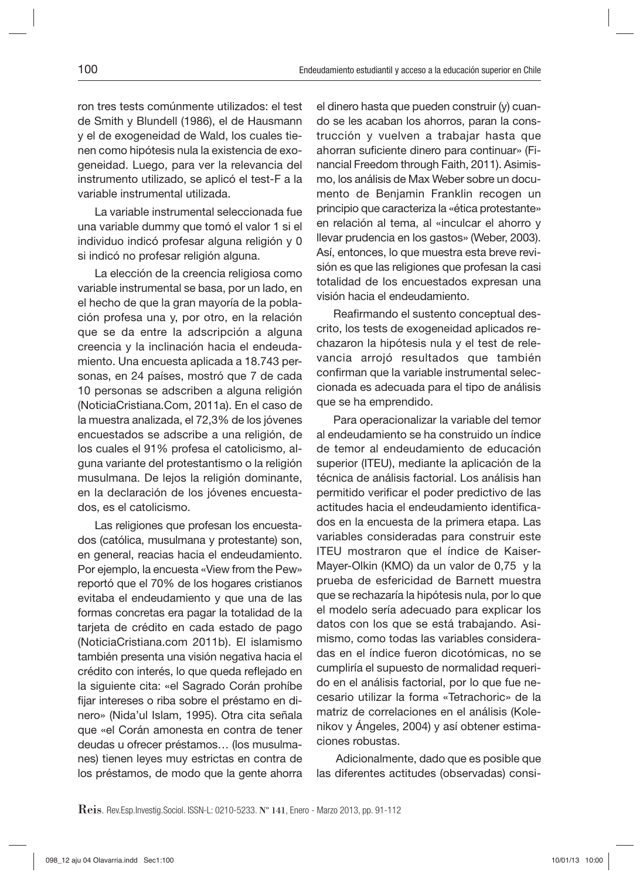ron tres tests comúnmente utilizados: el test de Smith y Blundell (1986), el de Hausmann y el de exogeneidad de Wald, los cuales tienen como hipótesis nula la existencia de exogeneidad. Luego, para ver la relevancia del instrumento utilizado, se aplicó el test-F a la variable instrumental utilizada.

La variable instrumental seleccionada fue una variable dummy que tomó el valor 1 si el individuo indicó profesar alguna religión y 0 si indicó no profesar religión alguna.

La elección de la creencia religiosa como variable instrumental se basa, por un lado, en el hecho de que la gran mayoría de la población profesa una y, por otro, en la relación que se da entre la adscripción a alguna creencia y la inclinación hacia el endeudamiento. Una encuesta aplicada a 18.743 personas, en 24 países, mostró que 7 de cada 10 personas se adscriben a alguna religión (NoticiaCristiana.Com, 2011a). En el caso de la muestra analizada, el 72,3% de los jóvenes encuestados se adscribe a una religión, de los cuales el 91% profesa el catolicismo, alguna variante del protestantismo o la religión musulmana. De lejos la religión dominante, en la declaración de los jóvenes encuestados, es el catolicismo.

Las religiones que profesan los encuestados (católica, musulmana y protestante) son, en general, reacias hacia el endeudamiento. Por ejemplo, la encuesta «View from the Pew» reportó que el 70% de los hogares cristianos evitaba el endeudamiento y que una de las formas concretas era pagar la totalidad de la tarjeta de crédito en cada estado de pago (NoticiaCristiana.com 2011b). El islamismo también presenta una visión negativa hacia el crédito con interés, lo que queda reflejado en la siguiente cita: «el Sagrado Corán prohíbe fijar intereses o riba sobre el préstamo en dinero» (Nida'ul Islam, 1995). Otra cita señala que «el Corán amonesta en contra de tener deudas u ofrecer préstamos… (los musulmanes) tienen leyes muy estrictas en contra de los préstamos, de modo que la gente ahorra el dinero hasta que pueden construir (y) cuando se les acaban los ahorros, paran la construcción y vuelven a trabajar hasta que ahorran suficiente dinero para continuar» (Financial Freedom through Faith, 2011). Asimismo, los análisis de Max Weber sobre un documento de Benjamin Franklin recogen un principio que caracteriza la «ética protestante» en relación al tema, al «inculcar el ahorro y llevar prudencia en los gastos» (Weber, 2003). Así, entonces, lo que muestra esta breve revisión es que las religiones que profesan la casi totalidad de los encuestados expresan una visión hacia el endeudamiento.

Reafirmando el sustento conceptual descrito, los tests de exogeneidad aplicados rechazaron la hipótesis nula y el test de relevancia arrojó resultados que también confirman que la variable instrumental seleccionada es adecuada para el tipo de análisis que se ha emprendido.

Para operacionalizar la variable del temor al endeudamiento se ha construido un índice de temor al endeudamiento de educación superior (ITEU), mediante la aplicación de la técnica de análisis factorial. Los análisis han permitido verificar el poder predictivo de las actitudes hacia el endeudamiento identificados en la encuesta de la primera etapa. Las variables consideradas para construir este ITEU mostraron que el índice de Kaiser-Mayer-Olkin (KMO) da un valor de 0,75 y la prueba de esfericidad de Barnett muestra que se rechazaría la hipótesis nula, por lo que el modelo sería adecuado para explicar los datos con los que se está trabajando. Asimismo, como todas las variables consideradas en el índice fueron dicotómicas, no se cumpliría el supuesto de normalidad requerido en el análisis factorial, por lo que fue necesario utilizar la forma «Tetrachoric» de la matriz de correlaciones en el análisis (Kolenikov y Ángeles, 2004) y así obtener estimaciones robustas.

Adicionalmente, dado que es posible que las diferentes actitudes (observadas) consi-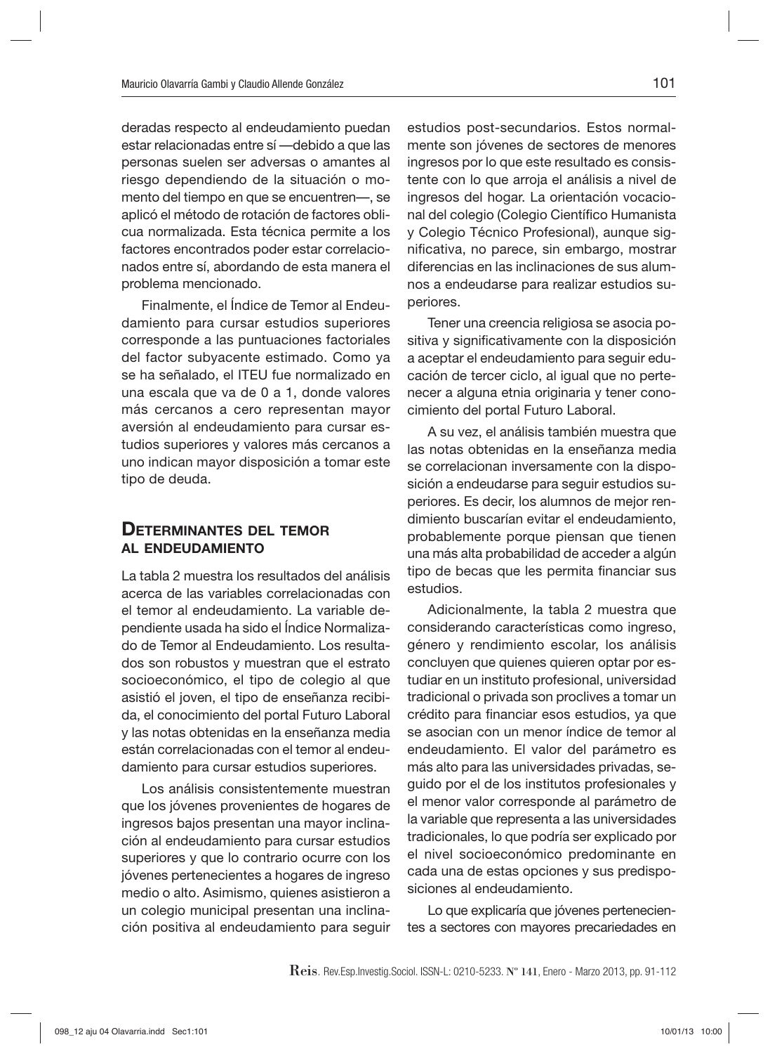deradas respecto al endeudamiento puedan estar relacionadas entre sí —debido a que las personas suelen ser adversas o amantes al riesgo dependiendo de la situación o momento del tiempo en que se encuentren—, se aplicó el método de rotación de factores oblicua normalizada. Esta técnica permite a los factores encontrados poder estar correlacionados entre sí, abordando de esta manera el problema mencionado.

Finalmente, el Índice de Temor al Endeudamiento para cursar estudios superiores corresponde a las puntuaciones factoriales del factor subyacente estimado. Como ya se ha señalado, el ITEU fue normalizado en una escala que va de 0 a 1, donde valores más cercanos a cero representan mayor aversión al endeudamiento para cursar estudios superiores y valores más cercanos a uno indican mayor disposición a tomar este tipo de deuda.

## Determinantes del temor al endeudamiento

La tabla 2 muestra los resultados del análisis acerca de las variables correlacionadas con el temor al endeudamiento. La variable dependiente usada ha sido el Índice Normalizado de Temor al Endeudamiento. Los resultados son robustos y muestran que el estrato socioeconómico, el tipo de colegio al que asistió el joven, el tipo de enseñanza recibida, el conocimiento del portal Futuro Laboral y las notas obtenidas en la enseñanza media están correlacionadas con el temor al endeudamiento para cursar estudios superiores.

Los análisis consistentemente muestran que los jóvenes provenientes de hogares de ingresos bajos presentan una mayor inclinación al endeudamiento para cursar estudios superiores y que lo contrario ocurre con los jóvenes pertenecientes a hogares de ingreso medio o alto. Asimismo, quienes asistieron a un colegio municipal presentan una inclinación positiva al endeudamiento para seguir estudios post-secundarios. Estos normalmente son jóvenes de sectores de menores ingresos por lo que este resultado es consistente con lo que arroja el análisis a nivel de ingresos del hogar. La orientación vocacional del colegio (Colegio Científico Humanista y Colegio Técnico Profesional), aunque significativa, no parece, sin embargo, mostrar diferencias en las inclinaciones de sus alumnos a endeudarse para realizar estudios superiores.

Tener una creencia religiosa se asocia positiva y significativamente con la disposición a aceptar el endeudamiento para seguir educación de tercer ciclo, al igual que no pertenecer a alguna etnia originaria y tener conocimiento del portal Futuro Laboral.

A su vez, el análisis también muestra que las notas obtenidas en la enseñanza media se correlacionan inversamente con la disposición a endeudarse para seguir estudios superiores. Es decir, los alumnos de mejor rendimiento buscarían evitar el endeudamiento, probablemente porque piensan que tienen una más alta probabilidad de acceder a algún tipo de becas que les permita financiar sus estudios.

Adicionalmente, la tabla 2 muestra que considerando características como ingreso, género y rendimiento escolar, los análisis concluyen que quienes quieren optar por estudiar en un instituto profesional, universidad tradicional o privada son proclives a tomar un crédito para financiar esos estudios, ya que se asocian con un menor índice de temor al endeudamiento. El valor del parámetro es más alto para las universidades privadas, seguido por el de los institutos profesionales y el menor valor corresponde al parámetro de la variable que representa a las universidades tradicionales, lo que podría ser explicado por el nivel socioeconómico predominante en cada una de estas opciones y sus predisposiciones al endeudamiento.

Lo que explicaría que jóvenes pertenecientes a sectores con mayores precariedades en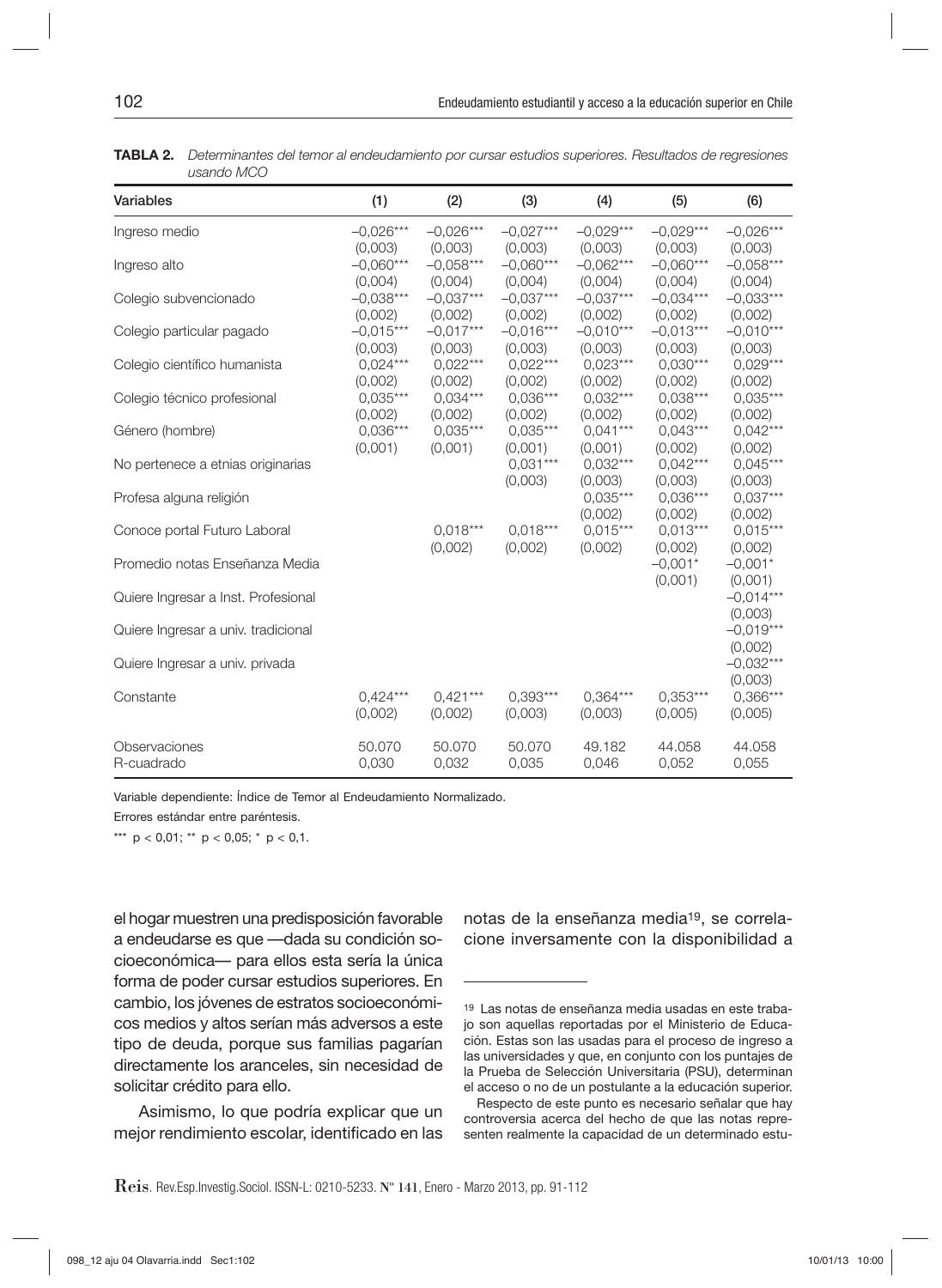**TABLA 2.** *Determinantes del temor al endeudamiento por cursar estudios superiores. Resultados de regresiones usando MCO*

| Variables | (1) | (2) | (3) | (4) | (5) | (6) |
|---|---|---|---|---|---|---|
| Ingreso medio | –0,026*** | –0,026*** | –0,027*** | –0,029*** | –0,029*** | –0,026*** |
| | (0,003) | (0,003) | (0,003) | (0,003) | (0,003) | (0,003) |
| Ingreso alto | –0,060*** | –0,058*** | –0,060*** | –0,062*** | –0,060*** | –0,058*** |
| | (0,004) | (0,004) | (0,004) | (0,004) | (0,004) | (0,004) |
| Colegio subvencionado | –0,038*** | –0,037*** | –0,037*** | –0,037*** | –0,034*** | –0,033*** |
| | (0,002) | (0,002) | (0,002) | (0,002) | (0,002) | (0,002) |
| Colegio particular pagado | –0,015*** | –0,017*** | –0,016*** | –0,010*** | –0,013*** | –0,010*** |
| | (0,003) | (0,003) | (0,003) | (0,003) | (0,003) | (0,003) |
| Colegio científico humanista | 0,024*** | 0,022*** | 0,022*** | 0,023*** | 0,030*** | 0,029*** |
| | (0,002) | (0,002) | (0,002) | (0,002) | (0,002) | (0,002) |
| Colegio técnico profesional | 0,035*** | 0,034*** | 0,036*** | 0,032*** | 0,038*** | 0,035*** |
| | (0,002) | (0,002) | (0,002) | (0,002) | (0,002) | (0,002) |
| Género (hombre) | 0,036*** | 0,035*** | 0,035*** | 0,041*** | 0,043*** | 0,042*** |
| | (0,001) | (0,001) | (0,001) | (0,001) | (0,002) | (0,002) |
| No pertenece a etnias originarias | | | 0,031*** | 0,032*** | 0,042*** | 0,045*** |
| | | | (0,003) | (0,003) | (0,003) | (0,003) |
| Profesa alguna religión | | | | 0,035*** | 0,036*** | 0,037*** |
| | | | | (0,002) | (0,002) | (0,002) |
| Conoce portal Futuro Laboral | | 0,018*** | 0,018*** | 0,015*** | 0,013*** | 0,015*** |
| | | (0,002) | (0,002) | (0,002) | (0,002) | (0,002) |
| Promedio notas Enseñanza Media | | | | | –0,001* | –0,001* |
| | | | | | (0,001) | (0,001) |
| Quiere Ingresar a Inst. Profesional | | | | | | –0,014*** |
| | | | | | | (0,003) |
| Quiere Ingresar a univ. tradicional | | | | | | –0,019*** |
| | | | | | | (0,002) |
| Quiere Ingresar a univ. privada | | | | | | –0,032*** |
| | | | | | | (0,003) |
| Constante | 0,424*** | 0,421*** | 0,393*** | 0,364*** | 0,353*** | 0,366*** |
| | (0,002) | (0,002) | (0,003) | (0,003) | (0,005) | (0,005) |
| Observaciones | 50.070 | 50.070 | 50.070 | 49.182 | 44.058 | 44.058 |
| R-cuadrado | 0,030 | 0,032 | 0,035 | 0,046 | 0,052 | 0,055 |

Variable dependiente: Índice de Temor al Endeudamiento Normalizado.

Errores estándar entre paréntesis.

*** $p < 0,01$; ** $p < 0,05$; * $p < 0,1$.

el hogar muestren una predisposición favorable a endeudarse es que —dada su condición socioeconómica— para ellos esta sería la única forma de poder cursar estudios superiores. En cambio, los jóvenes de estratos socioeconómicos medios y altos serían más adversos a este tipo de deuda, porque sus familias pagarían directamente los aranceles, sin necesidad de solicitar crédito para ello.

Asimismo, lo que podría explicar que un mejor rendimiento escolar, identificado en las notas de la enseñanza media[19], se correlacione inversamente con la disponibilidad a

[19] Las notas de enseñanza media usadas en este trabajo son aquellas reportadas por el Ministerio de Educación. Estas son las usadas para el proceso de ingreso a las universidades y que, en conjunto con los puntajes de la Prueba de Selección Universitaria (PSU), determinan el acceso o no de un postulante a la educación superior.

Respecto de este punto es necesario señalar que hay controversia acerca del hecho de que las notas representen realmente la capacidad de un determinado estu-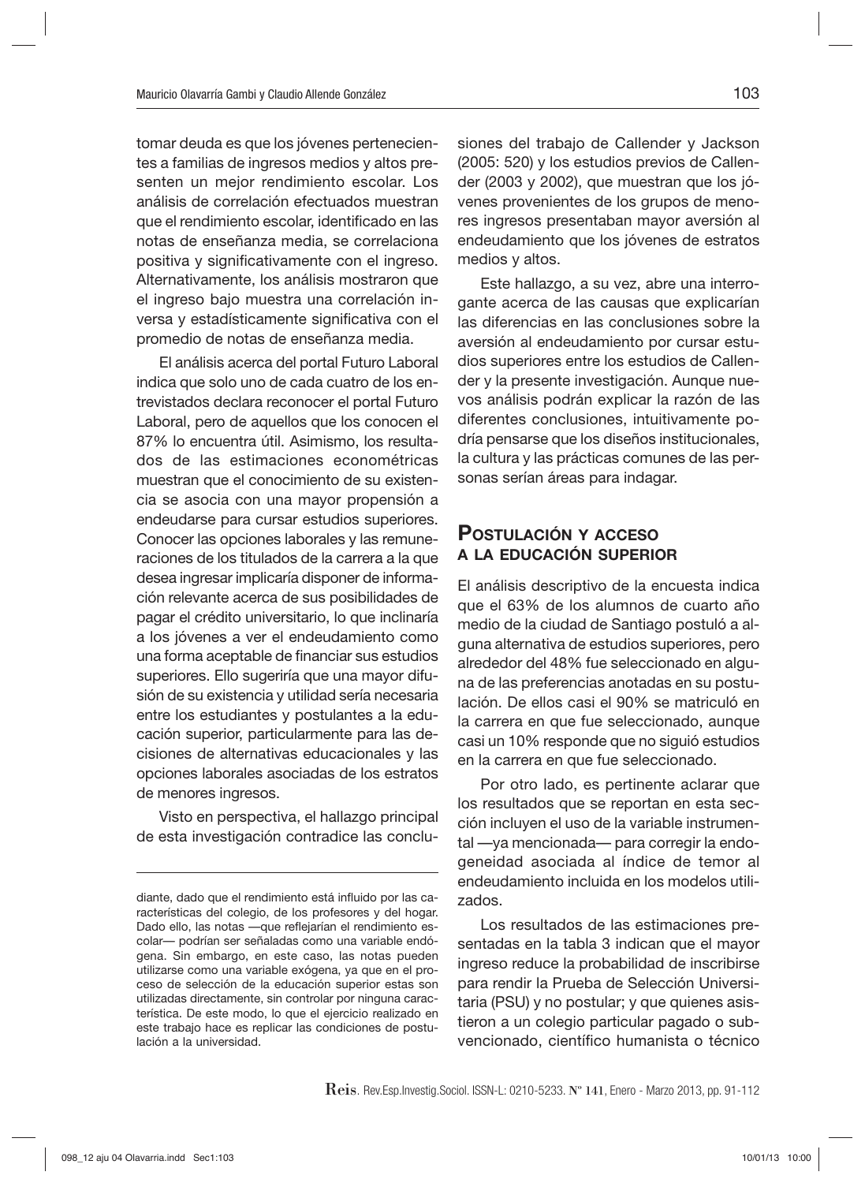tomar deuda es que los jóvenes pertenecientes a familias de ingresos medios y altos presenten un mejor rendimiento escolar. Los análisis de correlación efectuados muestran que el rendimiento escolar, identificado en las notas de enseñanza media, se correlaciona positiva y significativamente con el ingreso. Alternativamente, los análisis mostraron que el ingreso bajo muestra una correlación inversa y estadísticamente significativa con el promedio de notas de enseñanza media.

El análisis acerca del portal Futuro Laboral indica que solo uno de cada cuatro de los entrevistados declara reconocer el portal Futuro Laboral, pero de aquellos que los conocen el 87% lo encuentra útil. Asimismo, los resultados de las estimaciones econométricas muestran que el conocimiento de su existencia se asocia con una mayor propensión a endeudarse para cursar estudios superiores. Conocer las opciones laborales y las remuneraciones de los titulados de la carrera a la que desea ingresar implicaría disponer de información relevante acerca de sus posibilidades de pagar el crédito universitario, lo que inclinaría a los jóvenes a ver el endeudamiento como una forma aceptable de financiar sus estudios superiores. Ello sugeriría que una mayor difusión de su existencia y utilidad sería necesaria entre los estudiantes y postulantes a la educación superior, particularmente para las decisiones de alternativas educacionales y las opciones laborales asociadas de los estratos de menores ingresos.

Visto en perspectiva, el hallazgo principal de esta investigación contradice las conclusiones del trabajo de Callender y Jackson (2005: 520) y los estudios previos de Callender (2003 y 2002), que muestran que los jóvenes provenientes de los grupos de menores ingresos presentaban mayor aversión al endeudamiento que los jóvenes de estratos medios y altos.

Este hallazgo, a su vez, abre una interrogante acerca de las causas que explicarían las diferencias en las conclusiones sobre la aversión al endeudamiento por cursar estudios superiores entre los estudios de Callender y la presente investigación. Aunque nuevos análisis podrán explicar la razón de las diferentes conclusiones, intuitivamente podría pensarse que los diseños institucionales, la cultura y las prácticas comunes de las personas serían áreas para indagar.

## Postulación y acceso a la educación superior

El análisis descriptivo de la encuesta indica que el 63% de los alumnos de cuarto año medio de la ciudad de Santiago postuló a alguna alternativa de estudios superiores, pero alrededor del 48% fue seleccionado en alguna de las preferencias anotadas en su postulación. De ellos casi el 90% se matriculó en la carrera en que fue seleccionado, aunque casi un 10% responde que no siguió estudios en la carrera en que fue seleccionado.

Por otro lado, es pertinente aclarar que los resultados que se reportan en esta sección incluyen el uso de la variable instrumental —ya mencionada— para corregir la endogeneidad asociada al índice de temor al endeudamiento incluida en los modelos utilizados.

Los resultados de las estimaciones presentadas en la tabla 3 indican que el mayor ingreso reduce la probabilidad de inscribirse para rendir la Prueba de Selección Universitaria (PSU) y no postular; y que quienes asistieron a un colegio particular pagado o subvencionado, científico humanista o técnico

---

diante, dado que el rendimiento está influido por las características del colegio, de los profesores y del hogar. Dado ello, las notas —que reflejarían el rendimiento escolar— podrían ser señaladas como una variable endógena. Sin embargo, en este caso, las notas pueden utilizarse como una variable exógena, ya que en el proceso de selección de la educación superior estas son utilizadas directamente, sin controlar por ninguna característica. De este modo, lo que el ejercicio realizado en este trabajo hace es replicar las condiciones de postulación a la universidad.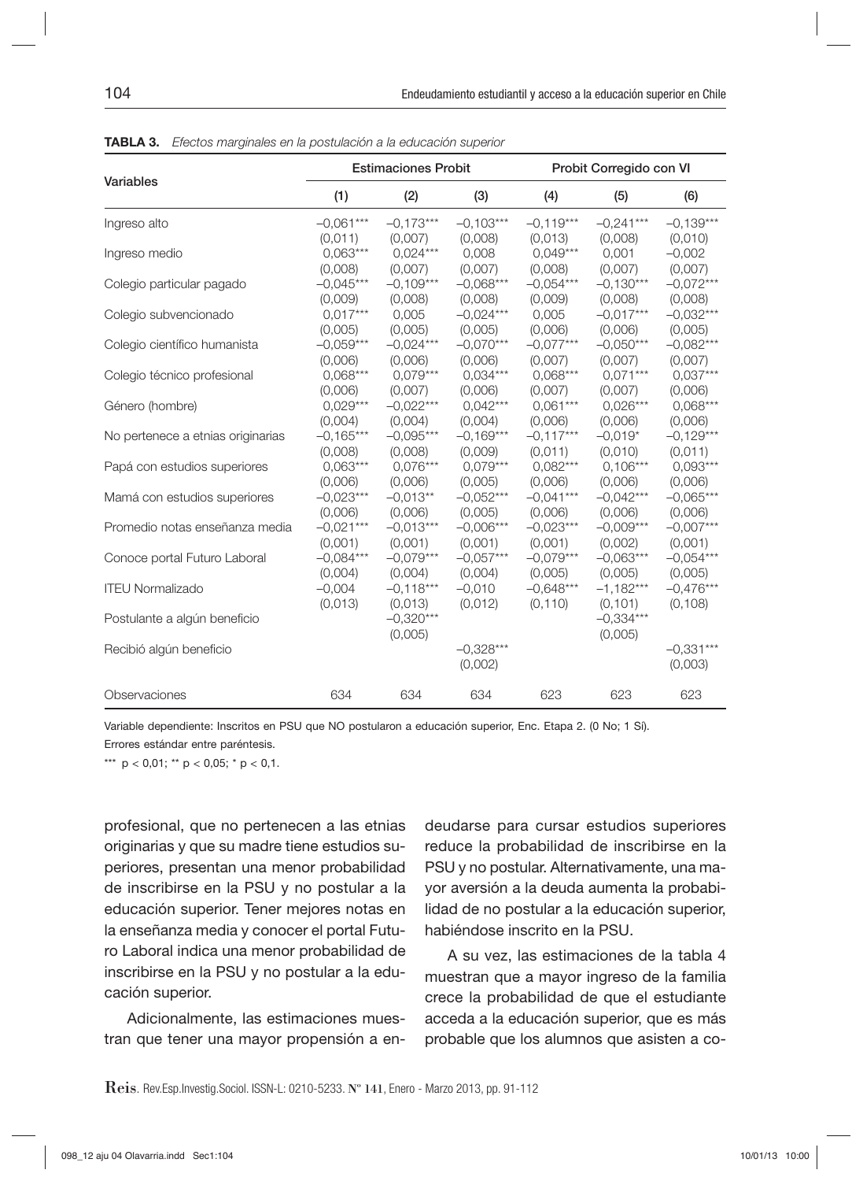**TABLA 3.** *Efectos marginales en la postulación a la educación superior*

| Variables | Estimaciones Probit | | | Probit Corregido con VI | | |
|---|---|---|---|---|---|---|
| | (1) | (2) | (3) | (4) | (5) | (6) |
| Ingreso alto | –0,061*** | –0,173*** | –0,103*** | –0,119*** | –0,241*** | –0,139*** |
| | (0,011) | (0,007) | (0,008) | (0,013) | (0,008) | (0,010) |
| Ingreso medio | 0,063*** | 0,024*** | 0,008 | 0,049*** | 0,001 | –0,002 |
| | (0,008) | (0,007) | (0,007) | (0,008) | (0,007) | (0,007) |
| Colegio particular pagado | –0,045*** | –0,109*** | –0,068*** | –0,054*** | –0,130*** | –0,072*** |
| | (0,009) | (0,008) | (0,008) | (0,009) | (0,008) | (0,008) |
| Colegio subvencionado | 0,017*** | 0,005 | –0,024*** | 0,005 | –0,017*** | –0,032*** |
| | (0,005) | (0,005) | (0,005) | (0,006) | (0,006) | (0,005) |
| Colegio científico humanista | –0,059*** | –0,024*** | –0,070*** | –0,077*** | –0,050*** | –0,082*** |
| | (0,006) | (0,006) | (0,006) | (0,007) | (0,007) | (0,007) |
| Colegio técnico profesional | 0,068*** | 0,079*** | 0,034*** | 0,068*** | 0,071*** | 0,037*** |
| | (0,006) | (0,007) | (0,006) | (0,007) | (0,007) | (0,006) |
| Género (hombre) | 0,029*** | –0,022*** | 0,042*** | 0,061*** | 0,026*** | 0,068*** |
| | (0,004) | (0,004) | (0,004) | (0,006) | (0,006) | (0,006) |
| No pertenece a etnias originarias | –0,165*** | –0,095*** | –0,169*** | –0,117*** | –0,019* | –0,129*** |
| | (0,008) | (0,008) | (0,009) | (0,011) | (0,010) | (0,011) |
| Papá con estudios superiores | 0,063*** | 0,076*** | 0,079*** | 0,082*** | 0,106*** | 0,093*** |
| | (0,006) | (0,006) | (0,005) | (0,006) | (0,006) | (0,006) |
| Mamá con estudios superiores | –0,023*** | –0,013** | –0,052*** | –0,041*** | –0,042*** | –0,065*** |
| | (0,006) | (0,006) | (0,005) | (0,006) | (0,006) | (0,006) |
| Promedio notas enseñanza media | –0,021*** | –0,013*** | –0,006*** | –0,023*** | –0,009*** | –0,007*** |
| | (0,001) | (0,001) | (0,001) | (0,001) | (0,002) | (0,001) |
| Conoce portal Futuro Laboral | –0,084*** | –0,079*** | –0,057*** | –0,079*** | –0,063*** | –0,054*** |
| | (0,004) | (0,004) | (0,004) | (0,005) | (0,005) | (0,005) |
| ITEU Normalizado | –0,004 | –0,118*** | –0,010 | –0,648*** | –1,182*** | –0,476*** |
| | (0,013) | (0,013) | (0,012) | (0,110) | (0,101) | (0,108) |
| Postulante a algún beneficio | | –0,320*** | | | –0,334*** | |
| | | (0,005) | | | (0,005) | |
| Recibió algún beneficio | | | –0,328*** | | | –0,331*** |
| | | | (0,002) | | | (0,003) |
| Observaciones | 634 | 634 | 634 | 623 | 623 | 623 |

Variable dependiente: Inscritos en PSU que NO postularon a educación superior, Enc. Etapa 2. (0 No; 1 Sí).

Errores estándar entre paréntesis.

*** $p < 0{,}01$; ** $p < 0{,}05$; * $p < 0{,}1$.

profesional, que no pertenecen a las etnias originarias y que su madre tiene estudios superiores, presentan una menor probabilidad de inscribirse en la PSU y no postular a la educación superior. Tener mejores notas en la enseñanza media y conocer el portal Futuro Laboral indica una menor probabilidad de inscribirse en la PSU y no postular a la educación superior.

Adicionalmente, las estimaciones muestran que tener una mayor propensión a endeudarse para cursar estudios superiores reduce la probabilidad de inscribirse en la PSU y no postular. Alternativamente, una mayor aversión a la deuda aumenta la probabilidad de no postular a la educación superior, habiéndose inscrito en la PSU.

A su vez, las estimaciones de la tabla 4 muestran que a mayor ingreso de la familia crece la probabilidad de que el estudiante acceda a la educación superior, que es más probable que los alumnos que asisten a co-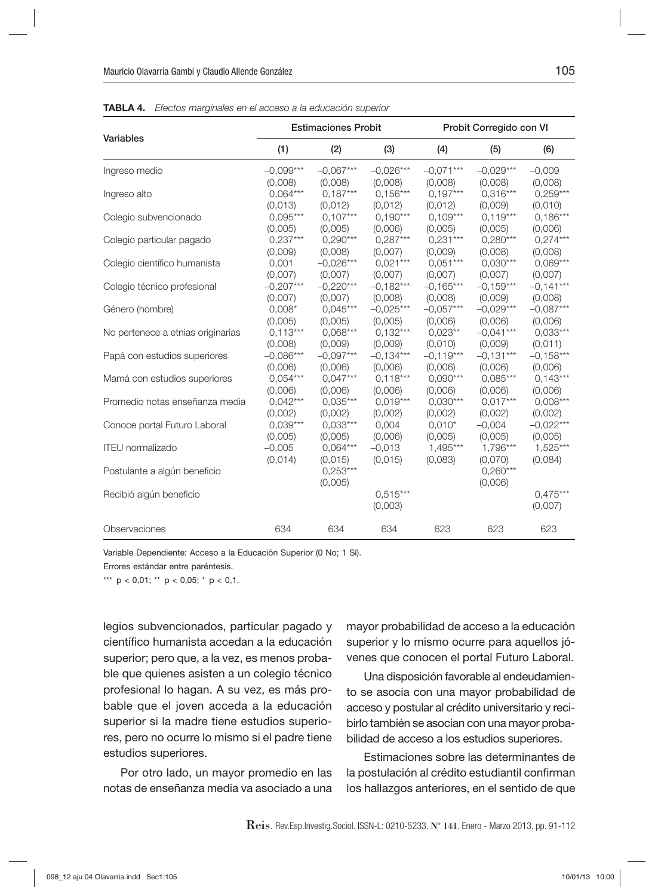**TABLA 4.** *Efectos marginales en el acceso a la educación superior*

| Variables | Estimaciones Probit | | | Probit Corregido con VI | | |
|---|---|---|---|---|---|---|
| | (1) | (2) | (3) | (4) | (5) | (6) |
| Ingreso medio | –0,099*** | –0,067*** | –0,026*** | –0,071*** | –0,029*** | –0,009 |
| | (0,008) | (0,008) | (0,008) | (0,008) | (0,008) | (0,008) |
| Ingreso alto | 0,064*** | 0,187*** | 0,156*** | 0,197*** | 0,316*** | 0,259*** |
| | (0,013) | (0,012) | (0,012) | (0,012) | (0,009) | (0,010) |
| Colegio subvencionado | 0,095*** | 0,107*** | 0,190*** | 0,109*** | 0,119*** | 0,186*** |
| | (0,005) | (0,005) | (0,006) | (0,005) | (0,005) | (0,006) |
| Colegio particular pagado | 0,237*** | 0,290*** | 0,287*** | 0,231*** | 0,280*** | 0,274*** |
| | (0,009) | (0,008) | (0,007) | (0,009) | (0,008) | (0,008) |
| Colegio científico humanista | 0,001 | –0,026*** | 0,021*** | 0,051*** | 0,030*** | 0,069*** |
| | (0,007) | (0,007) | (0,007) | (0,007) | (0,007) | (0,007) |
| Colegio técnico profesional | –0,207*** | –0,220*** | –0,182*** | –0,165*** | –0,159*** | –0,141*** |
| | (0,007) | (0,007) | (0,008) | (0,008) | (0,009) | (0,008) |
| Género (hombre) | 0,008* | 0,045*** | –0,025*** | –0,057*** | –0,029*** | –0,087*** |
| | (0,005) | (0,005) | (0,005) | (0,006) | (0,006) | (0,006) |
| No pertenece a etnias originarias | 0,113*** | 0,068*** | 0,132*** | 0,023** | –0,041*** | 0,033*** |
| | (0,008) | (0,009) | (0,009) | (0,010) | (0,009) | (0,011) |
| Papá con estudios superiores | –0,086*** | –0,097*** | –0,134*** | –0,119*** | –0,131*** | –0,158*** |
| | (0,006) | (0,006) | (0,006) | (0,006) | (0,006) | (0,006) |
| Mamá con estudios superiores | 0,054*** | 0,047*** | 0,118*** | 0,090*** | 0,085*** | 0,143*** |
| | (0,006) | (0,006) | (0,006) | (0,006) | (0,006) | (0,006) |
| Promedio notas enseñanza media | 0,042*** | 0,035*** | 0,019*** | 0,030*** | 0,017*** | 0,008*** |
| | (0,002) | (0,002) | (0,002) | (0,002) | (0,002) | (0,002) |
| Conoce portal Futuro Laboral | 0,039*** | 0,033*** | 0,004 | 0,010* | –0,004 | –0,022*** |
| | (0,005) | (0,005) | (0,006) | (0,005) | (0,005) | (0,005) |
| ITEU normalizado | –0,005 | 0,064*** | –0,013 | 1,495*** | 1,796*** | 1,525*** |
| | (0,014) | (0,015) | (0,015) | (0,083) | (0,070) | (0,084) |
| Postulante a algún beneficio | | 0,253*** | | | 0,260*** | |
| | | (0,005) | | | (0,006) | |
| Recibió algún beneficio | | | 0,515*** | | | 0,475*** |
| | | | (0,003) | | | (0,007) |
| Observaciones | 634 | 634 | 634 | 623 | 623 | 623 |

Variable Dependiente: Acceso a la Educación Superior (0 No; 1 Sí).

Errores estándar entre paréntesis.

*** $p < 0{,}01$; ** $p < 0{,}05$; * $p < 0{,}1$.

legios subvencionados, particular pagado y científico humanista accedan a la educación superior; pero que, a la vez, es menos probable que quienes asisten a un colegio técnico profesional lo hagan. A su vez, es más probable que el joven acceda a la educación superior si la madre tiene estudios superiores, pero no ocurre lo mismo si el padre tiene estudios superiores.

Por otro lado, un mayor promedio en las notas de enseñanza media va asociado a una mayor probabilidad de acceso a la educación superior y lo mismo ocurre para aquellos jóvenes que conocen el portal Futuro Laboral.

Una disposición favorable al endeudamiento se asocia con una mayor probabilidad de acceso y postular al crédito universitario y recibirlo también se asocian con una mayor probabilidad de acceso a los estudios superiores.

Estimaciones sobre las determinantes de la postulación al crédito estudiantil confirman los hallazgos anteriores, en el sentido de que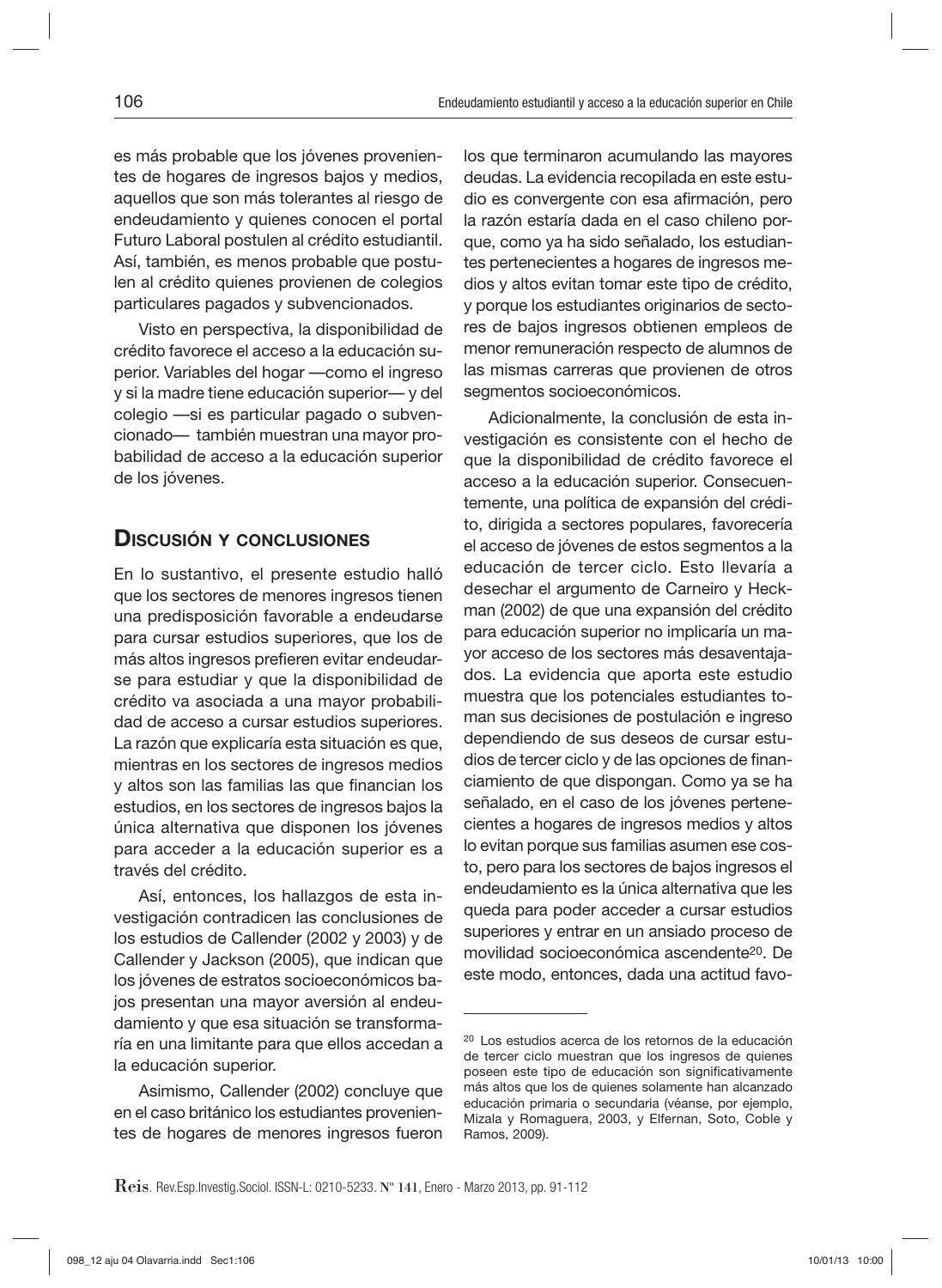es más probable que los jóvenes provenientes de hogares de ingresos bajos y medios, aquellos que son más tolerantes al riesgo de endeudamiento y quienes conocen el portal Futuro Laboral postulen al crédito estudiantil. Así, también, es menos probable que postulen al crédito quienes provienen de colegios particulares pagados y subvencionados.

Visto en perspectiva, la disponibilidad de crédito favorece el acceso a la educación superior. Variables del hogar —como el ingreso y si la madre tiene educación superior— y del colegio —si es particular pagado o subvencionado— también muestran una mayor probabilidad de acceso a la educación superior de los jóvenes.

## Discusión y conclusiones

En lo sustantivo, el presente estudio halló que los sectores de menores ingresos tienen una predisposición favorable a endeudarse para cursar estudios superiores, que los de más altos ingresos prefieren evitar endeudarse para estudiar y que la disponibilidad de crédito va asociada a una mayor probabilidad de acceso a cursar estudios superiores. La razón que explicaría esta situación es que, mientras en los sectores de ingresos medios y altos son las familias las que financian los estudios, en los sectores de ingresos bajos la única alternativa que disponen los jóvenes para acceder a la educación superior es a través del crédito.

Así, entonces, los hallazgos de esta investigación contradicen las conclusiones de los estudios de Callender (2002 y 2003) y de Callender y Jackson (2005), que indican que los jóvenes de estratos socioeconómicos bajos presentan una mayor aversión al endeudamiento y que esa situación se transformaría en una limitante para que ellos accedan a la educación superior.

Asimismo, Callender (2002) concluye que en el caso británico los estudiantes provenientes de hogares de menores ingresos fueron los que terminaron acumulando las mayores deudas. La evidencia recopilada en este estudio es convergente con esa afirmación, pero la razón estaría dada en el caso chileno porque, como ya ha sido señalado, los estudiantes pertenecientes a hogares de ingresos medios y altos evitan tomar este tipo de crédito, y porque los estudiantes originarios de sectores de bajos ingresos obtienen empleos de menor remuneración respecto de alumnos de las mismas carreras que provienen de otros segmentos socioeconómicos.

Adicionalmente, la conclusión de esta investigación es consistente con el hecho de que la disponibilidad de crédito favorece el acceso a la educación superior. Consecuentemente, una política de expansión del crédito, dirigida a sectores populares, favorecería el acceso de jóvenes de estos segmentos a la educación de tercer ciclo. Esto llevaría a desechar el argumento de Carneiro y Heckman (2002) de que una expansión del crédito para educación superior no implicaría un mayor acceso de los sectores más desaventajados. La evidencia que aporta este estudio muestra que los potenciales estudiantes toman sus decisiones de postulación e ingreso dependiendo de sus deseos de cursar estudios de tercer ciclo y de las opciones de financiamiento de que dispongan. Como ya se ha señalado, en el caso de los jóvenes pertenecientes a hogares de ingresos medios y altos lo evitan porque sus familias asumen ese costo, pero para los sectores de bajos ingresos el endeudamiento es la única alternativa que les queda para poder acceder a cursar estudios superiores y entrar en un ansiado proceso de movilidad socioeconómica ascendente[20]. De este modo, entonces, dada una actitud favo-

[20] Los estudios acerca de los retornos de la educación de tercer ciclo muestran que los ingresos de quienes poseen este tipo de educación son significativamente más altos que los de quienes solamente han alcanzado educación primaria o secundaria (véanse, por ejemplo, Mizala y Romaguera, 2003, y Elfernan, Soto, Coble y Ramos, 2009).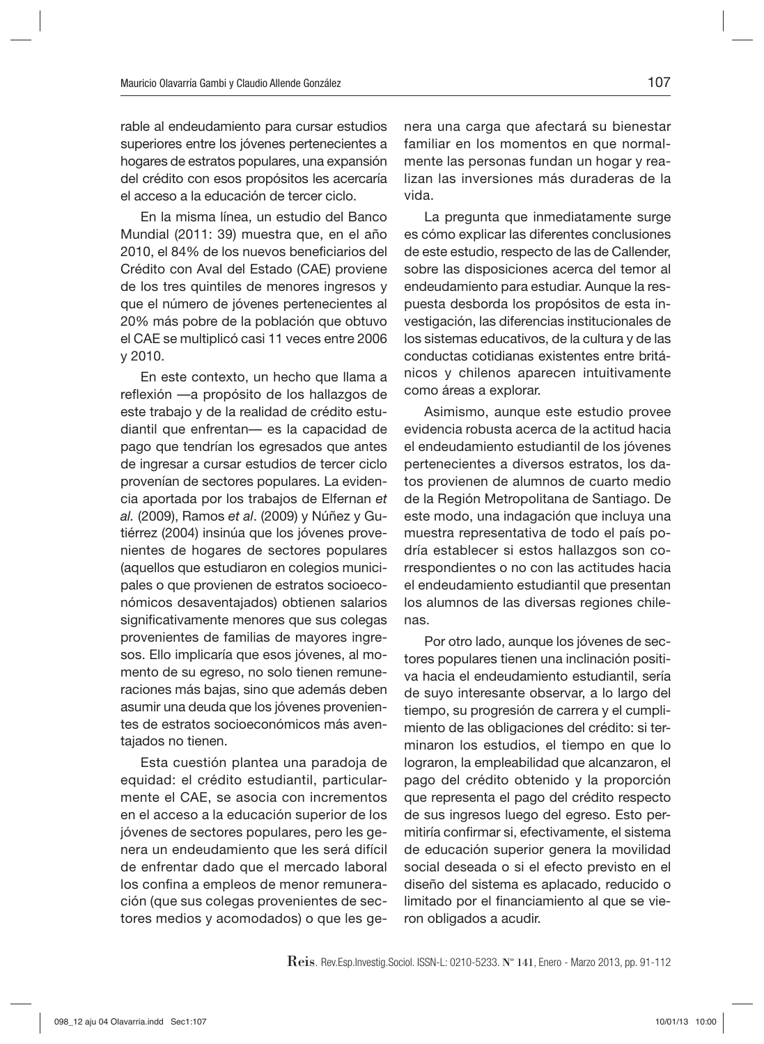rable al endeudamiento para cursar estudios superiores entre los jóvenes pertenecientes a hogares de estratos populares, una expansión del crédito con esos propósitos les acercaría el acceso a la educación de tercer ciclo.

En la misma línea, un estudio del Banco Mundial (2011: 39) muestra que, en el año 2010, el 84% de los nuevos beneficiarios del Crédito con Aval del Estado (CAE) proviene de los tres quintiles de menores ingresos y que el número de jóvenes pertenecientes al 20% más pobre de la población que obtuvo el CAE se multiplicó casi 11 veces entre 2006 y 2010.

En este contexto, un hecho que llama a reflexión —a propósito de los hallazgos de este trabajo y de la realidad de crédito estudiantil que enfrentan— es la capacidad de pago que tendrían los egresados que antes de ingresar a cursar estudios de tercer ciclo provenían de sectores populares. La evidencia aportada por los trabajos de Elfernan *et al.* (2009), Ramos *et al*. (2009) y Núñez y Gutiérrez (2004) insinúa que los jóvenes provenientes de hogares de sectores populares (aquellos que estudiaron en colegios municipales o que provienen de estratos socioeconómicos desaventajados) obtienen salarios significativamente menores que sus colegas provenientes de familias de mayores ingresos. Ello implicaría que esos jóvenes, al momento de su egreso, no solo tienen remuneraciones más bajas, sino que además deben asumir una deuda que los jóvenes provenientes de estratos socioeconómicos más aventajados no tienen.

Esta cuestión plantea una paradoja de equidad: el crédito estudiantil, particularmente el CAE, se asocia con incrementos en el acceso a la educación superior de los jóvenes de sectores populares, pero les genera un endeudamiento que les será difícil de enfrentar dado que el mercado laboral los confina a empleos de menor remuneración (que sus colegas provenientes de sectores medios y acomodados) o que les genera una carga que afectará su bienestar familiar en los momentos en que normalmente las personas fundan un hogar y realizan las inversiones más duraderas de la vida.

La pregunta que inmediatamente surge es cómo explicar las diferentes conclusiones de este estudio, respecto de las de Callender, sobre las disposiciones acerca del temor al endeudamiento para estudiar. Aunque la respuesta desborda los propósitos de esta investigación, las diferencias institucionales de los sistemas educativos, de la cultura y de las conductas cotidianas existentes entre británicos y chilenos aparecen intuitivamente como áreas a explorar.

Asimismo, aunque este estudio provee evidencia robusta acerca de la actitud hacia el endeudamiento estudiantil de los jóvenes pertenecientes a diversos estratos, los datos provienen de alumnos de cuarto medio de la Región Metropolitana de Santiago. De este modo, una indagación que incluya una muestra representativa de todo el país podría establecer si estos hallazgos son correspondientes o no con las actitudes hacia el endeudamiento estudiantil que presentan los alumnos de las diversas regiones chilenas.

Por otro lado, aunque los jóvenes de sectores populares tienen una inclinación positiva hacia el endeudamiento estudiantil, sería de suyo interesante observar, a lo largo del tiempo, su progresión de carrera y el cumplimiento de las obligaciones del crédito: si terminaron los estudios, el tiempo en que lo lograron, la empleabilidad que alcanzaron, el pago del crédito obtenido y la proporción que representa el pago del crédito respecto de sus ingresos luego del egreso. Esto permitiría confirmar si, efectivamente, el sistema de educación superior genera la movilidad social deseada o si el efecto previsto en el diseño del sistema es aplacado, reducido o limitado por el financiamiento al que se vieron obligados a acudir.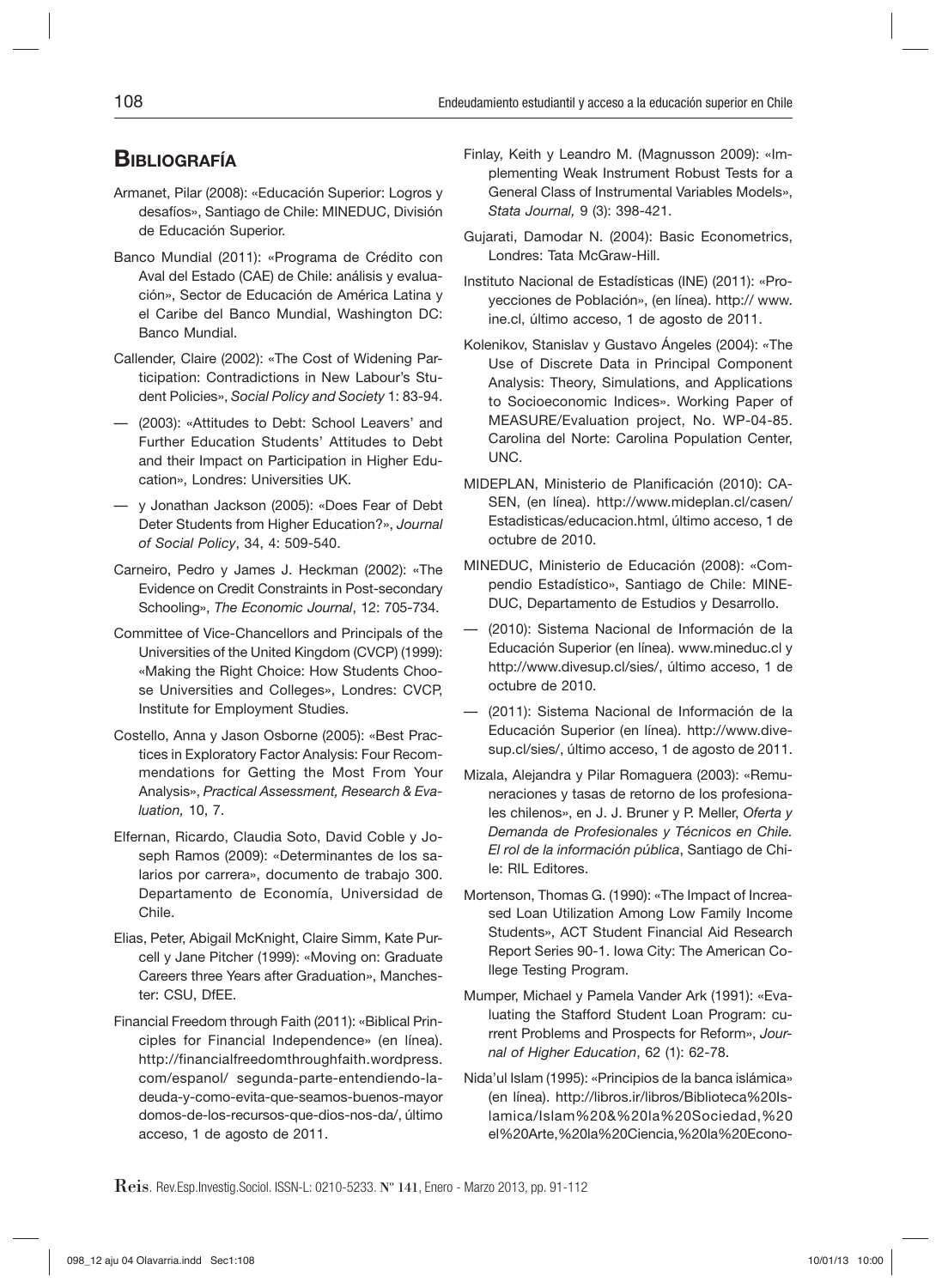## Bibliografía

Armanet, Pilar (2008): «Educación Superior: Logros y desafíos», Santiago de Chile: MINEDUC, División de Educación Superior.

Banco Mundial (2011): «Programa de Crédito con Aval del Estado (CAE) de Chile: análisis y evaluación», Sector de Educación de América Latina y el Caribe del Banco Mundial, Washington DC: Banco Mundial.

Callender, Claire (2002): «The Cost of Widening Participation: Contradictions in New Labour's Student Policies», *Social Policy and Society* 1: 83-94.

— (2003): «Attitudes to Debt: School Leavers' and Further Education Students' Attitudes to Debt and their Impact on Participation in Higher Education», Londres: Universities UK.

— y Jonathan Jackson (2005): «Does Fear of Debt Deter Students from Higher Education?», *Journal of Social Policy*, 34, 4: 509-540.

Carneiro, Pedro y James J. Heckman (2002): «The Evidence on Credit Constraints in Post-secondary Schooling», *The Economic Journal*, 12: 705-734.

Committee of Vice-Chancellors and Principals of the Universities of the United Kingdom (CVCP) (1999): «Making the Right Choice: How Students Choose Universities and Colleges», Londres: CVCP, Institute for Employment Studies.

Costello, Anna y Jason Osborne (2005): «Best Practices in Exploratory Factor Analysis: Four Recommendations for Getting the Most From Your Analysis», *Practical Assessment, Research & Evaluation,* 10, 7.

Elfernan, Ricardo, Claudia Soto, David Coble y Joseph Ramos (2009): «Determinantes de los salarios por carrera», documento de trabajo 300. Departamento de Economía, Universidad de Chile.

Elias, Peter, Abigail McKnight, Claire Simm, Kate Purcell y Jane Pitcher (1999): «Moving on: Graduate Careers three Years after Graduation», Manchester: CSU, DfEE.

Financial Freedom through Faith (2011): «Biblical Principles for Financial Independence» (en línea). http://financialfreedomthroughfaith.wordpress.com/espanol/ segunda-parte-entendiendo-la-deuda-y-como-evita-que-seamos-buenos-mayordomos-de-los-recursos-que-dios-nos-da/, último acceso, 1 de agosto de 2011.

Finlay, Keith y Leandro M. (Magnusson 2009): «Implementing Weak Instrument Robust Tests for a General Class of Instrumental Variables Models», *Stata Journal,* 9 (3): 398-421.

Gujarati, Damodar N. (2004): Basic Econometrics, Londres: Tata McGraw-Hill.

Instituto Nacional de Estadísticas (INE) (2011): «Proyecciones de Población», (en línea). http:// www.ine.cl, último acceso, 1 de agosto de 2011.

Kolenikov, Stanislav y Gustavo Ángeles (2004): «The Use of Discrete Data in Principal Component Analysis: Theory, Simulations, and Applications to Socioeconomic Indices». Working Paper of MEASURE/Evaluation project, No. WP-04-85. Carolina del Norte: Carolina Population Center, UNC.

MIDEPLAN, Ministerio de Planificación (2010): CASEN, (en línea). http://www.mideplan.cl/casen/Estadisticas/educacion.html, último acceso, 1 de octubre de 2010.

MINEDUC, Ministerio de Educación (2008): «Compendio Estadístico», Santiago de Chile: MINEDUC, Departamento de Estudios y Desarrollo.

— (2010): Sistema Nacional de Información de la Educación Superior (en línea). www.mineduc.cl y http://www.divesup.cl/sies/, último acceso, 1 de octubre de 2010.

— (2011): Sistema Nacional de Información de la Educación Superior (en línea). http://www.divesup.cl/sies/, último acceso, 1 de agosto de 2011.

Mizala, Alejandra y Pilar Romaguera (2003): «Remuneraciones y tasas de retorno de los profesionales chilenos», en J. J. Bruner y P. Meller, *Oferta y Demanda de Profesionales y Técnicos en Chile. El rol de la información pública*, Santiago de Chile: RIL Editores.

Mortenson, Thomas G. (1990): «The Impact of Increased Loan Utilization Among Low Family Income Students», ACT Student Financial Aid Research Report Series 90-1. Iowa City: The American College Testing Program.

Mumper, Michael y Pamela Vander Ark (1991): «Evaluating the Stafford Student Loan Program: current Problems and Prospects for Reform», *Journal of Higher Education*, 62 (1): 62-78.

Nida'ul Islam (1995): «Principios de la banca islámica» (en línea). http://libros.ir/libros/Biblioteca%20Islamica/Islam%20&%20la%20Sociedad,%20el%20Arte,%20la%20Ciencia,%20la%20Econo-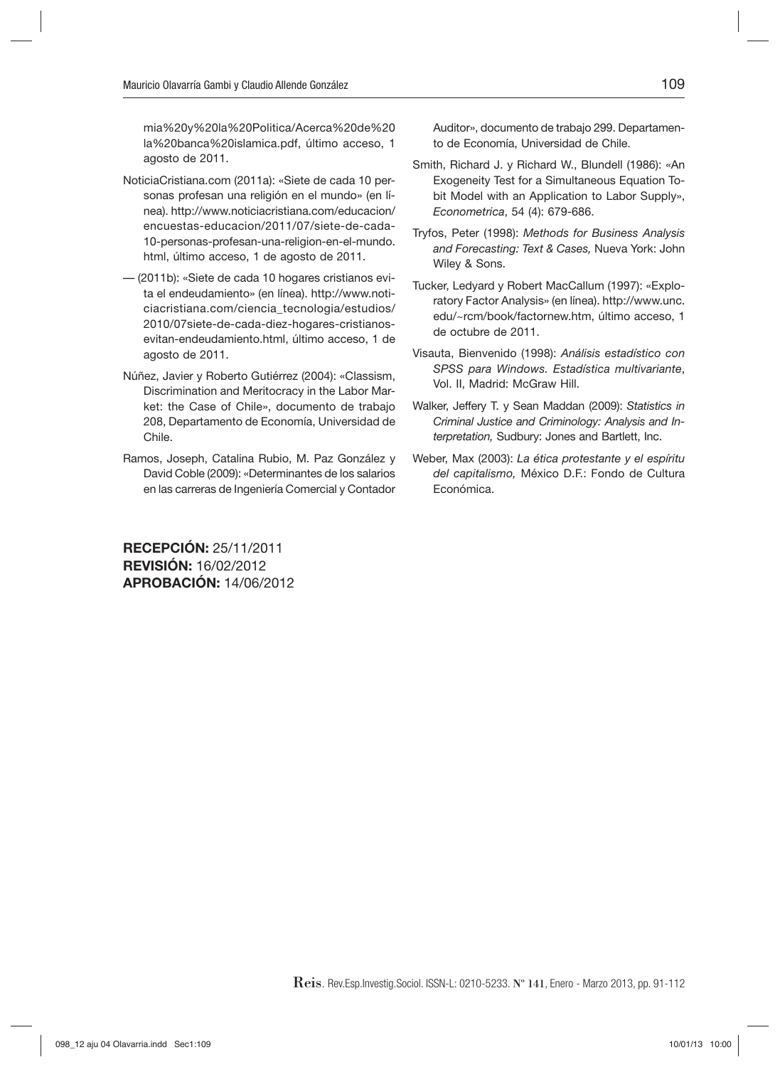mia%20y%20la%20Politica/Acerca%20de%20 la%20banca%20islamica.pdf, último acceso, 1 agosto de 2011.

NoticiaCristiana.com (2011a): «Siete de cada 10 personas profesan una religión en el mundo» (en línea). http://www.noticiacristiana.com/educacion/encuestas-educacion/2011/07/siete-de-cada-10-personas-profesan-una-religion-en-el-mundo.html, último acceso, 1 de agosto de 2011.

— (2011b): «Siete de cada 10 hogares cristianos evita el endeudamiento» (en línea). http://www.noticiacristiana.com/ciencia_tecnologia/estudios/2010/07siete-de-cada-diez-hogares-cristianos-evitan-endeudamiento.html, último acceso, 1 de agosto de 2011.

Núñez, Javier y Roberto Gutiérrez (2004): «Classism, Discrimination and Meritocracy in the Labor Market: the Case of Chile», documento de trabajo 208, Departamento de Economía, Universidad de Chile.

Ramos, Joseph, Catalina Rubio, M. Paz González y David Coble (2009): «Determinantes de los salarios en las carreras de Ingeniería Comercial y Contador Auditor», documento de trabajo 299. Departamento de Economía, Universidad de Chile.

Smith, Richard J. y Richard W., Blundell (1986): «An Exogeneity Test for a Simultaneous Equation Tobit Model with an Application to Labor Supply», *Econometrica*, 54 (4): 679-686.

Tryfos, Peter (1998): *Methods for Business Analysis and Forecasting: Text & Cases,* Nueva York: John Wiley & Sons.

Tucker, Ledyard y Robert MacCallum (1997): «Exploratory Factor Analysis» (en línea). http://www.unc.edu/~rcm/book/factornew.htm, último acceso, 1 de octubre de 2011.

Visauta, Bienvenido (1998): *Análisis estadístico con SPSS para Windows. Estadística multivariante*, Vol. II, Madrid: McGraw Hill.

Walker, Jeffery T. y Sean Maddan (2009): *Statistics in Criminal Justice and Criminology: Analysis and Interpretation,* Sudbury: Jones and Bartlett, Inc.

Weber, Max (2003): *La ética protestante y el espíritu del capitalismo,* México D.F.: Fondo de Cultura Económica.

**RECEPCIÓN:** 25/11/2011
**REVISIÓN:** 16/02/2012
**APROBACIÓN:** 14/06/2012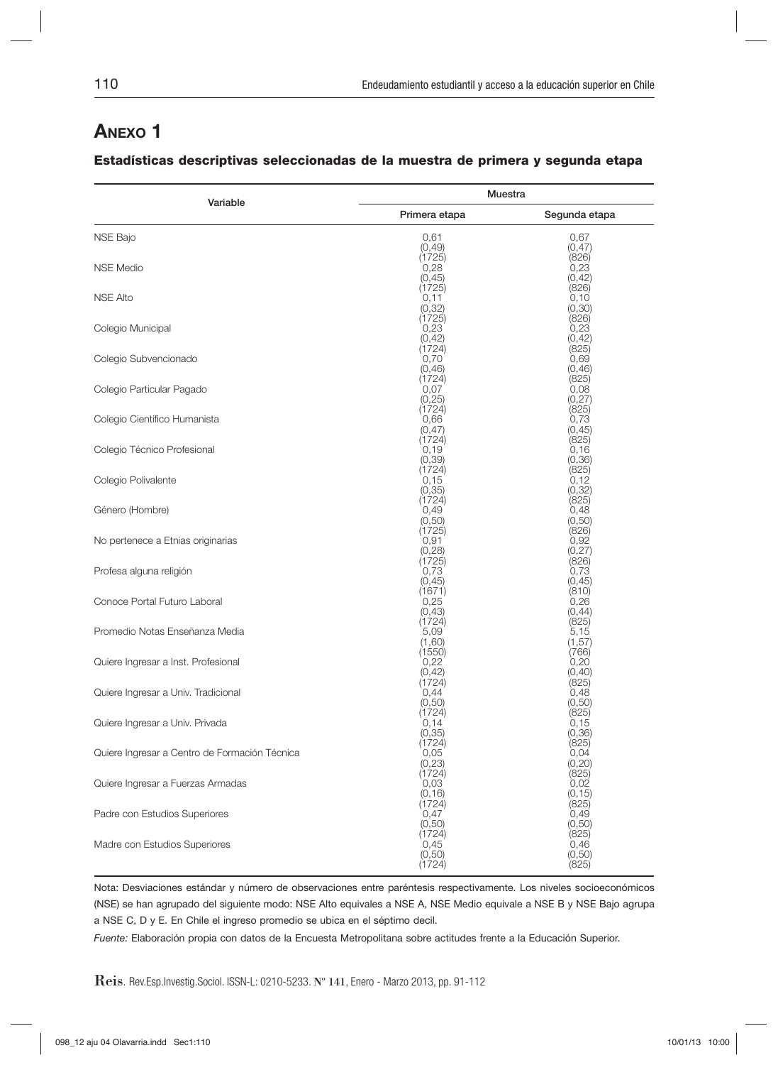# Anexo 1

### Estadísticas descriptivas seleccionadas de la muestra de primera y segunda etapa

| Variable | Muestra | |
|---|---|---|
| | Primera etapa | Segunda etapa |
| NSE Bajo | 0,61 (0,49) (1725) | 0,67 (0,47) (826) |
| NSE Medio | 0,28 (0,45) (1725) | 0,23 (0,42) (826) |
| NSE Alto | 0,11 (0,32) (1725) | 0,10 (0,30) (826) |
| Colegio Municipal | 0,23 (0,42) (1724) | 0,23 (0,42) (825) |
| Colegio Subvencionado | 0,70 (0,46) (1724) | 0,69 (0,46) (825) |
| Colegio Particular Pagado | 0,07 (0,25) (1724) | 0,08 (0,27) (825) |
| Colegio Científico Humanista | 0,66 (0,47) (1724) | 0,73 (0,45) (825) |
| Colegio Técnico Profesional | 0,19 (0,39) (1724) | 0,16 (0,36) (825) |
| Colegio Polivalente | 0,15 (0,35) (1724) | 0,12 (0,32) (825) |
| Género (Hombre) | 0,49 (0,50) (1725) | 0,48 (0,50) (826) |
| No pertenece a Etnias originarias | 0,91 (0,28) (1725) | 0,92 (0,27) (826) |
| Profesa alguna religión | 0,73 (0,45) (1671) | 0,73 (0,45) (810) |
| Conoce Portal Futuro Laboral | 0,25 (0,43) (1724) | 0,26 (0,44) (825) |
| Promedio Notas Enseñanza Media | 5,09 (1,60) (1550) | 5,15 (1,57) (766) |
| Quiere Ingresar a Inst. Profesional | 0,22 (0,42) (1724) | 0,20 (0,40) (825) |
| Quiere Ingresar a Univ. Tradicional | 0,44 (0,50) (1724) | 0,48 (0,50) (825) |
| Quiere Ingresar a Univ. Privada | 0,14 (0,35) (1724) | 0,15 (0,36) (825) |
| Quiere Ingresar a Centro de Formación Técnica | 0,05 (0,23) (1724) | 0,04 (0,20) (825) |
| Quiere Ingresar a Fuerzas Armadas | 0,03 (0,16) (1724) | 0,02 (0,15) (825) |
| Padre con Estudios Superiores | 0,47 (0,50) (1724) | 0,49 (0,50) (825) |
| Madre con Estudios Superiores | 0,45 (0,50) (1724) | 0,46 (0,50) (825) |

Nota: Desviaciones estándar y número de observaciones entre paréntesis respectivamente. Los niveles socioeconómicos (NSE) se han agrupado del siguiente modo: NSE Alto equivales a NSE A, NSE Medio equivale a NSE B y NSE Bajo agrupa a NSE C, D y E. En Chile el ingreso promedio se ubica en el séptimo decil.

*Fuente:* Elaboración propia con datos de la Encuesta Metropolitana sobre actitudes frente a la Educación Superior.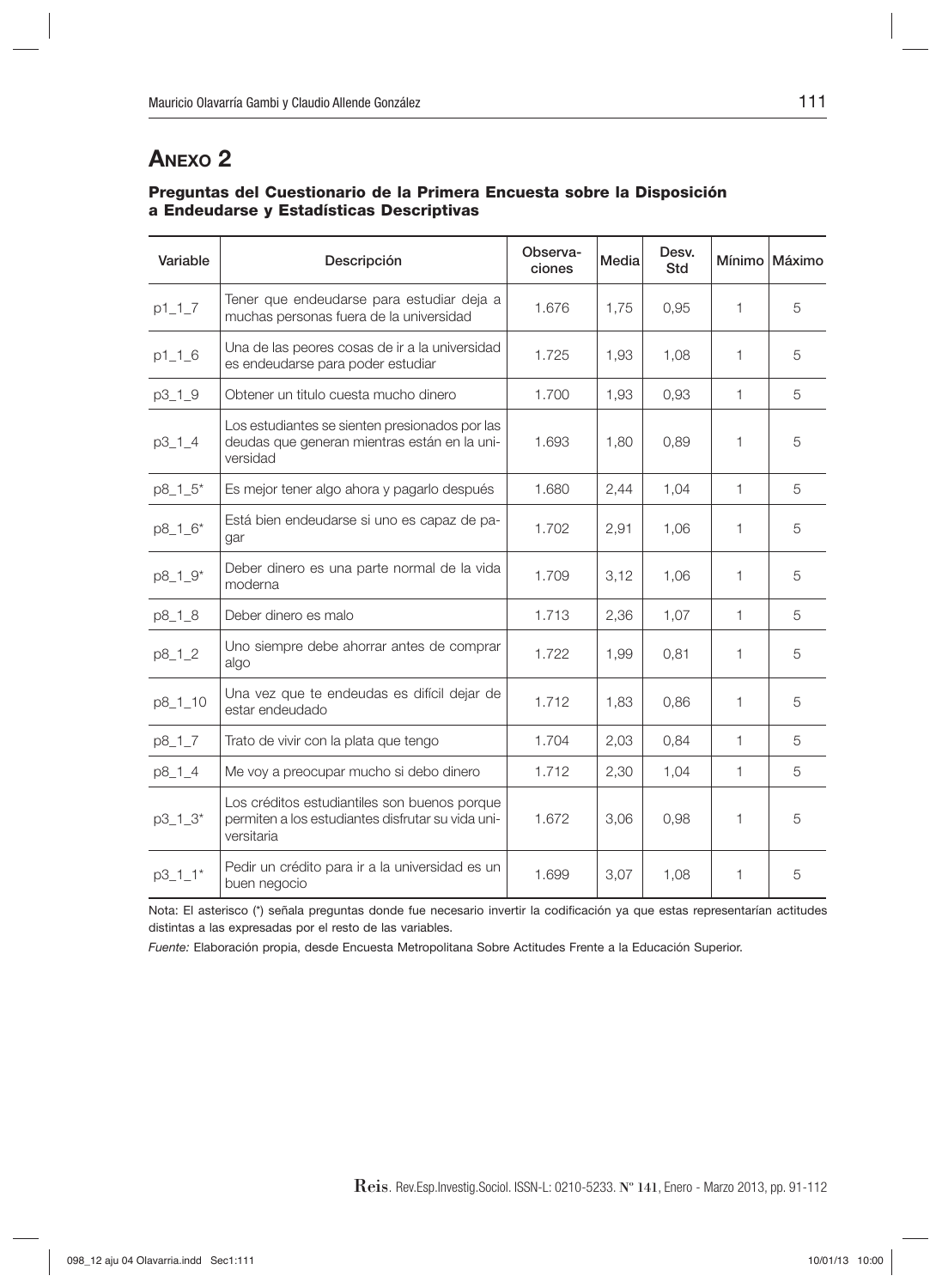# Anexo 2

**Preguntas del Cuestionario de la Primera Encuesta sobre la Disposición a Endeudarse y Estadísticas Descriptivas**

| Variable | Descripción | Observaciones | Media | Desv. Std | Mínimo | Máximo |
|---|---|---|---|---|---|---|
| p1_1_7 | Tener que endeudarse para estudiar deja a muchas personas fuera de la universidad | 1.676 | 1,75 | 0,95 | 1 | 5 |
| p1_1_6 | Una de las peores cosas de ir a la universidad es endeudarse para poder estudiar | 1.725 | 1,93 | 1,08 | 1 | 5 |
| p3_1_9 | Obtener un titulo cuesta mucho dinero | 1.700 | 1,93 | 0,93 | 1 | 5 |
| p3_1_4 | Los estudiantes se sienten presionados por las deudas que generan mientras están en la universidad | 1.693 | 1,80 | 0,89 | 1 | 5 |
| p8_1_5* | Es mejor tener algo ahora y pagarlo después | 1.680 | 2,44 | 1,04 | 1 | 5 |
| p8_1_6* | Está bien endeudarse si uno es capaz de pagar | 1.702 | 2,91 | 1,06 | 1 | 5 |
| p8_1_9* | Deber dinero es una parte normal de la vida moderna | 1.709 | 3,12 | 1,06 | 1 | 5 |
| p8_1_8 | Deber dinero es malo | 1.713 | 2,36 | 1,07 | 1 | 5 |
| p8_1_2 | Uno siempre debe ahorrar antes de comprar algo | 1.722 | 1,99 | 0,81 | 1 | 5 |
| p8_1_10 | Una vez que te endeudas es difícil dejar de estar endeudado | 1.712 | 1,83 | 0,86 | 1 | 5 |
| p8_1_7 | Trato de vivir con la plata que tengo | 1.704 | 2,03 | 0,84 | 1 | 5 |
| p8_1_4 | Me voy a preocupar mucho si debo dinero | 1.712 | 2,30 | 1,04 | 1 | 5 |
| p3_1_3* | Los créditos estudiantiles son buenos porque permiten a los estudiantes disfrutar su vida universitaria | 1.672 | 3,06 | 0,98 | 1 | 5 |
| p3_1_1* | Pedir un crédito para ir a la universidad es un buen negocio | 1.699 | 3,07 | 1,08 | 1 | 5 |

Nota: El asterisco (*) señala preguntas donde fue necesario invertir la codificación ya que estas representarían actitudes distintas a las expresadas por el resto de las variables.

*Fuente:* Elaboración propia, desde Encuesta Metropolitana Sobre Actitudes Frente a la Educación Superior.